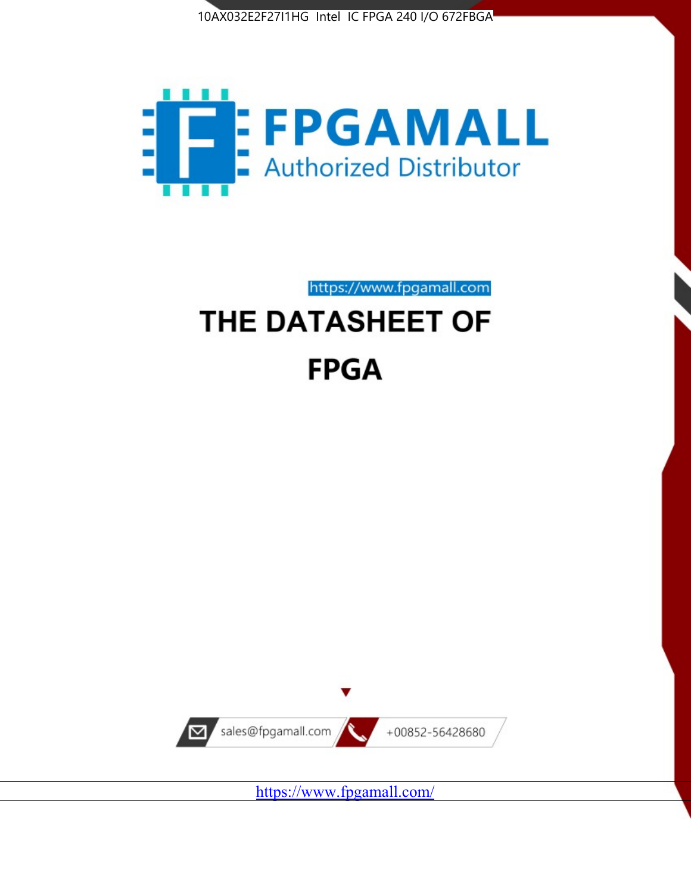10AX032E2F27I1HG Intel IC FPGA 240 I/O 672FBGA

FPGAMALL

Authorized Distributor

https://www.fpgamall.com

# THE DATASHEET OF FPGA

sales@fpgamall.com

+00852-56428680

https://www.fpgamall.com/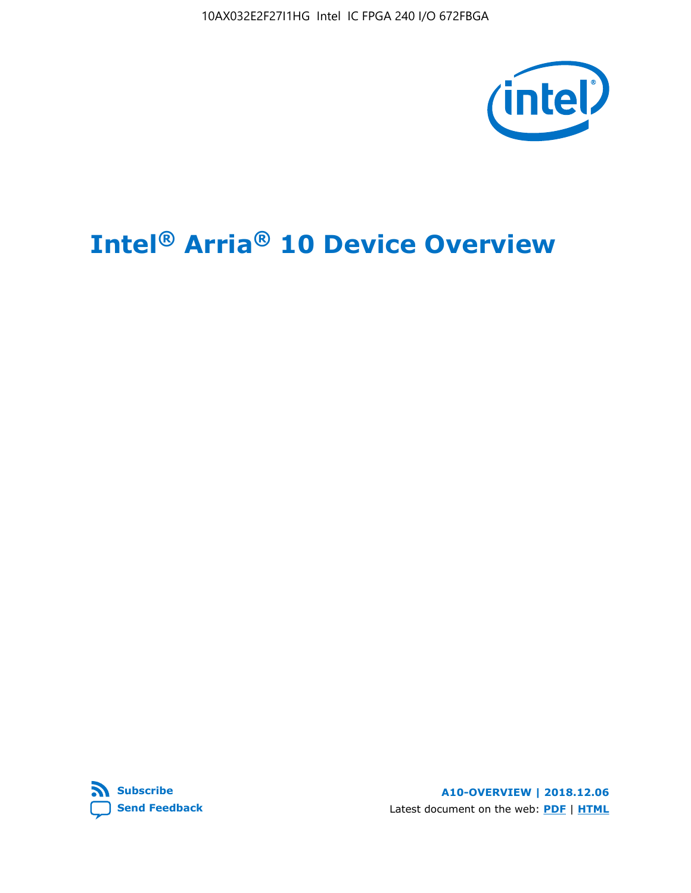# Intel® Arria® 10 Device Overview

**Subscribe**

**Send Feedback**

**A10-OVERVIEW | 2018.12.06**

Latest document on the web: **PDF** | **HTML**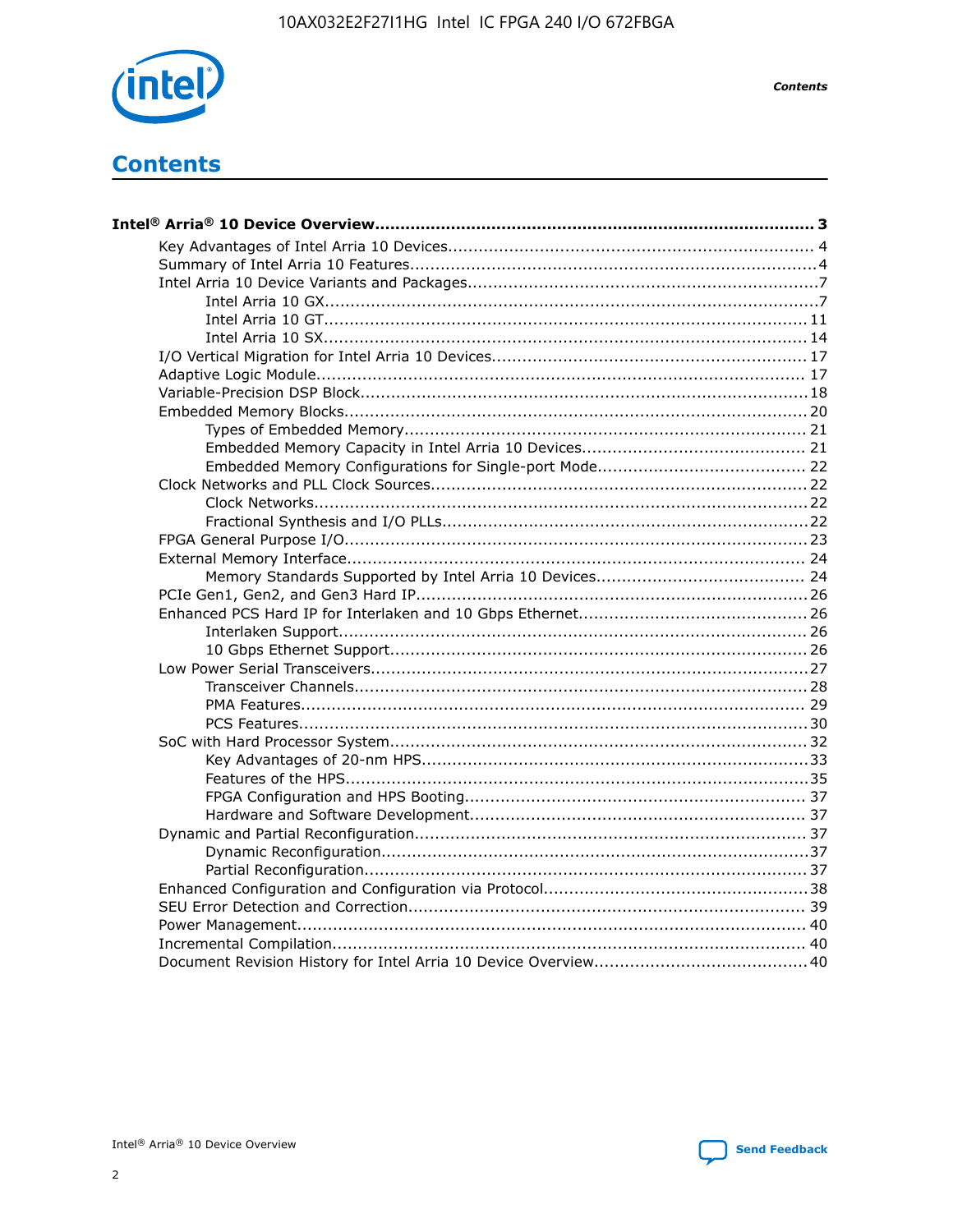# Contents

**Intel® Arria® 10 Device Overview....................................................................................... 3**

- Key Advantages of Intel Arria 10 Devices........................................................................ 4
- Summary of Intel Arria 10 Features................................................................................4
- Intel Arria 10 Device Variants and Packages.....................................................................7
  - Intel Arria 10 GX.................................................................................................7
  - Intel Arria 10 GT............................................................................................... 11
  - Intel Arria 10 SX............................................................................................... 14
- I/O Vertical Migration for Intel Arria 10 Devices.............................................................. 17
- Adaptive Logic Module................................................................................................ 17
- Variable-Precision DSP Block........................................................................................18
- Embedded Memory Blocks........................................................................................... 20
  - Types of Embedded Memory............................................................................... 21
  - Embedded Memory Capacity in Intel Arria 10 Devices............................................ 21
  - Embedded Memory Configurations for Single-port Mode......................................... 22
- Clock Networks and PLL Clock Sources.......................................................................... 22
  - Clock Networks................................................................................................. 22
  - Fractional Synthesis and I/O PLLs........................................................................ 22
- FPGA General Purpose I/O........................................................................................... 23
- External Memory Interface.......................................................................................... 24
  - Memory Standards Supported by Intel Arria 10 Devices......................................... 24
- PCIe Gen1, Gen2, and Gen3 Hard IP.............................................................................26
- Enhanced PCS Hard IP for Interlaken and 10 Gbps Ethernet.............................................26
  - Interlaken Support............................................................................................ 26
  - 10 Gbps Ethernet Support.................................................................................. 26
- Low Power Serial Transceivers..................................................................................... 27
  - Transceiver Channels......................................................................................... 28
  - PMA Features................................................................................................... 29
  - PCS Features.................................................................................................... 30
- SoC with Hard Processor System.................................................................................. 32
  - Key Advantages of 20-nm HPS............................................................................33
  - Features of the HPS...........................................................................................35
  - FPGA Configuration and HPS Booting................................................................... 37
  - Hardware and Software Development.................................................................. 37
- Dynamic and Partial Reconfiguration............................................................................. 37
  - Dynamic Reconfiguration....................................................................................37
  - Partial Reconfiguration....................................................................................... 37
- Enhanced Configuration and Configuration via Protocol....................................................38
- SEU Error Detection and Correction.............................................................................. 39
- Power Management.................................................................................................... 40
- Incremental Compilation............................................................................................. 40
- Document Revision History for Intel Arria 10 Device Overview.......................................... 40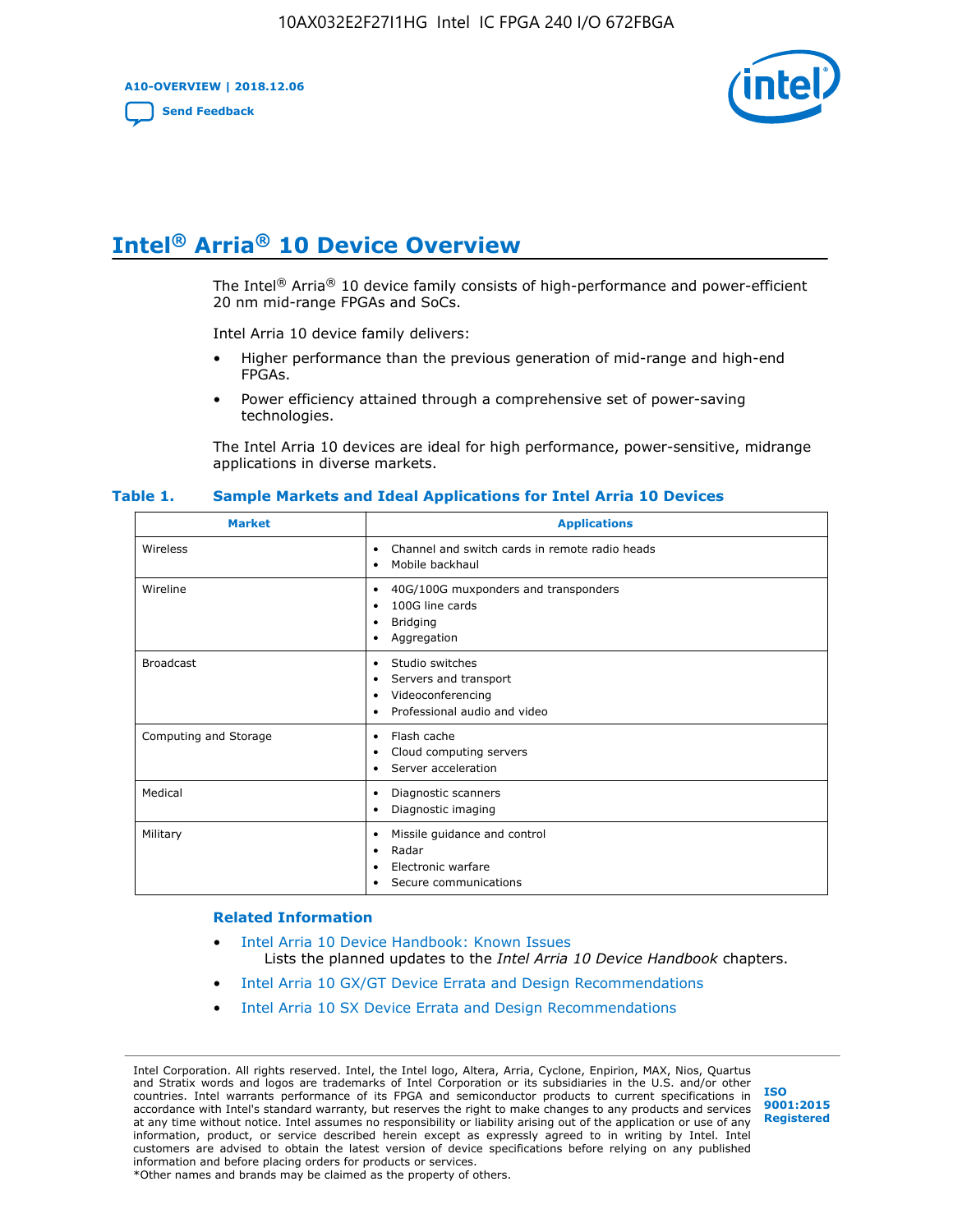# Intel® Arria® 10 Device Overview

The Intel® Arria® 10 device family consists of high-performance and power-efficient 20 nm mid-range FPGAs and SoCs.

Intel Arria 10 device family delivers:

- Higher performance than the previous generation of mid-range and high-end FPGAs.
- Power efficiency attained through a comprehensive set of power-saving technologies.

The Intel Arria 10 devices are ideal for high performance, power-sensitive, midrange applications in diverse markets.

**Table 1. Sample Markets and Ideal Applications for Intel Arria 10 Devices**

| Market | Applications |
|---|---|
| Wireless | • Channel and switch cards in remote radio heads<br>• Mobile backhaul |
| Wireline | • 40G/100G muxponders and transponders<br>• 100G line cards<br>• Bridging<br>• Aggregation |
| Broadcast | • Studio switches<br>• Servers and transport<br>• Videoconferencing<br>• Professional audio and video |
| Computing and Storage | • Flash cache<br>• Cloud computing servers<br>• Server acceleration |
| Medical | • Diagnostic scanners<br>• Diagnostic imaging |
| Military | • Missile guidance and control<br>• Radar<br>• Electronic warfare<br>• Secure communications |

### Related Information

- Intel Arria 10 Device Handbook: Known Issues
  Lists the planned updates to the *Intel Arria 10 Device Handbook* chapters.
- Intel Arria 10 GX/GT Device Errata and Design Recommendations
- Intel Arria 10 SX Device Errata and Design Recommendations

Intel Corporation. All rights reserved. Intel, the Intel logo, Altera, Arria, Cyclone, Enpirion, MAX, Nios, Quartus and Stratix words and logos are trademarks of Intel Corporation or its subsidiaries in the U.S. and/or other countries. Intel warrants performance of its FPGA and semiconductor products to current specifications in accordance with Intel's standard warranty, but reserves the right to make changes to any products and services at any time without notice. Intel assumes no responsibility or liability arising out of the application or use of any information, product, or service described herein except as expressly agreed to in writing by Intel. Intel customers are advised to obtain the latest version of device specifications before relying on any published information and before placing orders for products or services.
*Other names and brands may be claimed as the property of others.

ISO 9001:2015 Registered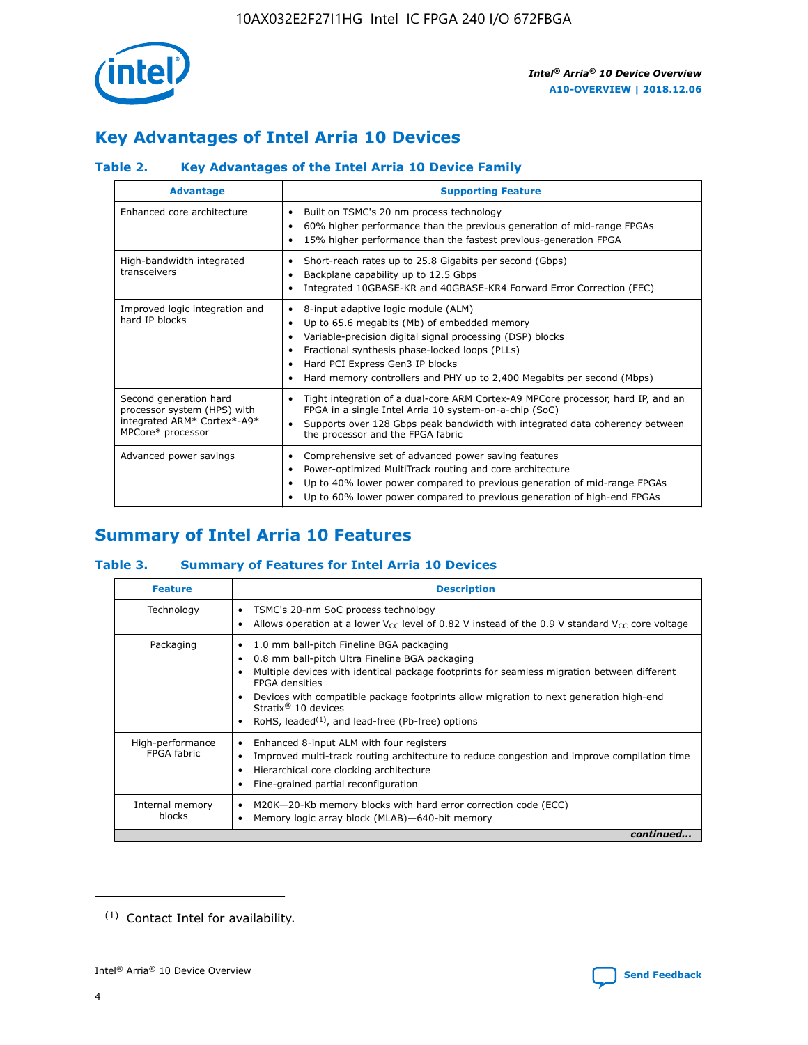## Key Advantages of Intel Arria 10 Devices

### Table 2. Key Advantages of the Intel Arria 10 Device Family

| Advantage | Supporting Feature |
|---|---|
| Enhanced core architecture | • Built on TSMC's 20 nm process technology<br>• 60% higher performance than the previous generation of mid-range FPGAs<br>• 15% higher performance than the fastest previous-generation FPGA |
| High-bandwidth integrated transceivers | • Short-reach rates up to 25.8 Gigabits per second (Gbps)<br>• Backplane capability up to 12.5 Gbps<br>• Integrated 10GBASE-KR and 40GBASE-KR4 Forward Error Correction (FEC) |
| Improved logic integration and hard IP blocks | • 8-input adaptive logic module (ALM)<br>• Up to 65.6 megabits (Mb) of embedded memory<br>• Variable-precision digital signal processing (DSP) blocks<br>• Fractional synthesis phase-locked loops (PLLs)<br>• Hard PCI Express Gen3 IP blocks<br>• Hard memory controllers and PHY up to 2,400 Megabits per second (Mbps) |
| Second generation hard processor system (HPS) with integrated ARM* Cortex*-A9* MPCore* processor | • Tight integration of a dual-core ARM Cortex-A9 MPCore processor, hard IP, and an FPGA in a single Intel Arria 10 system-on-a-chip (SoC)<br>• Supports over 128 Gbps peak bandwidth with integrated data coherency between the processor and the FPGA fabric |
| Advanced power savings | • Comprehensive set of advanced power saving features<br>• Power-optimized MultiTrack routing and core architecture<br>• Up to 40% lower power compared to previous generation of mid-range FPGAs<br>• Up to 60% lower power compared to previous generation of high-end FPGAs |

## Summary of Intel Arria 10 Features

### Table 3. Summary of Features for Intel Arria 10 Devices

| Feature | Description |
|---|---|
| Technology | • TSMC's 20-nm SoC process technology<br>• Allows operation at a lower $V_{CC}$ level of 0.82 V instead of the 0.9 V standard $V_{CC}$ core voltage |
| Packaging | • 1.0 mm ball-pitch Fineline BGA packaging<br>• 0.8 mm ball-pitch Ultra Fineline BGA packaging<br>• Multiple devices with identical package footprints for seamless migration between different FPGA densities<br>• Devices with compatible package footprints allow migration to next generation high-end Stratix® 10 devices<br>• RoHS, leaded[(1)], and lead-free (Pb-free) options |
| High-performance FPGA fabric | • Enhanced 8-input ALM with four registers<br>• Improved multi-track routing architecture to reduce congestion and improve compilation time<br>• Hierarchical core clocking architecture<br>• Fine-grained partial reconfiguration |
| Internal memory blocks | • M20K—20-Kb memory blocks with hard error correction code (ECC)<br>• Memory logic array block (MLAB)—640-bit memory |

*continued...*

(1) Contact Intel for availability.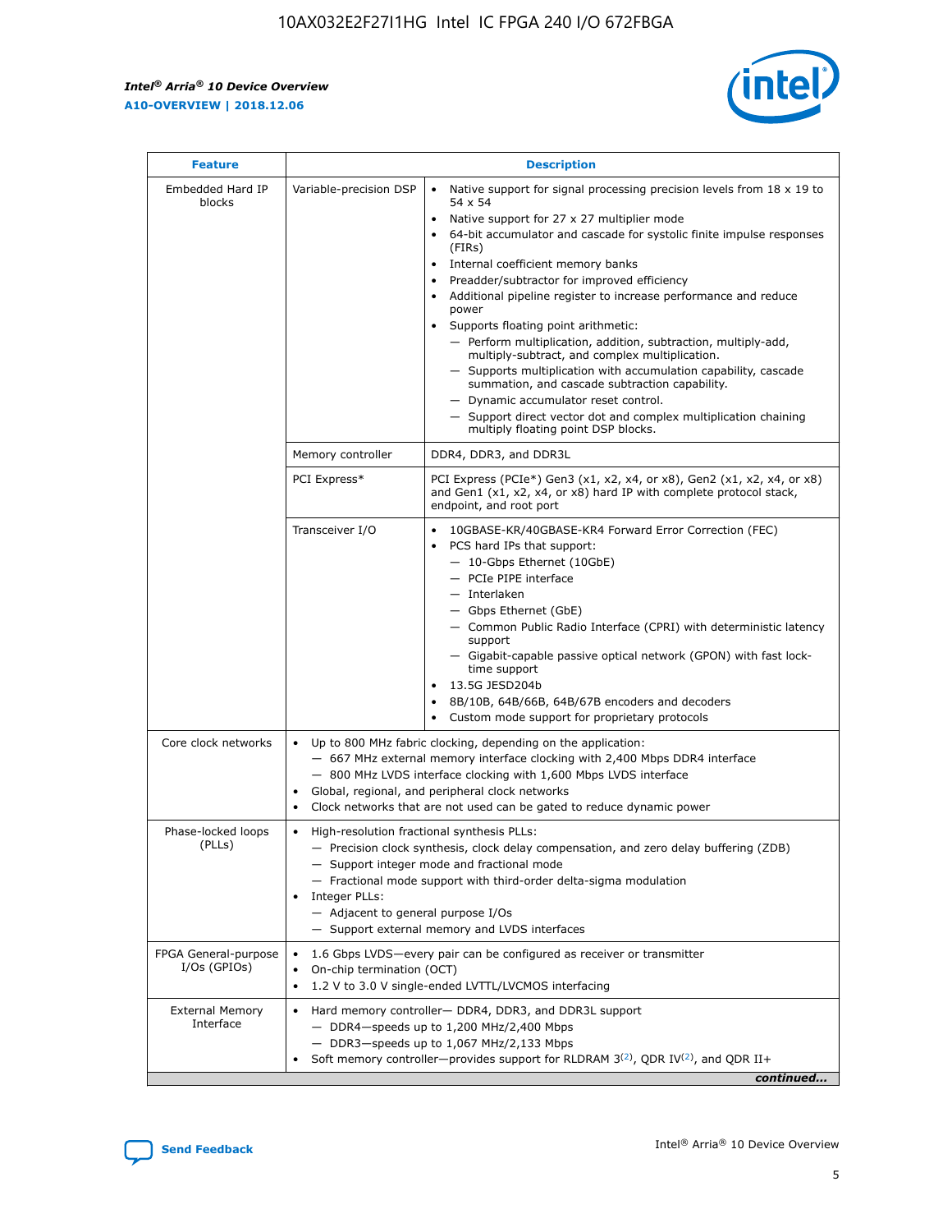| Feature | Description | |
|---|---|---|
| Embedded Hard IP blocks | Variable-precision DSP | • Native support for signal processing precision levels from 18 x 19 to 54 x 54<br>• Native support for 27 x 27 multiplier mode<br>• 64-bit accumulator and cascade for systolic finite impulse responses (FIRs)<br>• Internal coefficient memory banks<br>• Preadder/subtractor for improved efficiency<br>• Additional pipeline register to increase performance and reduce power<br>• Supports floating point arithmetic:<br>— Perform multiplication, addition, subtraction, multiply-add, multiply-subtract, and complex multiplication.<br>— Supports multiplication with accumulation capability, cascade summation, and cascade subtraction capability.<br>— Dynamic accumulator reset control.<br>— Support direct vector dot and complex multiplication chaining multiply floating point DSP blocks. |
| | Memory controller | DDR4, DDR3, and DDR3L |
| | PCI Express* | PCI Express (PCIe*) Gen3 (x1, x2, x4, or x8), Gen2 (x1, x2, x4, or x8) and Gen1 (x1, x2, x4, or x8) hard IP with complete protocol stack, endpoint, and root port |
| | Transceiver I/O | • 10GBASE-KR/40GBASE-KR4 Forward Error Correction (FEC)<br>• PCS hard IPs that support:<br>— 10-Gbps Ethernet (10GbE)<br>— PCIe PIPE interface<br>— Interlaken<br>— Gbps Ethernet (GbE)<br>— Common Public Radio Interface (CPRI) with deterministic latency support<br>— Gigabit-capable passive optical network (GPON) with fast lock-time support<br>• 13.5G JESD204b<br>• 8B/10B, 64B/66B, 64B/67B encoders and decoders<br>• Custom mode support for proprietary protocols |
| Core clock networks | • Up to 800 MHz fabric clocking, depending on the application:<br>— 667 MHz external memory interface clocking with 2,400 Mbps DDR4 interface<br>— 800 MHz LVDS interface clocking with 1,600 Mbps LVDS interface<br>• Global, regional, and peripheral clock networks<br>• Clock networks that are not used can be gated to reduce dynamic power | |
| Phase-locked loops (PLLs) | • High-resolution fractional synthesis PLLs:<br>— Precision clock synthesis, clock delay compensation, and zero delay buffering (ZDB)<br>— Support integer mode and fractional mode<br>— Fractional mode support with third-order delta-sigma modulation<br>• Integer PLLs:<br>— Adjacent to general purpose I/Os<br>— Support external memory and LVDS interfaces | |
| FPGA General-purpose I/Os (GPIOs) | • 1.6 Gbps LVDS—every pair can be configured as receiver or transmitter<br>• On-chip termination (OCT)<br>• 1.2 V to 3.0 V single-ended LVTTL/LVCMOS interfacing | |
| External Memory Interface | • Hard memory controller— DDR4, DDR3, and DDR3L support<br>— DDR4—speeds up to 1,200 MHz/2,400 Mbps<br>— DDR3—speeds up to 1,067 MHz/2,133 Mbps<br>• Soft memory controller—provides support for RLDRAM 3[(2)], QDR IV[(2)], and QDR II+ | |

*continued...*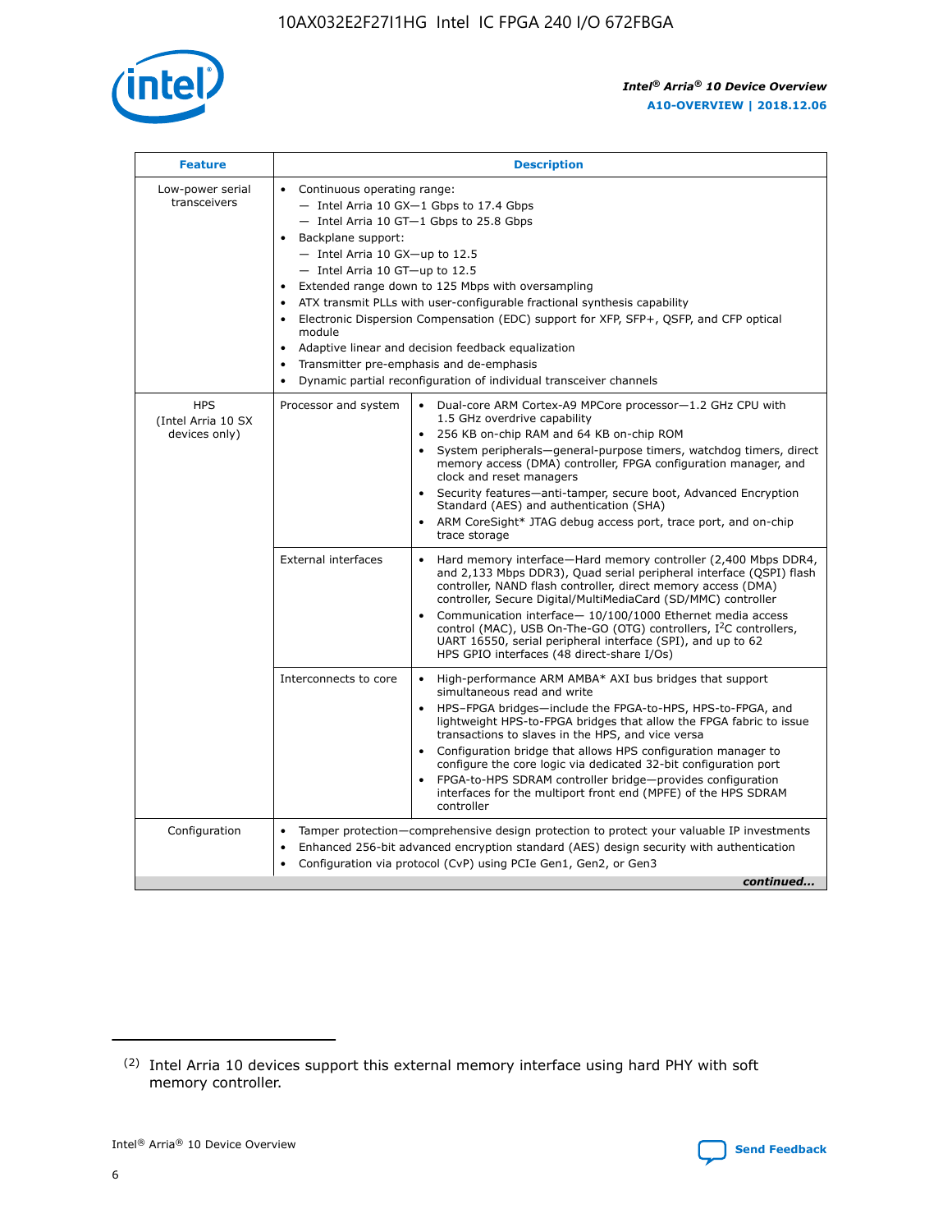| Feature | Description | |
|---|---|---|
| Low-power serial transceivers | • Continuous operating range:<br>— Intel Arria 10 GX—1 Gbps to 17.4 Gbps<br>— Intel Arria 10 GT—1 Gbps to 25.8 Gbps<br>• Backplane support:<br>— Intel Arria 10 GX—up to 12.5<br>— Intel Arria 10 GT—up to 12.5<br>• Extended range down to 125 Mbps with oversampling<br>• ATX transmit PLLs with user-configurable fractional synthesis capability<br>• Electronic Dispersion Compensation (EDC) support for XFP, SFP+, QSFP, and CFP optical module<br>• Adaptive linear and decision feedback equalization<br>• Transmitter pre-emphasis and de-emphasis<br>• Dynamic partial reconfiguration of individual transceiver channels | |
| HPS (Intel Arria 10 SX devices only) | Processor and system | • Dual-core ARM Cortex-A9 MPCore processor—1.2 GHz CPU with 1.5 GHz overdrive capability<br>• 256 KB on-chip RAM and 64 KB on-chip ROM<br>• System peripherals—general-purpose timers, watchdog timers, direct memory access (DMA) controller, FPGA configuration manager, and clock and reset managers<br>• Security features—anti-tamper, secure boot, Advanced Encryption Standard (AES) and authentication (SHA)<br>• ARM CoreSight* JTAG debug access port, trace port, and on-chip trace storage |
| | External interfaces | • Hard memory interface—Hard memory controller (2,400 Mbps DDR4, and 2,133 Mbps DDR3), Quad serial peripheral interface (QSPI) flash controller, NAND flash controller, direct memory access (DMA) controller, Secure Digital/MultiMediaCard (SD/MMC) controller<br>• Communication interface— 10/100/1000 Ethernet media access control (MAC), USB On-The-GO (OTG) controllers, I$^2$C controllers, UART 16550, serial peripheral interface (SPI), and up to 62 HPS GPIO interfaces (48 direct-share I/Os) |
| | Interconnects to core | • High-performance ARM AMBA* AXI bus bridges that support simultaneous read and write<br>• HPS–FPGA bridges—include the FPGA-to-HPS, HPS-to-FPGA, and lightweight HPS-to-FPGA bridges that allow the FPGA fabric to issue transactions to slaves in the HPS, and vice versa<br>• Configuration bridge that allows HPS configuration manager to configure the core logic via dedicated 32-bit configuration port<br>• FPGA-to-HPS SDRAM controller bridge—provides configuration interfaces for the multiport front end (MPFE) of the HPS SDRAM controller |
| Configuration | • Tamper protection—comprehensive design protection to protect your valuable IP investments<br>• Enhanced 256-bit advanced encryption standard (AES) design security with authentication<br>• Configuration via protocol (CvP) using PCIe Gen1, Gen2, or Gen3 | |

*continued...*

(2) Intel Arria 10 devices support this external memory interface using hard PHY with soft memory controller.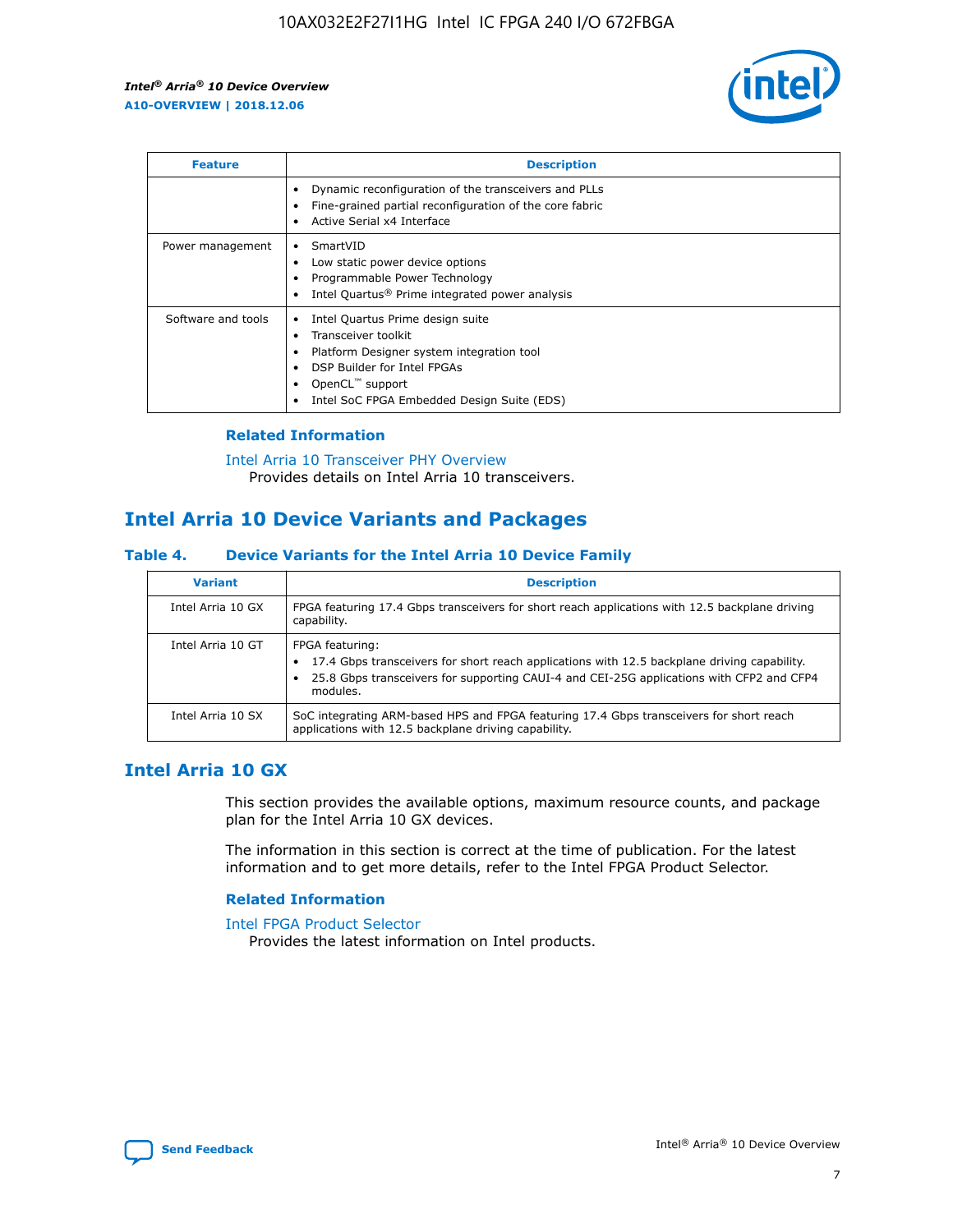| Feature | Description |
| --- | --- |
| | • Dynamic reconfiguration of the transceivers and PLLs<br>• Fine-grained partial reconfiguration of the core fabric<br>• Active Serial x4 Interface |
| Power management | • SmartVID<br>• Low static power device options<br>• Programmable Power Technology<br>• Intel Quartus® Prime integrated power analysis |
| Software and tools | • Intel Quartus Prime design suite<br>• Transceiver toolkit<br>• Platform Designer system integration tool<br>• DSP Builder for Intel FPGAs<br>• OpenCL™ support<br>• Intel SoC FPGA Embedded Design Suite (EDS) |

### Related Information

Intel Arria 10 Transceiver PHY Overview
Provides details on Intel Arria 10 transceivers.

## Intel Arria 10 Device Variants and Packages

### Table 4. Device Variants for the Intel Arria 10 Device Family

| Variant | Description |
| --- | --- |
| Intel Arria 10 GX | FPGA featuring 17.4 Gbps transceivers for short reach applications with 12.5 backplane driving capability. |
| Intel Arria 10 GT | FPGA featuring:<br>• 17.4 Gbps transceivers for short reach applications with 12.5 backplane driving capability.<br>• 25.8 Gbps transceivers for supporting CAUI-4 and CEI-25G applications with CFP2 and CFP4 modules. |
| Intel Arria 10 SX | SoC integrating ARM-based HPS and FPGA featuring 17.4 Gbps transceivers for short reach applications with 12.5 backplane driving capability. |

## Intel Arria 10 GX

This section provides the available options, maximum resource counts, and package plan for the Intel Arria 10 GX devices.

The information in this section is correct at the time of publication. For the latest information and to get more details, refer to the Intel FPGA Product Selector.

### Related Information

Intel FPGA Product Selector
Provides the latest information on Intel products.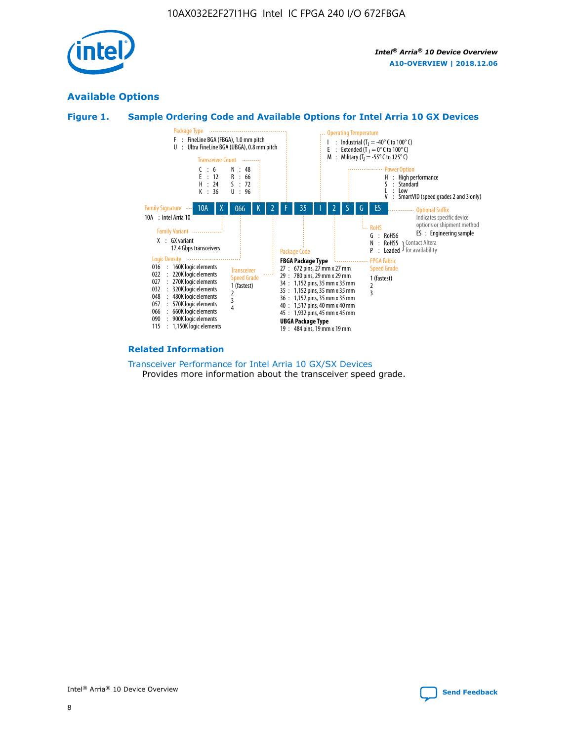## Available Options

### Figure 1. Sample Ordering Code and Available Options for Intel Arria 10 GX Devices

Sample ordering code: 10A X 066 K 2 F 35 I 2 S G ES

**Family Signature**
- 10A : Intel Arria 10

**Family Variant**
- X : GX variant 17.4 Gbps transceivers

**Logic Density**
- 016 : 160K logic elements
- 022 : 220K logic elements
- 027 : 270K logic elements
- 032 : 320K logic elements
- 048 : 480K logic elements
- 057 : 570K logic elements
- 066 : 660K logic elements
- 090 : 900K logic elements
- 115 : 1,150K logic elements

**Transceiver Count**
- C : 6
- E : 12
- H : 24
- K : 36
- N : 48
- R : 66
- S : 72
- U : 96

**Transceiver Speed Grade**
- 1 (fastest)
- 2
- 3
- 4

**Package Type**
- F : FineLine BGA (FBGA), 1.0 mm pitch
- U : Ultra FineLine BGA (UBGA), 0.8 mm pitch

**Package Code**

FBGA Package Type
- 27 : 672 pins, 27 mm x 27 mm
- 29 : 780 pins, 29 mm x 29 mm
- 34 : 1,152 pins, 35 mm x 35 mm
- 35 : 1,152 pins, 35 mm x 35 mm
- 36 : 1,152 pins, 35 mm x 35 mm
- 40 : 1,517 pins, 40 mm x 40 mm
- 45 : 1,932 pins, 45 mm x 45 mm

UBGA Package Type
- 19 : 484 pins, 19 mm x 19 mm

**Operating Temperature**
- I : Industrial ($T_J$ = -40° C to 100° C)
- E : Extended ($T_J$ = 0° C to 100° C)
- M : Military ($T_J$ = -55° C to 125° C)

**FPGA Fabric Speed Grade**
- 1 (fastest)
- 2
- 3

**Power Option**
- H : High performance
- S : Standard
- L : Low
- V : SmartVID (speed grades 2 and 3 only)

**RoHS**
- G : RoHS6
- N : RoHS5 (Contact Altera for availability)
- P : Leaded (Contact Altera for availability)

**Optional Suffix**

Indicates specific device options or shipment method
- ES : Engineering sample

### Related Information

Transceiver Performance for Intel Arria 10 GX/SX Devices
Provides more information about the transceiver speed grade.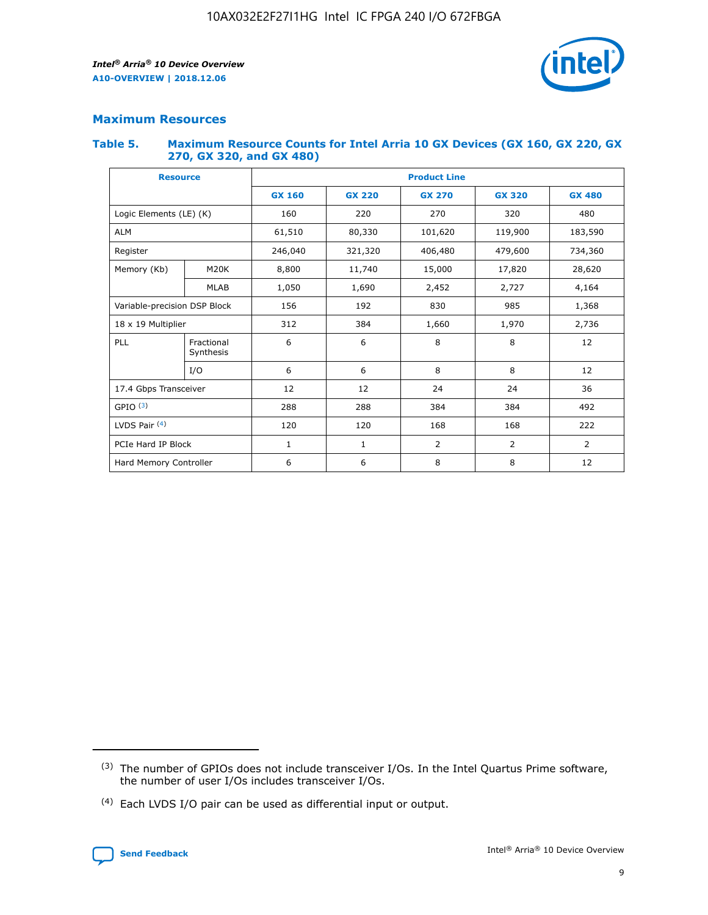## Maximum Resources

### Table 5. Maximum Resource Counts for Intel Arria 10 GX Devices (GX 160, GX 220, GX 270, GX 320, and GX 480)

| Resource | | Product Line | | | | |
|---|---|---|---|---|---|---|
| | | GX 160 | GX 220 | GX 270 | GX 320 | GX 480 |
| Logic Elements (LE) (K) | | 160 | 220 | 270 | 320 | 480 |
| ALM | | 61,510 | 80,330 | 101,620 | 119,900 | 183,590 |
| Register | | 246,040 | 321,320 | 406,480 | 479,600 | 734,360 |
| Memory (Kb) | M20K | 8,800 | 11,740 | 15,000 | 17,820 | 28,620 |
| | MLAB | 1,050 | 1,690 | 2,452 | 2,727 | 4,164 |
| Variable-precision DSP Block | | 156 | 192 | 830 | 985 | 1,368 |
| 18 x 19 Multiplier | | 312 | 384 | 1,660 | 1,970 | 2,736 |
| PLL | Fractional Synthesis | 6 | 6 | 8 | 8 | 12 |
| | I/O | 6 | 6 | 8 | 8 | 12 |
| 17.4 Gbps Transceiver | | 12 | 12 | 24 | 24 | 36 |
| GPIO [(3)] | | 288 | 288 | 384 | 384 | 492 |
| LVDS Pair [(4)] | | 120 | 120 | 168 | 168 | 222 |
| PCIe Hard IP Block | | 1 | 1 | 2 | 2 | 2 |
| Hard Memory Controller | | 6 | 6 | 8 | 8 | 12 |

(3) The number of GPIOs does not include transceiver I/Os. In the Intel Quartus Prime software, the number of user I/Os includes transceiver I/Os.

(4) Each LVDS I/O pair can be used as differential input or output.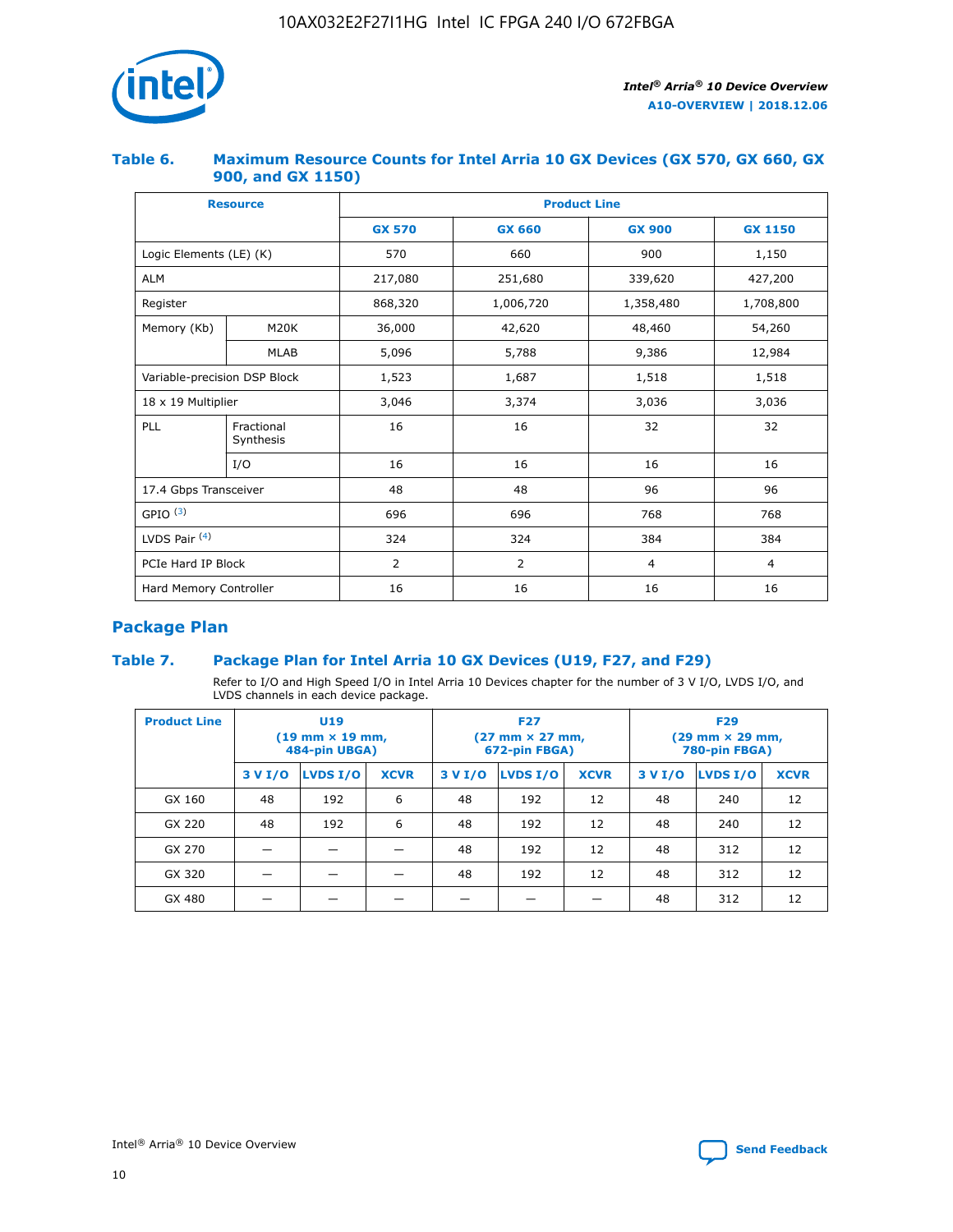## Table 6. Maximum Resource Counts for Intel Arria 10 GX Devices (GX 570, GX 660, GX 900, and GX 1150)

| Resource | | Product Line | | | |
|---|---|---|---|---|---|
| | | GX 570 | GX 660 | GX 900 | GX 1150 |
| Logic Elements (LE) (K) | | 570 | 660 | 900 | 1,150 |
| ALM | | 217,080 | 251,680 | 339,620 | 427,200 |
| Register | | 868,320 | 1,006,720 | 1,358,480 | 1,708,800 |
| Memory (Kb) | M20K | 36,000 | 42,620 | 48,460 | 54,260 |
| | MLAB | 5,096 | 5,788 | 9,386 | 12,984 |
| Variable-precision DSP Block | | 1,523 | 1,687 | 1,518 | 1,518 |
| 18 x 19 Multiplier | | 3,046 | 3,374 | 3,036 | 3,036 |
| PLL | Fractional Synthesis | 16 | 16 | 32 | 32 |
| | I/O | 16 | 16 | 16 | 16 |
| 17.4 Gbps Transceiver | | 48 | 48 | 96 | 96 |
| GPIO [(3)] | | 696 | 696 | 768 | 768 |
| LVDS Pair [(4)] | | 324 | 324 | 384 | 384 |
| PCIe Hard IP Block | | 2 | 2 | 4 | 4 |
| Hard Memory Controller | | 16 | 16 | 16 | 16 |

## Package Plan

## Table 7. Package Plan for Intel Arria 10 GX Devices (U19, F27, and F29)

Refer to I/O and High Speed I/O in Intel Arria 10 Devices chapter for the number of 3 V I/O, LVDS I/O, and LVDS channels in each device package.

| Product Line | U19 (19 mm × 19 mm, 484-pin UBGA) | | | F27 (27 mm × 27 mm, 672-pin FBGA) | | | F29 (29 mm × 29 mm, 780-pin FBGA) | | |
|---|---|---|---|---|---|---|---|---|---|
| | 3 V I/O | LVDS I/O | XCVR | 3 V I/O | LVDS I/O | XCVR | 3 V I/O | LVDS I/O | XCVR |
| GX 160 | 48 | 192 | 6 | 48 | 192 | 12 | 48 | 240 | 12 |
| GX 220 | 48 | 192 | 6 | 48 | 192 | 12 | 48 | 240 | 12 |
| GX 270 | — | — | — | 48 | 192 | 12 | 48 | 312 | 12 |
| GX 320 | — | — | — | 48 | 192 | 12 | 48 | 312 | 12 |
| GX 480 | — | — | — | — | — | — | 48 | 312 | 12 |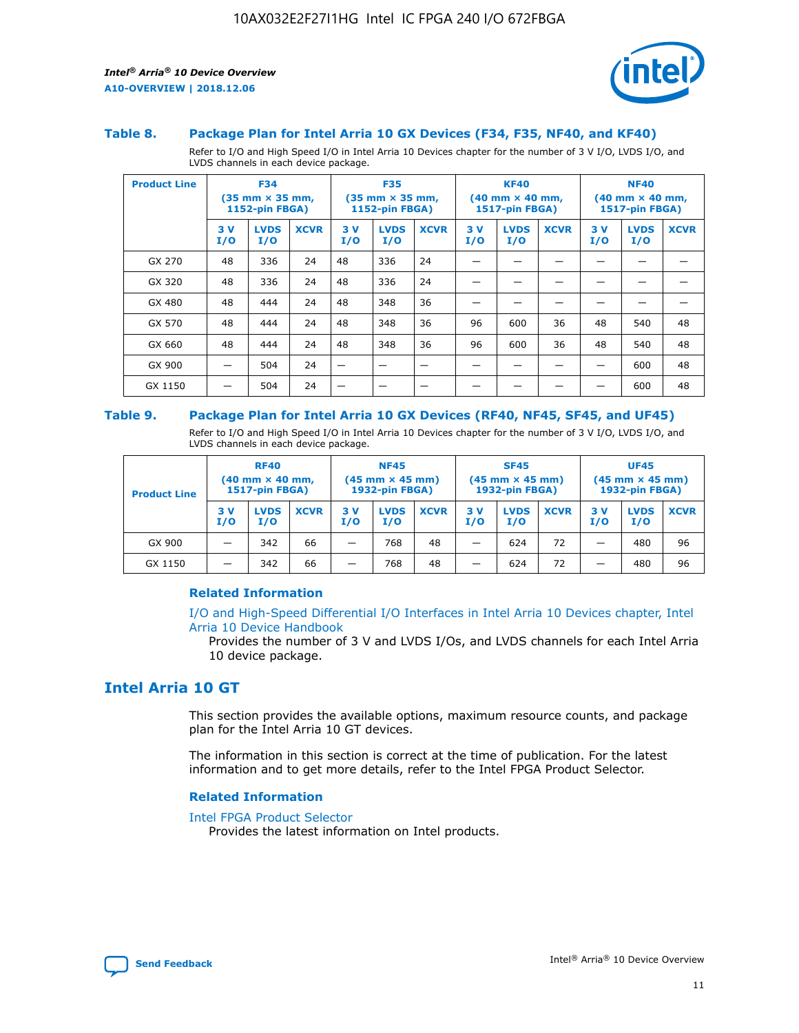### Table 8. Package Plan for Intel Arria 10 GX Devices (F34, F35, NF40, and KF40)

Refer to I/O and High Speed I/O in Intel Arria 10 Devices chapter for the number of 3 V I/O, LVDS I/O, and LVDS channels in each device package.

| Product Line | F34 (35 mm × 35 mm, 1152-pin FBGA) | | | F35 (35 mm × 35 mm, 1152-pin FBGA) | | | KF40 (40 mm × 40 mm, 1517-pin FBGA) | | | NF40 (40 mm × 40 mm, 1517-pin FBGA) | | |
|---|---|---|---|---|---|---|---|---|---|---|---|---|
| | 3 V I/O | LVDS I/O | XCVR | 3 V I/O | LVDS I/O | XCVR | 3 V I/O | LVDS I/O | XCVR | 3 V I/O | LVDS I/O | XCVR |
| GX 270 | 48 | 336 | 24 | 48 | 336 | 24 | — | — | — | — | — | — |
| GX 320 | 48 | 336 | 24 | 48 | 336 | 24 | — | — | — | — | — | — |
| GX 480 | 48 | 444 | 24 | 48 | 348 | 36 | — | — | — | — | — | — |
| GX 570 | 48 | 444 | 24 | 48 | 348 | 36 | 96 | 600 | 36 | 48 | 540 | 48 |
| GX 660 | 48 | 444 | 24 | 48 | 348 | 36 | 96 | 600 | 36 | 48 | 540 | 48 |
| GX 900 | — | 504 | 24 | — | — | — | — | — | — | — | 600 | 48 |
| GX 1150 | — | 504 | 24 | — | — | — | — | — | — | — | 600 | 48 |

### Table 9. Package Plan for Intel Arria 10 GX Devices (RF40, NF45, SF45, and UF45)

Refer to I/O and High Speed I/O in Intel Arria 10 Devices chapter for the number of 3 V I/O, LVDS I/O, and LVDS channels in each device package.

| Product Line | RF40 (40 mm × 40 mm, 1517-pin FBGA) | | | NF45 (45 mm × 45 mm) 1932-pin FBGA) | | | SF45 (45 mm × 45 mm) 1932-pin FBGA) | | | UF45 (45 mm × 45 mm) 1932-pin FBGA) | | |
|---|---|---|---|---|---|---|---|---|---|---|---|---|
| | 3 V I/O | LVDS I/O | XCVR | 3 V I/O | LVDS I/O | XCVR | 3 V I/O | LVDS I/O | XCVR | 3 V I/O | LVDS I/O | XCVR |
| GX 900 | — | 342 | 66 | — | 768 | 48 | — | 624 | 72 | — | 480 | 96 |
| GX 1150 | — | 342 | 66 | — | 768 | 48 | — | 624 | 72 | — | 480 | 96 |

#### Related Information

I/O and High-Speed Differential I/O Interfaces in Intel Arria 10 Devices chapter, Intel Arria 10 Device Handbook

Provides the number of 3 V and LVDS I/Os, and LVDS channels for each Intel Arria 10 device package.

## Intel Arria 10 GT

This section provides the available options, maximum resource counts, and package plan for the Intel Arria 10 GT devices.

The information in this section is correct at the time of publication. For the latest information and to get more details, refer to the Intel FPGA Product Selector.

#### Related Information

Intel FPGA Product Selector

Provides the latest information on Intel products.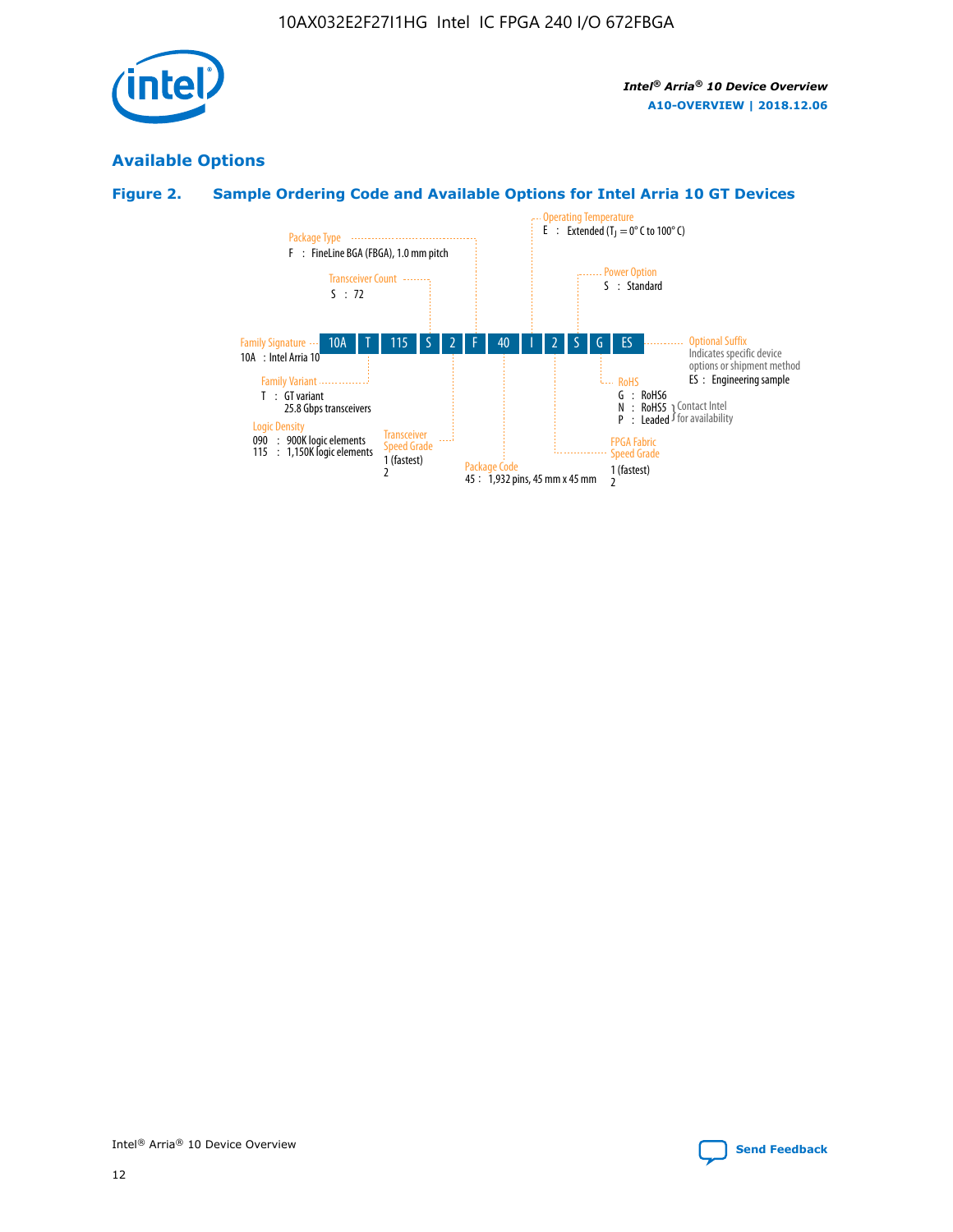## Available Options

### Figure 2. Sample Ordering Code and Available Options for Intel Arria 10 GT Devices

| 10A | T | 115 | S | 2 | F | 40 | I | 2 | S | G | ES |
|---|---|---|---|---|---|---|---|---|---|---|---|

**Family Signature**
10A : Intel Arria 10

**Family Variant**
T : GT variant
25.8 Gbps transceivers

**Logic Density**
090 : 900K logic elements
115 : 1,150K logic elements

**Transceiver Count**
S : 72

**Transceiver Speed Grade**
1 (fastest)
2

**Package Type**
F : FineLine BGA (FBGA), 1.0 mm pitch

**Package Code**
45 : 1,932 pins, 45 mm x 45 mm

**Operating Temperature**
E : Extended ($T_J$ = 0° C to 100° C)

**FPGA Fabric Speed Grade**
1 (fastest)
2

**Power Option**
S : Standard

**RoHS**
G : RoHS6
N : RoHS5 } Contact Intel for availability
P : Leaded } Contact Intel for availability

**Optional Suffix**
Indicates specific device options or shipment method
ES : Engineering sample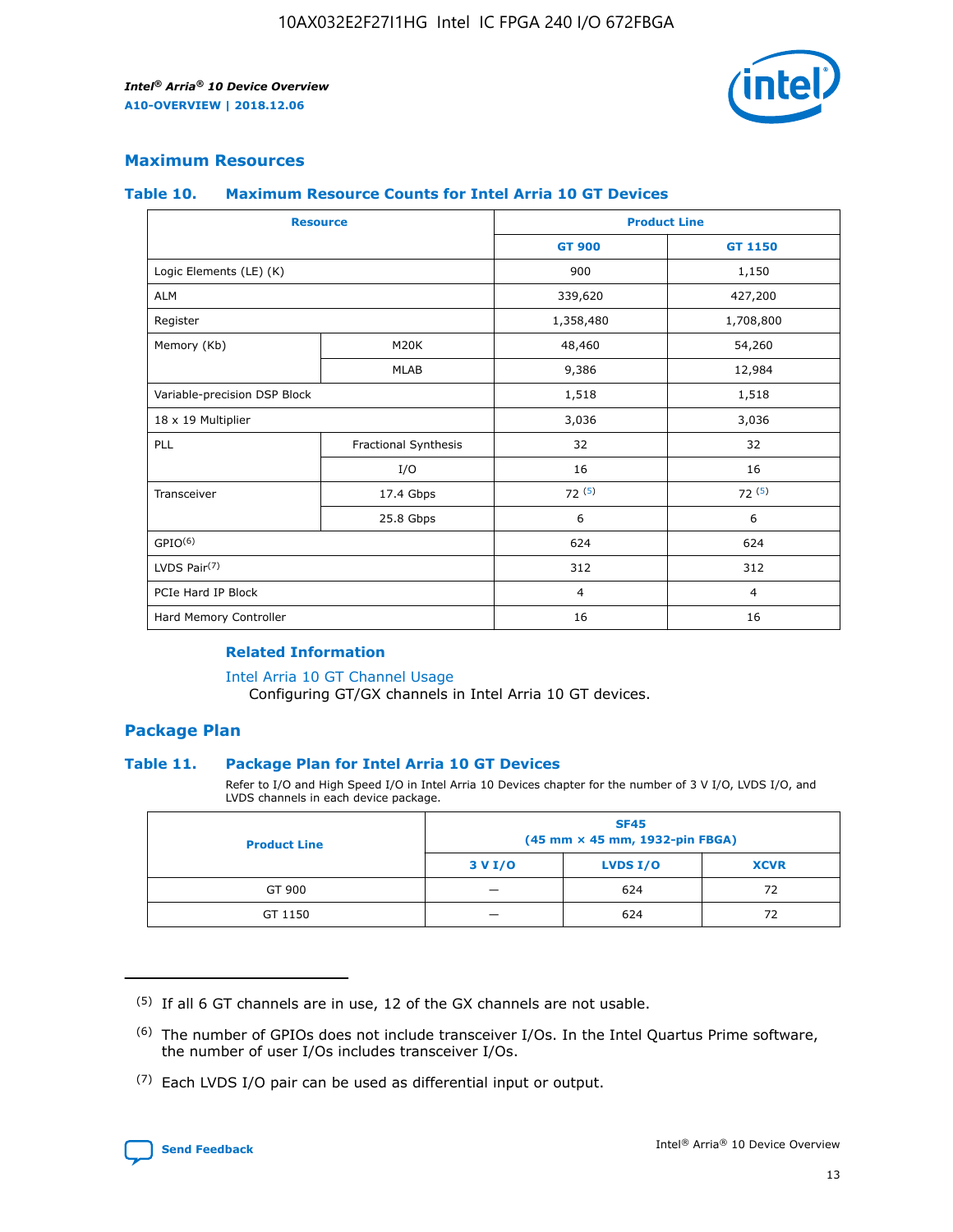## Maximum Resources

### Table 10. Maximum Resource Counts for Intel Arria 10 GT Devices

| Resource | | Product Line | |
|---|---|---|---|
| | | GT 900 | GT 1150 |
| Logic Elements (LE) (K) | | 900 | 1,150 |
| ALM | | 339,620 | 427,200 |
| Register | | 1,358,480 | 1,708,800 |
| Memory (Kb) | M20K | 48,460 | 54,260 |
| | MLAB | 9,386 | 12,984 |
| Variable-precision DSP Block | | 1,518 | 1,518 |
| 18 x 19 Multiplier | | 3,036 | 3,036 |
| PLL | Fractional Synthesis | 32 | 32 |
| | I/O | 16 | 16 |
| Transceiver | 17.4 Gbps | 72 (5) | 72 (5) |
| | 25.8 Gbps | 6 | 6 |
| GPIO(6) | | 624 | 624 |
| LVDS Pair(7) | | 312 | 312 |
| PCIe Hard IP Block | | 4 | 4 |
| Hard Memory Controller | | 16 | 16 |

#### Related Information

Intel Arria 10 GT Channel Usage
Configuring GT/GX channels in Intel Arria 10 GT devices.

## Package Plan

### Table 11. Package Plan for Intel Arria 10 GT Devices

Refer to I/O and High Speed I/O in Intel Arria 10 Devices chapter for the number of 3 V I/O, LVDS I/O, and LVDS channels in each device package.

| Product Line | SF45 (45 mm × 45 mm, 1932-pin FBGA) | | |
|---|---|---|---|
| | 3 V I/O | LVDS I/O | XCVR |
| GT 900 | — | 624 | 72 |
| GT 1150 | — | 624 | 72 |

(5) If all 6 GT channels are in use, 12 of the GX channels are not usable.

(6) The number of GPIOs does not include transceiver I/Os. In the Intel Quartus Prime software, the number of user I/Os includes transceiver I/Os.

(7) Each LVDS I/O pair can be used as differential input or output.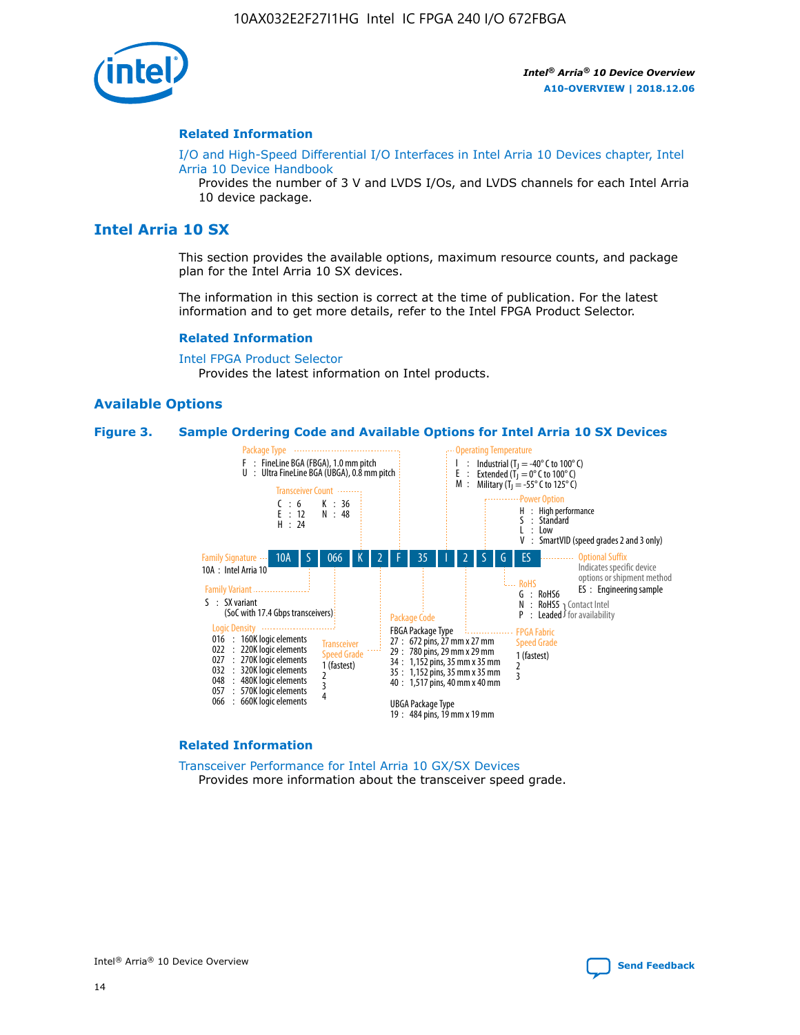## Related Information

I/O and High-Speed Differential I/O Interfaces in Intel Arria 10 Devices chapter, Intel Arria 10 Device Handbook

Provides the number of 3 V and LVDS I/Os, and LVDS channels for each Intel Arria 10 device package.

# Intel Arria 10 SX

This section provides the available options, maximum resource counts, and package plan for the Intel Arria 10 SX devices.

The information in this section is correct at the time of publication. For the latest information and to get more details, refer to the Intel FPGA Product Selector.

## Related Information

Intel FPGA Product Selector

Provides the latest information on Intel products.

## Available Options

**Figure 3. Sample Ordering Code and Available Options for Intel Arria 10 SX Devices**

Sample ordering code: 10A S 066 K 2 F 35 I 2 S G ES

- **Family Signature**
  - 10A : Intel Arria 10
- **Family Variant**
  - S : SX variant (SoC with 17.4 Gbps transceivers)
- **Logic Density**
  - 016 : 160K logic elements
  - 022 : 220K logic elements
  - 027 : 270K logic elements
  - 032 : 320K logic elements
  - 048 : 480K logic elements
  - 057 : 570K logic elements
  - 066 : 660K logic elements
- **Transceiver Count**
  - C : 6
  - E : 12
  - H : 24
  - K : 36
  - N : 48
- **Transceiver Speed Grade**
  - 1 (fastest)
  - 2
  - 3
  - 4
- **Package Type**
  - F : FineLine BGA (FBGA), 1.0 mm pitch
  - U : Ultra FineLine BGA (UBGA), 0.8 mm pitch
- **Package Code**
  - FBGA Package Type
    - 27 : 672 pins, 27 mm x 27 mm
    - 29 : 780 pins, 29 mm x 29 mm
    - 34 : 1,152 pins, 35 mm x 35 mm
    - 35 : 1,152 pins, 35 mm x 35 mm
    - 40 : 1,517 pins, 40 mm x 40 mm
  - UBGA Package Type
    - 19 : 484 pins, 19 mm x 19 mm
- **Operating Temperature**
  - I : Industrial ($T_J$ = -40° C to 100° C)
  - E : Extended ($T_J$ = 0° C to 100° C)
  - M : Military ($T_J$ = -55° C to 125° C)
- **FPGA Fabric Speed Grade**
  - 1 (fastest)
  - 2
  - 3
- **Power Option**
  - H : High performance
  - S : Standard
  - L : Low
  - V : SmartVID (speed grades 2 and 3 only)
- **RoHS**
  - G : RoHS6
  - N : RoHS5 (Contact Intel for availability)
  - P : Leaded (Contact Intel for availability)
- **Optional Suffix**
  - Indicates specific device options or shipment method
  - ES : Engineering sample

## Related Information

Transceiver Performance for Intel Arria 10 GX/SX Devices

Provides more information about the transceiver speed grade.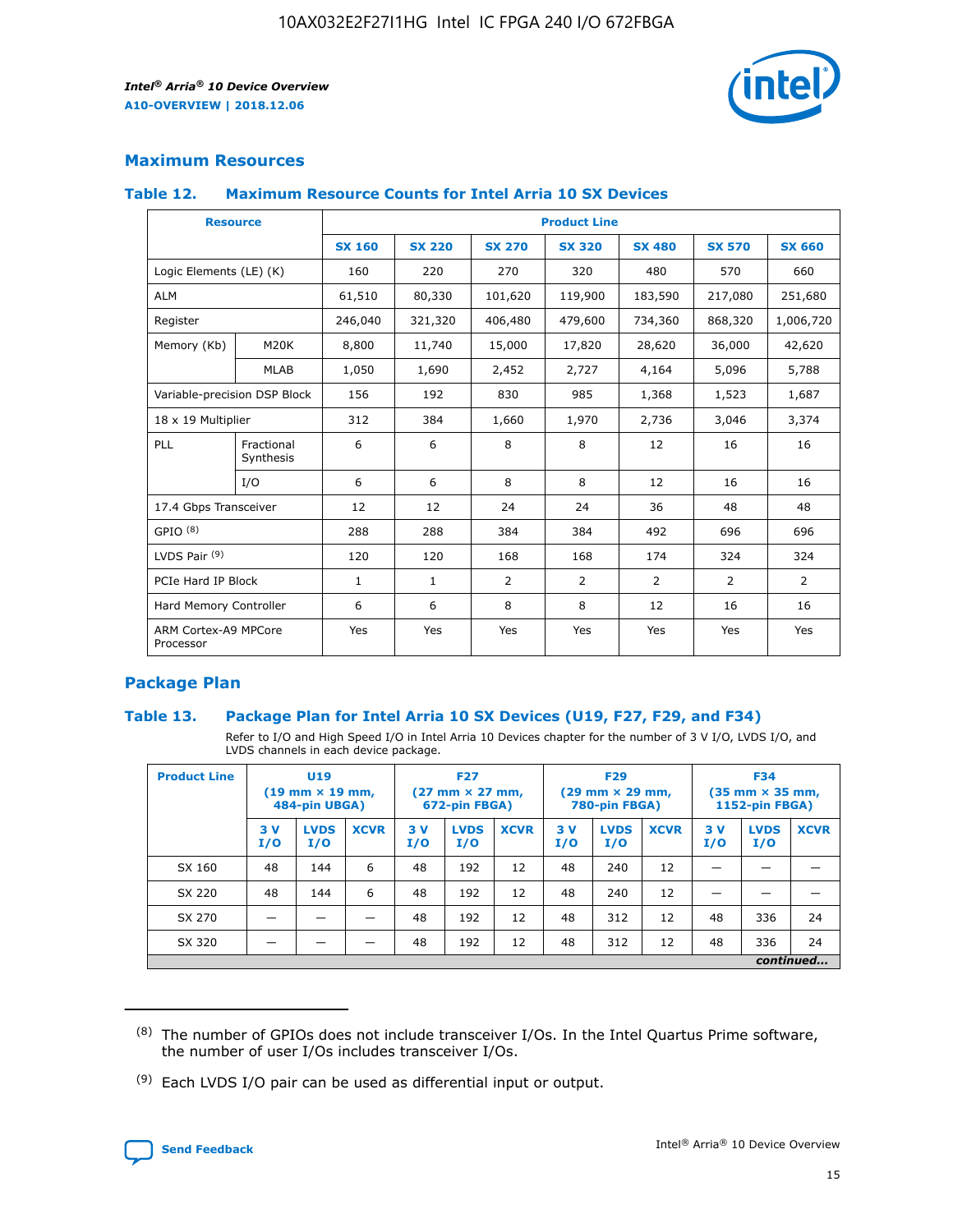## Maximum Resources

### Table 12. Maximum Resource Counts for Intel Arria 10 SX Devices

| Resource | | Product Line | | | | | | |
|---|---|---|---|---|---|---|---|---|
| | | SX 160 | SX 220 | SX 270 | SX 320 | SX 480 | SX 570 | SX 660 |
| Logic Elements (LE) (K) | | 160 | 220 | 270 | 320 | 480 | 570 | 660 |
| ALM | | 61,510 | 80,330 | 101,620 | 119,900 | 183,590 | 217,080 | 251,680 |
| Register | | 246,040 | 321,320 | 406,480 | 479,600 | 734,360 | 868,320 | 1,006,720 |
| Memory (Kb) | M20K | 8,800 | 11,740 | 15,000 | 17,820 | 28,620 | 36,000 | 42,620 |
| | MLAB | 1,050 | 1,690 | 2,452 | 2,727 | 4,164 | 5,096 | 5,788 |
| Variable-precision DSP Block | | 156 | 192 | 830 | 985 | 1,368 | 1,523 | 1,687 |
| 18 x 19 Multiplier | | 312 | 384 | 1,660 | 1,970 | 2,736 | 3,046 | 3,374 |
| PLL | Fractional Synthesis | 6 | 6 | 8 | 8 | 12 | 16 | 16 |
| | I/O | 6 | 6 | 8 | 8 | 12 | 16 | 16 |
| 17.4 Gbps Transceiver | | 12 | 12 | 24 | 24 | 36 | 48 | 48 |
| GPIO [8] | | 288 | 288 | 384 | 384 | 492 | 696 | 696 |
| LVDS Pair [9] | | 120 | 120 | 168 | 168 | 174 | 324 | 324 |
| PCIe Hard IP Block | | 1 | 1 | 2 | 2 | 2 | 2 | 2 |
| Hard Memory Controller | | 6 | 6 | 8 | 8 | 12 | 16 | 16 |
| ARM Cortex-A9 MPCore Processor | | Yes | Yes | Yes | Yes | Yes | Yes | Yes |

## Package Plan

### Table 13. Package Plan for Intel Arria 10 SX Devices (U19, F27, F29, and F34)

Refer to I/O and High Speed I/O in Intel Arria 10 Devices chapter for the number of 3 V I/O, LVDS I/O, and LVDS channels in each device package.

| Product Line | U19 (19 mm × 19 mm, 484-pin UBGA) | | | F27 (27 mm × 27 mm, 672-pin FBGA) | | | F29 (29 mm × 29 mm, 780-pin FBGA) | | | F34 (35 mm × 35 mm, 1152-pin FBGA) | | |
|---|---|---|---|---|---|---|---|---|---|---|---|---|
| | 3 V I/O | LVDS I/O | XCVR | 3 V I/O | LVDS I/O | XCVR | 3 V I/O | LVDS I/O | XCVR | 3 V I/O | LVDS I/O | XCVR |
| SX 160 | 48 | 144 | 6 | 48 | 192 | 12 | 48 | 240 | 12 | — | — | — |
| SX 220 | 48 | 144 | 6 | 48 | 192 | 12 | 48 | 240 | 12 | — | — | — |
| SX 270 | — | — | — | 48 | 192 | 12 | 48 | 312 | 12 | 48 | 336 | 24 |
| SX 320 | — | — | — | 48 | 192 | 12 | 48 | 312 | 12 | 48 | 336 | 24 |

*continued...*

(8) The number of GPIOs does not include transceiver I/Os. In the Intel Quartus Prime software, the number of user I/Os includes transceiver I/Os.

(9) Each LVDS I/O pair can be used as differential input or output.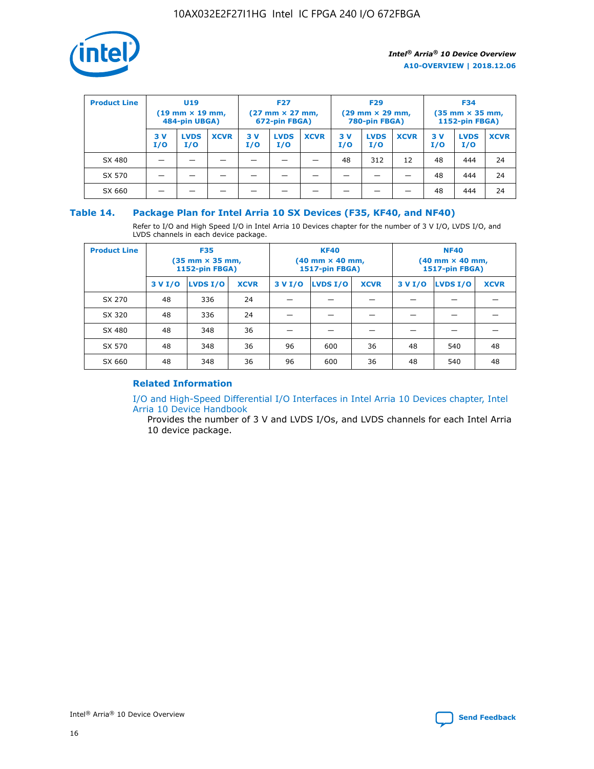| Product Line | U19 (19 mm × 19 mm, 484-pin UBGA) | | | F27 (27 mm × 27 mm, 672-pin FBGA) | | | F29 (29 mm × 29 mm, 780-pin FBGA) | | | F34 (35 mm × 35 mm, 1152-pin FBGA) | | |
|---|---|---|---|---|---|---|---|---|---|---|---|---|
| | 3 V I/O | LVDS I/O | XCVR | 3 V I/O | LVDS I/O | XCVR | 3 V I/O | LVDS I/O | XCVR | 3 V I/O | LVDS I/O | XCVR |
| SX 480 | — | — | — | — | — | — | 48 | 312 | 12 | 48 | 444 | 24 |
| SX 570 | — | — | — | — | — | — | — | — | — | 48 | 444 | 24 |
| SX 660 | — | — | — | — | — | — | — | — | — | 48 | 444 | 24 |

## Table 14. Package Plan for Intel Arria 10 SX Devices (F35, KF40, and NF40)

Refer to I/O and High Speed I/O in Intel Arria 10 Devices chapter for the number of 3 V I/O, LVDS I/O, and LVDS channels in each device package.

| Product Line | F35 (35 mm × 35 mm, 1152-pin FBGA) | | | KF40 (40 mm × 40 mm, 1517-pin FBGA) | | | NF40 (40 mm × 40 mm, 1517-pin FBGA) | | |
|---|---|---|---|---|---|---|---|---|---|
| | 3 V I/O | LVDS I/O | XCVR | 3 V I/O | LVDS I/O | XCVR | 3 V I/O | LVDS I/O | XCVR |
| SX 270 | 48 | 336 | 24 | — | — | — | — | — | — |
| SX 320 | 48 | 336 | 24 | — | — | — | — | — | — |
| SX 480 | 48 | 348 | 36 | — | — | — | — | — | — |
| SX 570 | 48 | 348 | 36 | 96 | 600 | 36 | 48 | 540 | 48 |
| SX 660 | 48 | 348 | 36 | 96 | 600 | 36 | 48 | 540 | 48 |

### Related Information

I/O and High-Speed Differential I/O Interfaces in Intel Arria 10 Devices chapter, Intel Arria 10 Device Handbook

Provides the number of 3 V and LVDS I/Os, and LVDS channels for each Intel Arria 10 device package.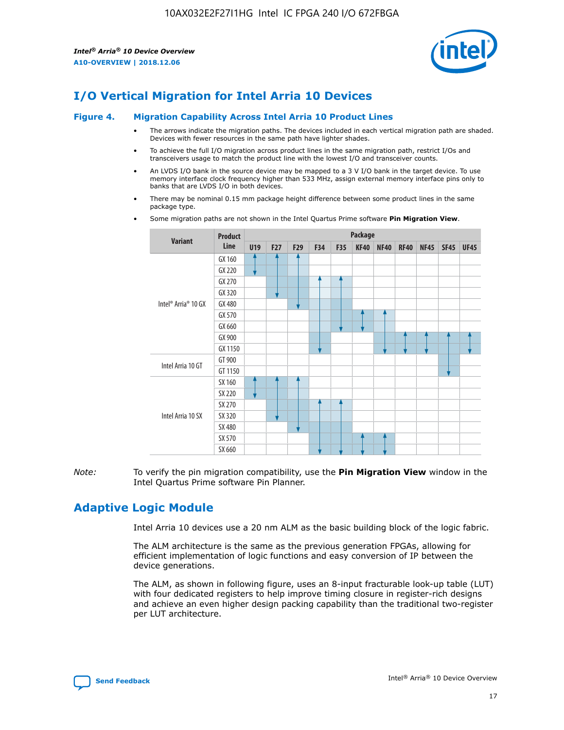## I/O Vertical Migration for Intel Arria 10 Devices

### Figure 4. Migration Capability Across Intel Arria 10 Product Lines

- The arrows indicate the migration paths. The devices included in each vertical migration path are shaded. Devices with fewer resources in the same path have lighter shades.
- To achieve the full I/O migration across product lines in the same migration path, restrict I/Os and transceivers usage to match the product line with the lowest I/O and transceiver counts.
- An LVDS I/O bank in the source device may be mapped to a 3 V I/O bank in the target device. To use memory interface clock frequency higher than 533 MHz, assign external memory interface pins only to banks that are LVDS I/O in both devices.
- There may be nominal 0.15 mm package height difference between some product lines in the same package type.
- Some migration paths are not shown in the Intel Quartus Prime software **Pin Migration View**.

| Variant | Product Line | Package | | | | | | | | | | |
|---|---|---|---|---|---|---|---|---|---|---|---|---|
| | | U19 | F27 | F29 | F34 | F35 | KF40 | NF40 | RF40 | NF45 | SF45 | UF45 |
| Intel® Arria® 10 GX | GX 160 | | | | | | | | | | | |
| | GX 220 | | | | | | | | | | | |
| | GX 270 | | | | | | | | | | | |
| | GX 320 | | | | | | | | | | | |
| | GX 480 | | | | | | | | | | | |
| | GX 570 | | | | | | | | | | | |
| | GX 660 | | | | | | | | | | | |
| | GX 900 | | | | | | | | | | | |
| | GX 1150 | | | | | | | | | | | |
| Intel Arria 10 GT | GT 900 | | | | | | | | | | | |
| | GT 1150 | | | | | | | | | | | |
| Intel Arria 10 SX | SX 160 | | | | | | | | | | | |
| | SX 220 | | | | | | | | | | | |
| | SX 270 | | | | | | | | | | | |
| | SX 320 | | | | | | | | | | | |
| | SX 480 | | | | | | | | | | | |
| | SX 570 | | | | | | | | | | | |
| | SX 660 | | | | | | | | | | | |

*Note:* To verify the pin migration compatibility, use the **Pin Migration View** window in the Intel Quartus Prime software Pin Planner.

## Adaptive Logic Module

Intel Arria 10 devices use a 20 nm ALM as the basic building block of the logic fabric.

The ALM architecture is the same as the previous generation FPGAs, allowing for efficient implementation of logic functions and easy conversion of IP between the device generations.

The ALM, as shown in following figure, uses an 8-input fracturable look-up table (LUT) with four dedicated registers to help improve timing closure in register-rich designs and achieve an even higher design packing capability than the traditional two-register per LUT architecture.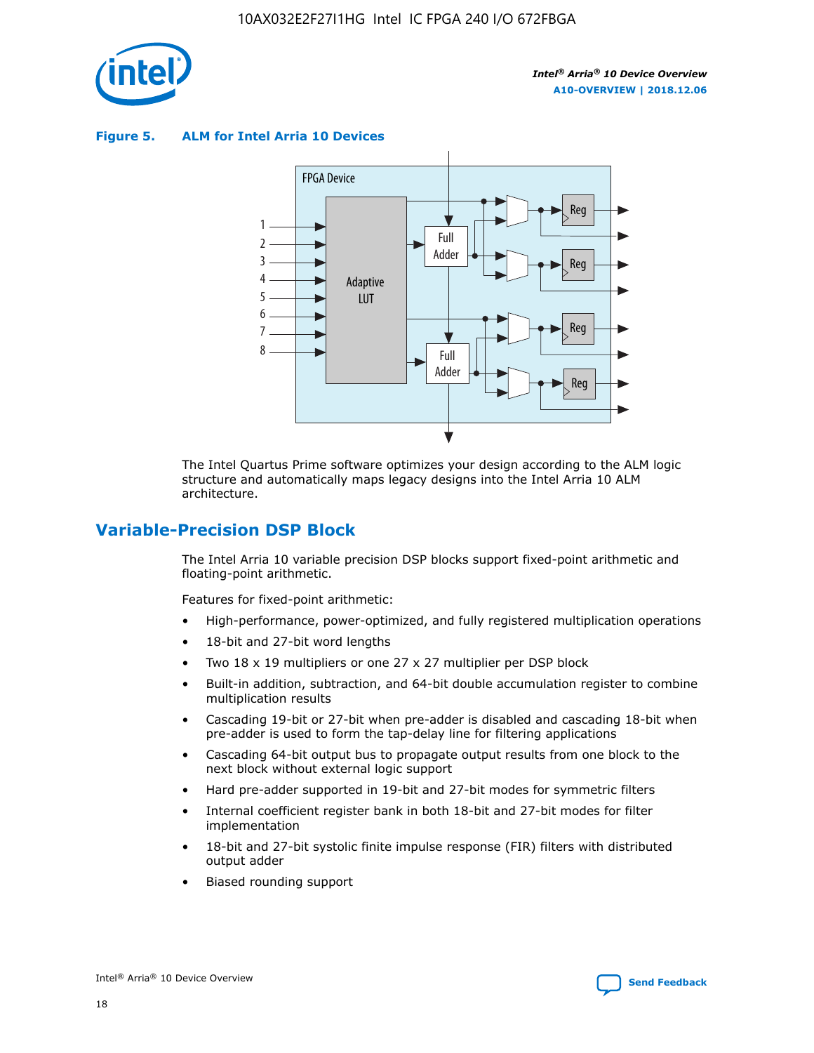**Figure 5. ALM for Intel Arria 10 Devices**

The Intel Quartus Prime software optimizes your design according to the ALM logic structure and automatically maps legacy designs into the Intel Arria 10 ALM architecture.

## Variable-Precision DSP Block

The Intel Arria 10 variable precision DSP blocks support fixed-point arithmetic and floating-point arithmetic.

Features for fixed-point arithmetic:

- High-performance, power-optimized, and fully registered multiplication operations
- 18-bit and 27-bit word lengths
- Two 18 x 19 multipliers or one 27 x 27 multiplier per DSP block
- Built-in addition, subtraction, and 64-bit double accumulation register to combine multiplication results
- Cascading 19-bit or 27-bit when pre-adder is disabled and cascading 18-bit when pre-adder is used to form the tap-delay line for filtering applications
- Cascading 64-bit output bus to propagate output results from one block to the next block without external logic support
- Hard pre-adder supported in 19-bit and 27-bit modes for symmetric filters
- Internal coefficient register bank in both 18-bit and 27-bit modes for filter implementation
- 18-bit and 27-bit systolic finite impulse response (FIR) filters with distributed output adder
- Biased rounding support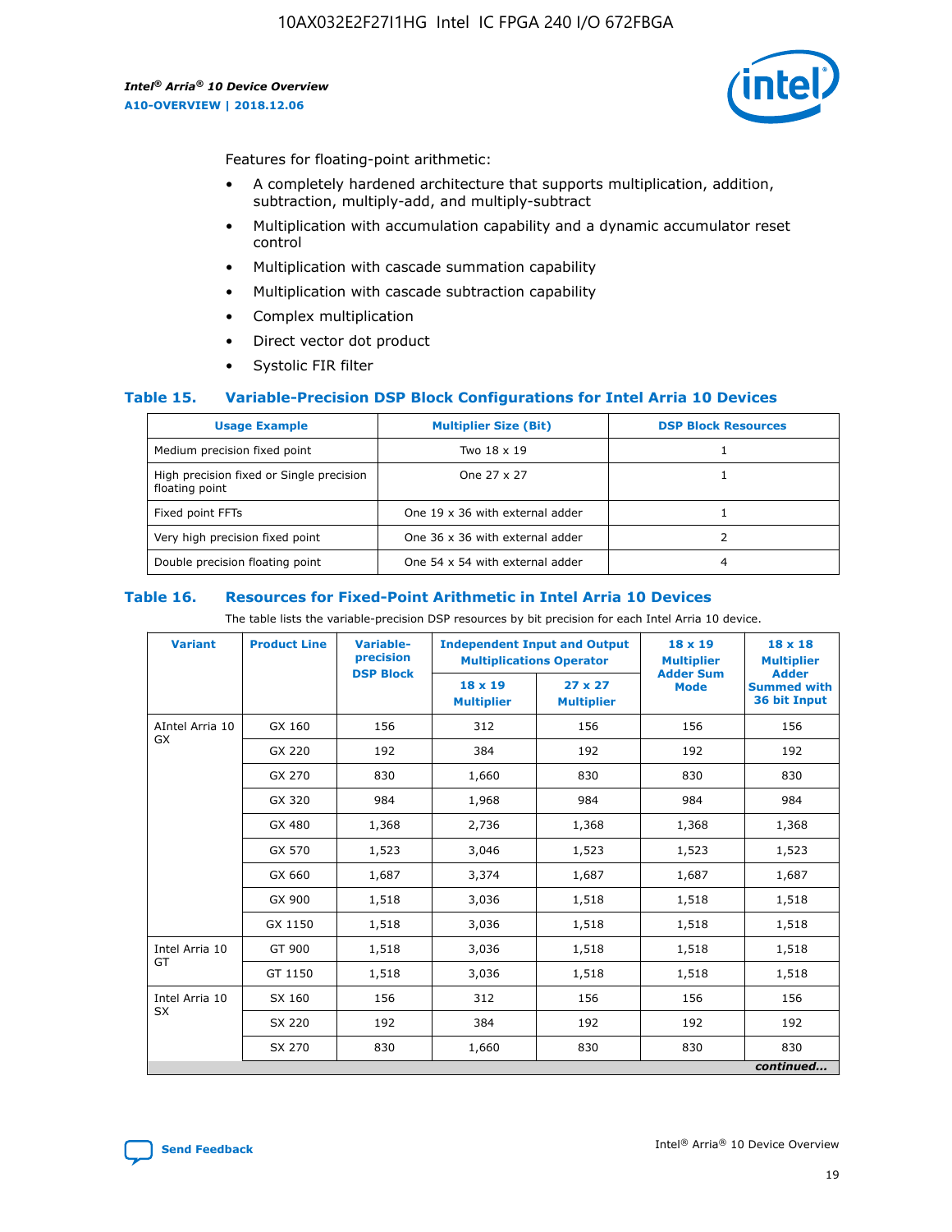Features for floating-point arithmetic:

- A completely hardened architecture that supports multiplication, addition, subtraction, multiply-add, and multiply-subtract
- Multiplication with accumulation capability and a dynamic accumulator reset control
- Multiplication with cascade summation capability
- Multiplication with cascade subtraction capability
- Complex multiplication
- Direct vector dot product
- Systolic FIR filter

### Table 15. Variable-Precision DSP Block Configurations for Intel Arria 10 Devices

| Usage Example | Multiplier Size (Bit) | DSP Block Resources |
| --- | --- | --- |
| Medium precision fixed point | Two 18 x 19 | 1 |
| High precision fixed or Single precision floating point | One 27 x 27 | 1 |
| Fixed point FFTs | One 19 x 36 with external adder | 1 |
| Very high precision fixed point | One 36 x 36 with external adder | 2 |
| Double precision floating point | One 54 x 54 with external adder | 4 |

### Table 16. Resources for Fixed-Point Arithmetic in Intel Arria 10 Devices

The table lists the variable-precision DSP resources by bit precision for each Intel Arria 10 device.

| Variant | Product Line | Variable-precision DSP Block | Independent Input and Output Multiplications Operator | | 18 x 19 Multiplier Adder Sum Mode | 18 x 18 Multiplier Adder Summed with 36 bit Input |
| --- | --- | --- | --- | --- | --- | --- |
| | | | 18 x 19 Multiplier | 27 x 27 Multiplier | | |
| AIntel Arria 10 GX | GX 160 | 156 | 312 | 156 | 156 | 156 |
| | GX 220 | 192 | 384 | 192 | 192 | 192 |
| | GX 270 | 830 | 1,660 | 830 | 830 | 830 |
| | GX 320 | 984 | 1,968 | 984 | 984 | 984 |
| | GX 480 | 1,368 | 2,736 | 1,368 | 1,368 | 1,368 |
| | GX 570 | 1,523 | 3,046 | 1,523 | 1,523 | 1,523 |
| | GX 660 | 1,687 | 3,374 | 1,687 | 1,687 | 1,687 |
| | GX 900 | 1,518 | 3,036 | 1,518 | 1,518 | 1,518 |
| | GX 1150 | 1,518 | 3,036 | 1,518 | 1,518 | 1,518 |
| Intel Arria 10 GT | GT 900 | 1,518 | 3,036 | 1,518 | 1,518 | 1,518 |
| | GT 1150 | 1,518 | 3,036 | 1,518 | 1,518 | 1,518 |
| Intel Arria 10 SX | SX 160 | 156 | 312 | 156 | 156 | 156 |
| | SX 220 | 192 | 384 | 192 | 192 | 192 |
| | SX 270 | 830 | 1,660 | 830 | 830 | 830 |

*continued...*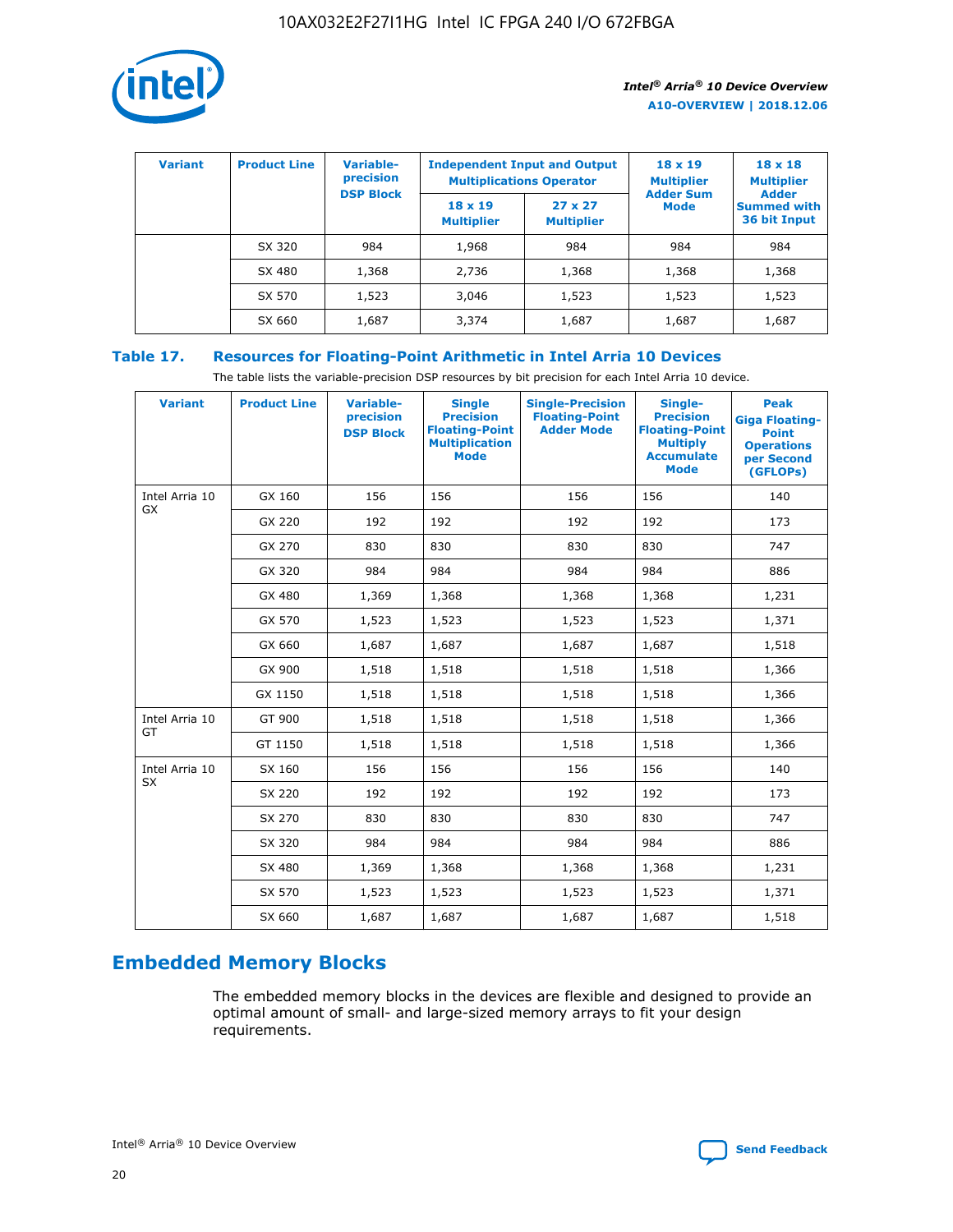| Variant | Product Line | Variable-precision DSP Block | Independent Input and Output Multiplications Operator | | 18 x 19 Multiplier Adder Sum Mode | 18 x 18 Multiplier Adder Summed with 36 bit Input |
|---|---|---|---|---|---|---|
| | | | 18 x 19 Multiplier | 27 x 27 Multiplier | | |
| | SX 320 | 984 | 1,968 | 984 | 984 | 984 |
| | SX 480 | 1,368 | 2,736 | 1,368 | 1,368 | 1,368 |
| | SX 570 | 1,523 | 3,046 | 1,523 | 1,523 | 1,523 |
| | SX 660 | 1,687 | 3,374 | 1,687 | 1,687 | 1,687 |

## Table 17. Resources for Floating-Point Arithmetic in Intel Arria 10 Devices

The table lists the variable-precision DSP resources by bit precision for each Intel Arria 10 device.

| Variant | Product Line | Variable-precision DSP Block | Single Precision Floating-Point Multiplication Mode | Single-Precision Floating-Point Adder Mode | Single-Precision Floating-Point Multiply Accumulate Mode | Peak Giga Floating-Point Operations per Second (GFLOPs) |
|---|---|---|---|---|---|---|
| Intel Arria 10 GX | GX 160 | 156 | 156 | 156 | 156 | 140 |
| | GX 220 | 192 | 192 | 192 | 192 | 173 |
| | GX 270 | 830 | 830 | 830 | 830 | 747 |
| | GX 320 | 984 | 984 | 984 | 984 | 886 |
| | GX 480 | 1,369 | 1,368 | 1,368 | 1,368 | 1,231 |
| | GX 570 | 1,523 | 1,523 | 1,523 | 1,523 | 1,371 |
| | GX 660 | 1,687 | 1,687 | 1,687 | 1,687 | 1,518 |
| | GX 900 | 1,518 | 1,518 | 1,518 | 1,518 | 1,366 |
| | GX 1150 | 1,518 | 1,518 | 1,518 | 1,518 | 1,366 |
| Intel Arria 10 GT | GT 900 | 1,518 | 1,518 | 1,518 | 1,518 | 1,366 |
| | GT 1150 | 1,518 | 1,518 | 1,518 | 1,518 | 1,366 |
| Intel Arria 10 SX | SX 160 | 156 | 156 | 156 | 156 | 140 |
| | SX 220 | 192 | 192 | 192 | 192 | 173 |
| | SX 270 | 830 | 830 | 830 | 830 | 747 |
| | SX 320 | 984 | 984 | 984 | 984 | 886 |
| | SX 480 | 1,369 | 1,368 | 1,368 | 1,368 | 1,231 |
| | SX 570 | 1,523 | 1,523 | 1,523 | 1,523 | 1,371 |
| | SX 660 | 1,687 | 1,687 | 1,687 | 1,687 | 1,518 |

## Embedded Memory Blocks

The embedded memory blocks in the devices are flexible and designed to provide an optimal amount of small- and large-sized memory arrays to fit your design requirements.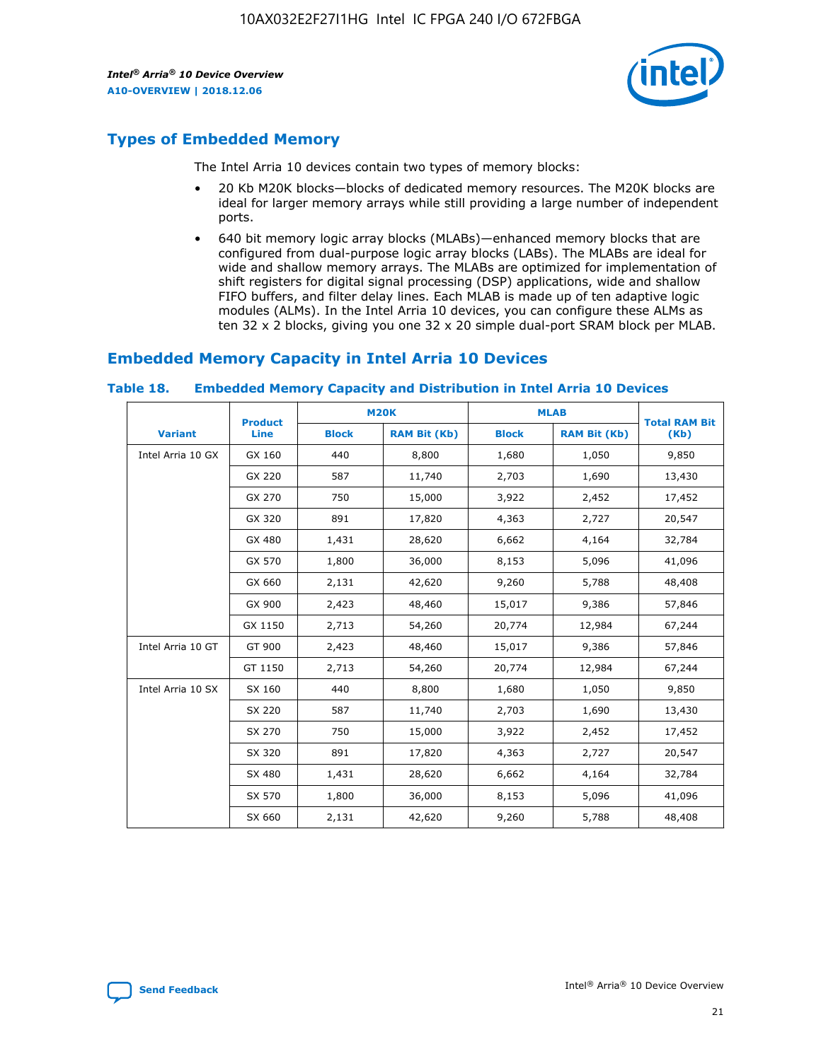## Types of Embedded Memory

The Intel Arria 10 devices contain two types of memory blocks:

- 20 Kb M20K blocks—blocks of dedicated memory resources. The M20K blocks are ideal for larger memory arrays while still providing a large number of independent ports.
- 640 bit memory logic array blocks (MLABs)—enhanced memory blocks that are configured from dual-purpose logic array blocks (LABs). The MLABs are ideal for wide and shallow memory arrays. The MLABs are optimized for implementation of shift registers for digital signal processing (DSP) applications, wide and shallow FIFO buffers, and filter delay lines. Each MLAB is made up of ten adaptive logic modules (ALMs). In the Intel Arria 10 devices, you can configure these ALMs as ten 32 x 2 blocks, giving you one 32 x 20 simple dual-port SRAM block per MLAB.

## Embedded Memory Capacity in Intel Arria 10 Devices

**Table 18. Embedded Memory Capacity and Distribution in Intel Arria 10 Devices**

| Variant | Product Line | M20K | | MLAB | | Total RAM Bit (Kb) |
|---|---|---|---|---|---|---|
| | | Block | RAM Bit (Kb) | Block | RAM Bit (Kb) | |
| Intel Arria 10 GX | GX 160 | 440 | 8,800 | 1,680 | 1,050 | 9,850 |
| | GX 220 | 587 | 11,740 | 2,703 | 1,690 | 13,430 |
| | GX 270 | 750 | 15,000 | 3,922 | 2,452 | 17,452 |
| | GX 320 | 891 | 17,820 | 4,363 | 2,727 | 20,547 |
| | GX 480 | 1,431 | 28,620 | 6,662 | 4,164 | 32,784 |
| | GX 570 | 1,800 | 36,000 | 8,153 | 5,096 | 41,096 |
| | GX 660 | 2,131 | 42,620 | 9,260 | 5,788 | 48,408 |
| | GX 900 | 2,423 | 48,460 | 15,017 | 9,386 | 57,846 |
| | GX 1150 | 2,713 | 54,260 | 20,774 | 12,984 | 67,244 |
| Intel Arria 10 GT | GT 900 | 2,423 | 48,460 | 15,017 | 9,386 | 57,846 |
| | GT 1150 | 2,713 | 54,260 | 20,774 | 12,984 | 67,244 |
| Intel Arria 10 SX | SX 160 | 440 | 8,800 | 1,680 | 1,050 | 9,850 |
| | SX 220 | 587 | 11,740 | 2,703 | 1,690 | 13,430 |
| | SX 270 | 750 | 15,000 | 3,922 | 2,452 | 17,452 |
| | SX 320 | 891 | 17,820 | 4,363 | 2,727 | 20,547 |
| | SX 480 | 1,431 | 28,620 | 6,662 | 4,164 | 32,784 |
| | SX 570 | 1,800 | 36,000 | 8,153 | 5,096 | 41,096 |
| | SX 660 | 2,131 | 42,620 | 9,260 | 5,788 | 48,408 |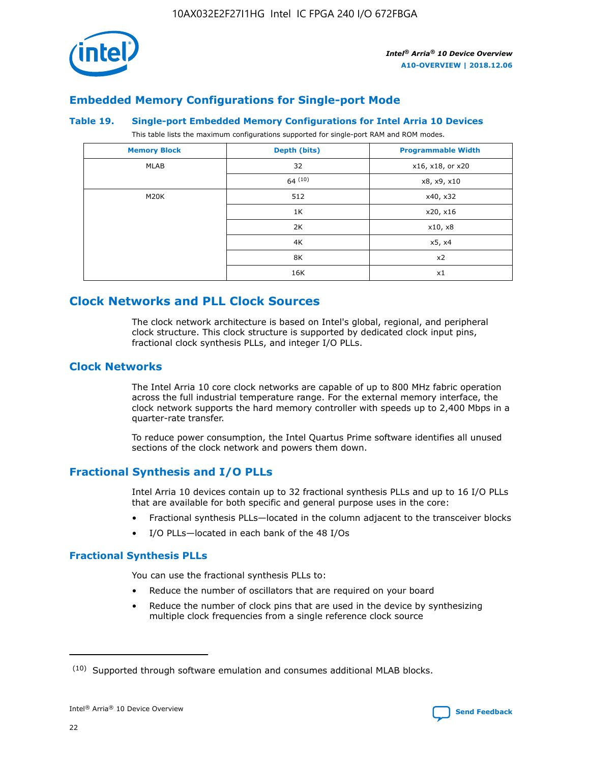## Embedded Memory Configurations for Single-port Mode

**Table 19. Single-port Embedded Memory Configurations for Intel Arria 10 Devices**

This table lists the maximum configurations supported for single-port RAM and ROM modes.

| Memory Block | Depth (bits) | Programmable Width |
|---|---|---|
| MLAB | 32 | x16, x18, or x20 |
| | 64 (10) | x8, x9, x10 |
| M20K | 512 | x40, x32 |
| | 1K | x20, x16 |
| | 2K | x10, x8 |
| | 4K | x5, x4 |
| | 8K | x2 |
| | 16K | x1 |

## Clock Networks and PLL Clock Sources

The clock network architecture is based on Intel's global, regional, and peripheral clock structure. This clock structure is supported by dedicated clock input pins, fractional clock synthesis PLLs, and integer I/O PLLs.

### Clock Networks

The Intel Arria 10 core clock networks are capable of up to 800 MHz fabric operation across the full industrial temperature range. For the external memory interface, the clock network supports the hard memory controller with speeds up to 2,400 Mbps in a quarter-rate transfer.

To reduce power consumption, the Intel Quartus Prime software identifies all unused sections of the clock network and powers them down.

### Fractional Synthesis and I/O PLLs

Intel Arria 10 devices contain up to 32 fractional synthesis PLLs and up to 16 I/O PLLs that are available for both specific and general purpose uses in the core:

- Fractional synthesis PLLs—located in the column adjacent to the transceiver blocks
- I/O PLLs—located in each bank of the 48 I/Os

#### Fractional Synthesis PLLs

You can use the fractional synthesis PLLs to:

- Reduce the number of oscillators that are required on your board
- Reduce the number of clock pins that are used in the device by synthesizing multiple clock frequencies from a single reference clock source

(10) Supported through software emulation and consumes additional MLAB blocks.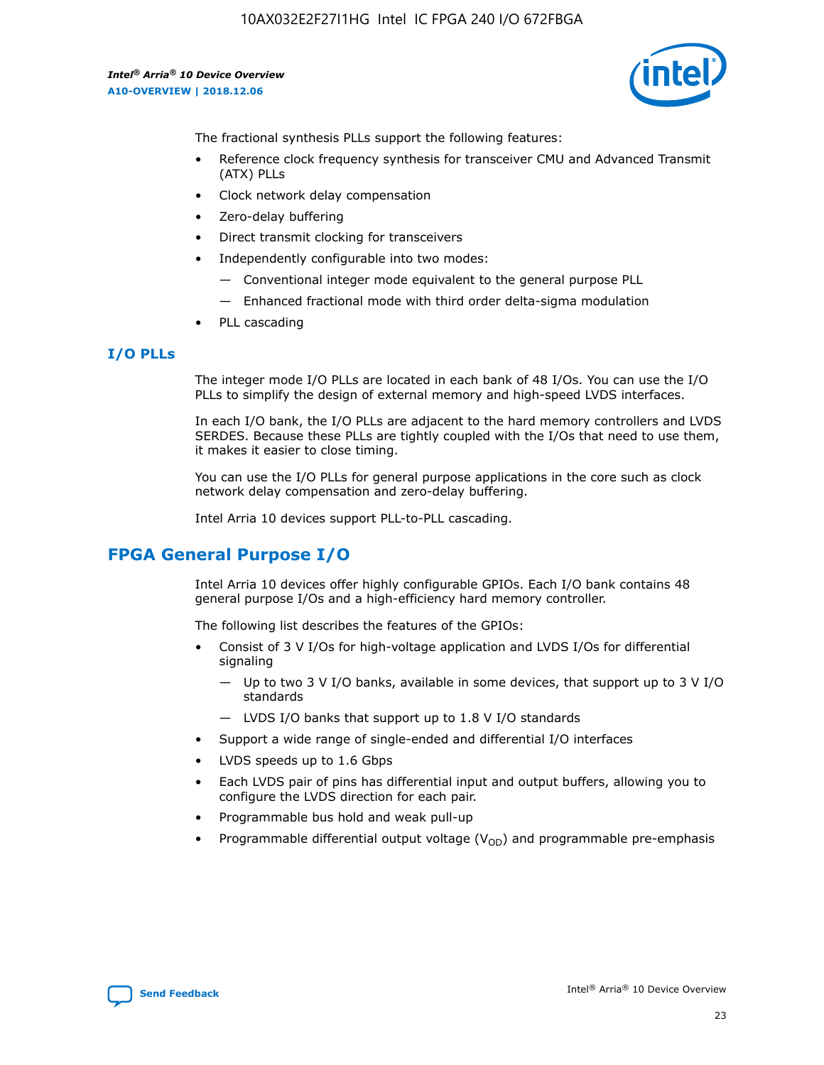The fractional synthesis PLLs support the following features:

- Reference clock frequency synthesis for transceiver CMU and Advanced Transmit (ATX) PLLs
- Clock network delay compensation
- Zero-delay buffering
- Direct transmit clocking for transceivers
- Independently configurable into two modes:
  - — Conventional integer mode equivalent to the general purpose PLL
  - — Enhanced fractional mode with third order delta-sigma modulation
- PLL cascading

### I/O PLLs

The integer mode I/O PLLs are located in each bank of 48 I/Os. You can use the I/O PLLs to simplify the design of external memory and high-speed LVDS interfaces.

In each I/O bank, the I/O PLLs are adjacent to the hard memory controllers and LVDS SERDES. Because these PLLs are tightly coupled with the I/Os that need to use them, it makes it easier to close timing.

You can use the I/O PLLs for general purpose applications in the core such as clock network delay compensation and zero-delay buffering.

Intel Arria 10 devices support PLL-to-PLL cascading.

## FPGA General Purpose I/O

Intel Arria 10 devices offer highly configurable GPIOs. Each I/O bank contains 48 general purpose I/Os and a high-efficiency hard memory controller.

The following list describes the features of the GPIOs:

- Consist of 3 V I/Os for high-voltage application and LVDS I/Os for differential signaling
  - — Up to two 3 V I/O banks, available in some devices, that support up to 3 V I/O standards
  - — LVDS I/O banks that support up to 1.8 V I/O standards
- Support a wide range of single-ended and differential I/O interfaces
- LVDS speeds up to 1.6 Gbps
- Each LVDS pair of pins has differential input and output buffers, allowing you to configure the LVDS direction for each pair.
- Programmable bus hold and weak pull-up
- Programmable differential output voltage ($V_{OD}$) and programmable pre-emphasis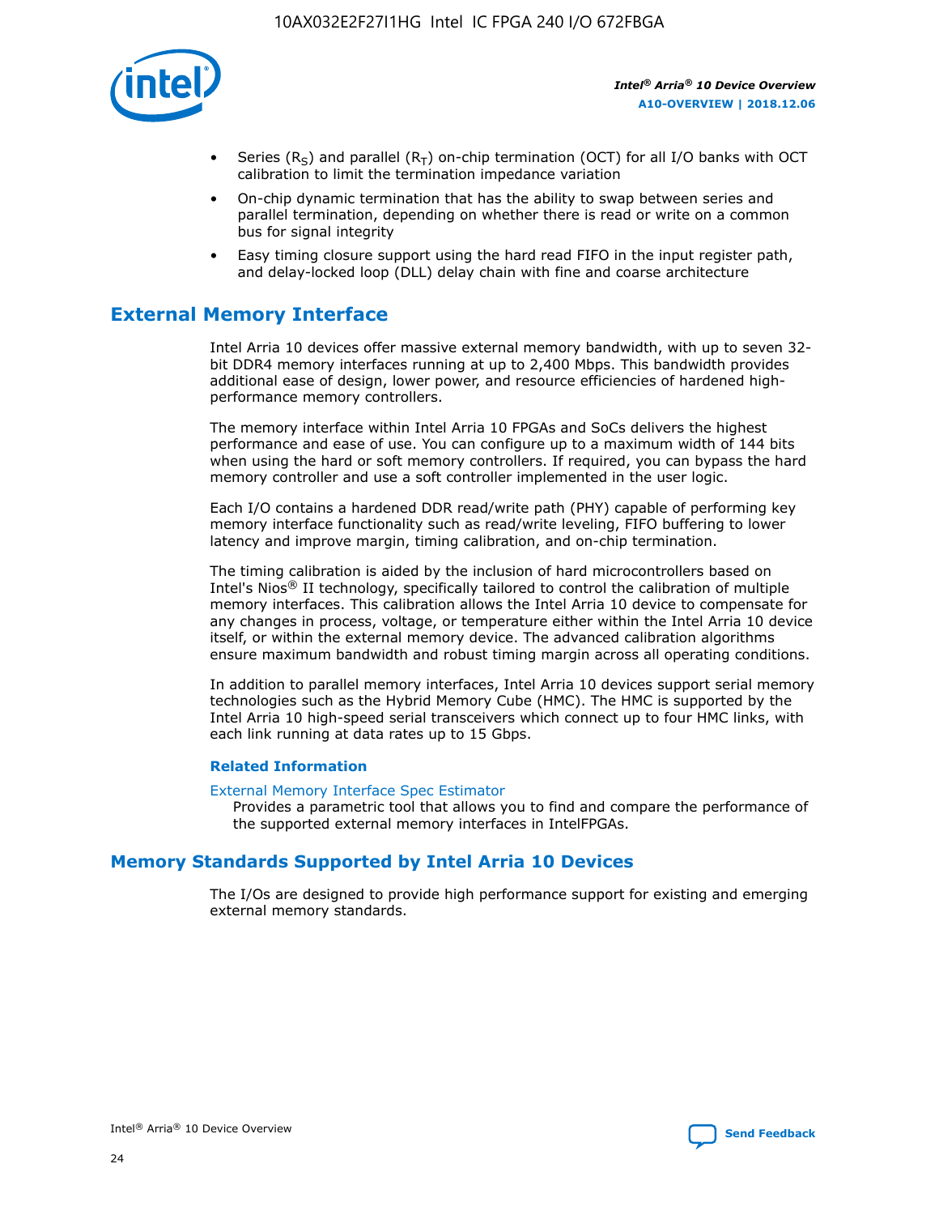- Series ($R_S$) and parallel ($R_T$) on-chip termination (OCT) for all I/O banks with OCT calibration to limit the termination impedance variation
- On-chip dynamic termination that has the ability to swap between series and parallel termination, depending on whether there is read or write on a common bus for signal integrity
- Easy timing closure support using the hard read FIFO in the input register path, and delay-locked loop (DLL) delay chain with fine and coarse architecture

## External Memory Interface

Intel Arria 10 devices offer massive external memory bandwidth, with up to seven 32-bit DDR4 memory interfaces running at up to 2,400 Mbps. This bandwidth provides additional ease of design, lower power, and resource efficiencies of hardened high-performance memory controllers.

The memory interface within Intel Arria 10 FPGAs and SoCs delivers the highest performance and ease of use. You can configure up to a maximum width of 144 bits when using the hard or soft memory controllers. If required, you can bypass the hard memory controller and use a soft controller implemented in the user logic.

Each I/O contains a hardened DDR read/write path (PHY) capable of performing key memory interface functionality such as read/write leveling, FIFO buffering to lower latency and improve margin, timing calibration, and on-chip termination.

The timing calibration is aided by the inclusion of hard microcontrollers based on Intel's Nios® II technology, specifically tailored to control the calibration of multiple memory interfaces. This calibration allows the Intel Arria 10 device to compensate for any changes in process, voltage, or temperature either within the Intel Arria 10 device itself, or within the external memory device. The advanced calibration algorithms ensure maximum bandwidth and robust timing margin across all operating conditions.

In addition to parallel memory interfaces, Intel Arria 10 devices support serial memory technologies such as the Hybrid Memory Cube (HMC). The HMC is supported by the Intel Arria 10 high-speed serial transceivers which connect up to four HMC links, with each link running at data rates up to 15 Gbps.

### Related Information

External Memory Interface Spec Estimator
Provides a parametric tool that allows you to find and compare the performance of the supported external memory interfaces in IntelFPGAs.

## Memory Standards Supported by Intel Arria 10 Devices

The I/Os are designed to provide high performance support for existing and emerging external memory standards.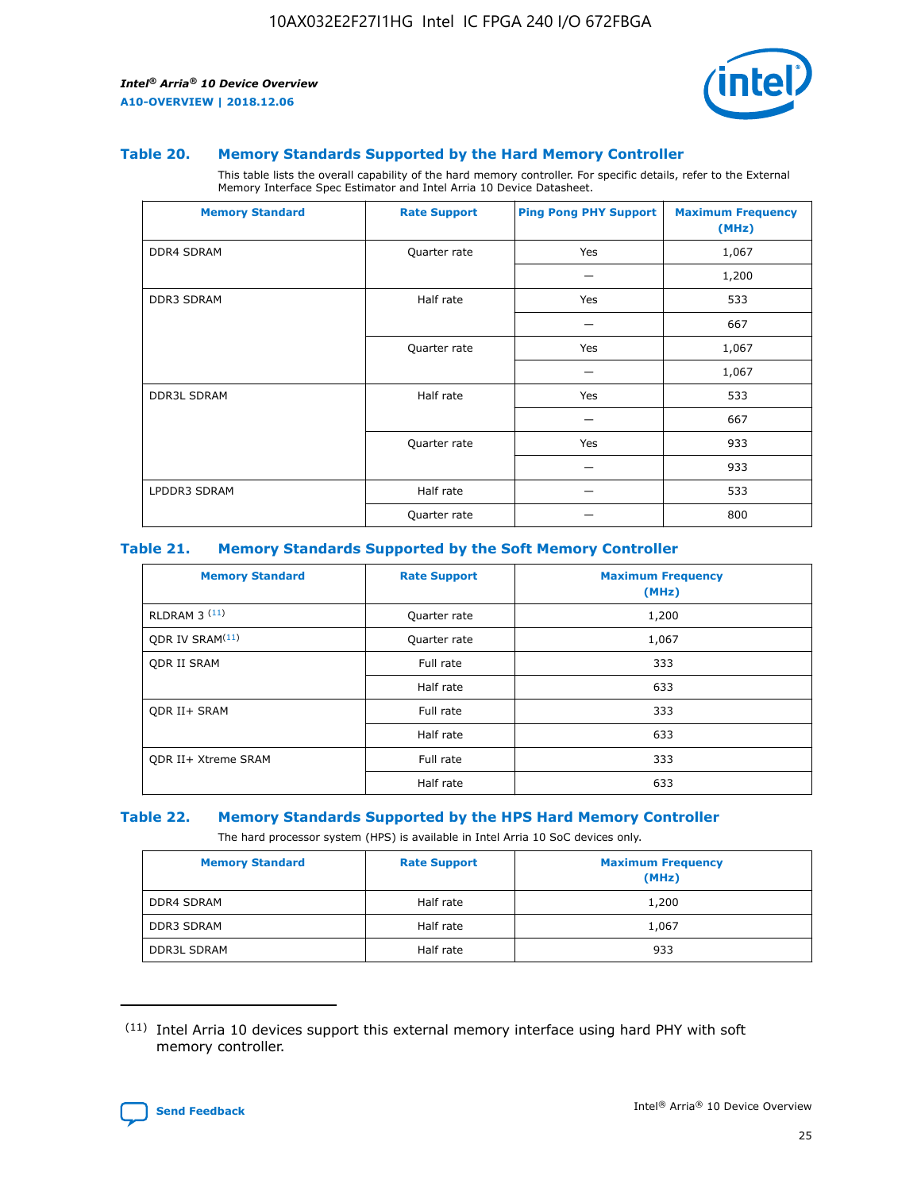### Table 20. Memory Standards Supported by the Hard Memory Controller

This table lists the overall capability of the hard memory controller. For specific details, refer to the External Memory Interface Spec Estimator and Intel Arria 10 Device Datasheet.

| Memory Standard | Rate Support | Ping Pong PHY Support | Maximum Frequency (MHz) |
|---|---|---|---|
| DDR4 SDRAM | Quarter rate | Yes | 1,067 |
| | | — | 1,200 |
| DDR3 SDRAM | Half rate | Yes | 533 |
| | | — | 667 |
| | Quarter rate | Yes | 1,067 |
| | | — | 1,067 |
| DDR3L SDRAM | Half rate | Yes | 533 |
| | | — | 667 |
| | Quarter rate | Yes | 933 |
| | | — | 933 |
| LPDDR3 SDRAM | Half rate | — | 533 |
| | Quarter rate | — | 800 |

### Table 21. Memory Standards Supported by the Soft Memory Controller

| Memory Standard | Rate Support | Maximum Frequency (MHz) |
|---|---|---|
| RLDRAM 3 [11] | Quarter rate | 1,200 |
| QDR IV SRAM[11] | Quarter rate | 1,067 |
| QDR II SRAM | Full rate | 333 |
| | Half rate | 633 |
| QDR II+ SRAM | Full rate | 333 |
| | Half rate | 633 |
| QDR II+ Xtreme SRAM | Full rate | 333 |
| | Half rate | 633 |

### Table 22. Memory Standards Supported by the HPS Hard Memory Controller

The hard processor system (HPS) is available in Intel Arria 10 SoC devices only.

| Memory Standard | Rate Support | Maximum Frequency (MHz) |
|---|---|---|
| DDR4 SDRAM | Half rate | 1,200 |
| DDR3 SDRAM | Half rate | 1,067 |
| DDR3L SDRAM | Half rate | 933 |

(11) Intel Arria 10 devices support this external memory interface using hard PHY with soft memory controller.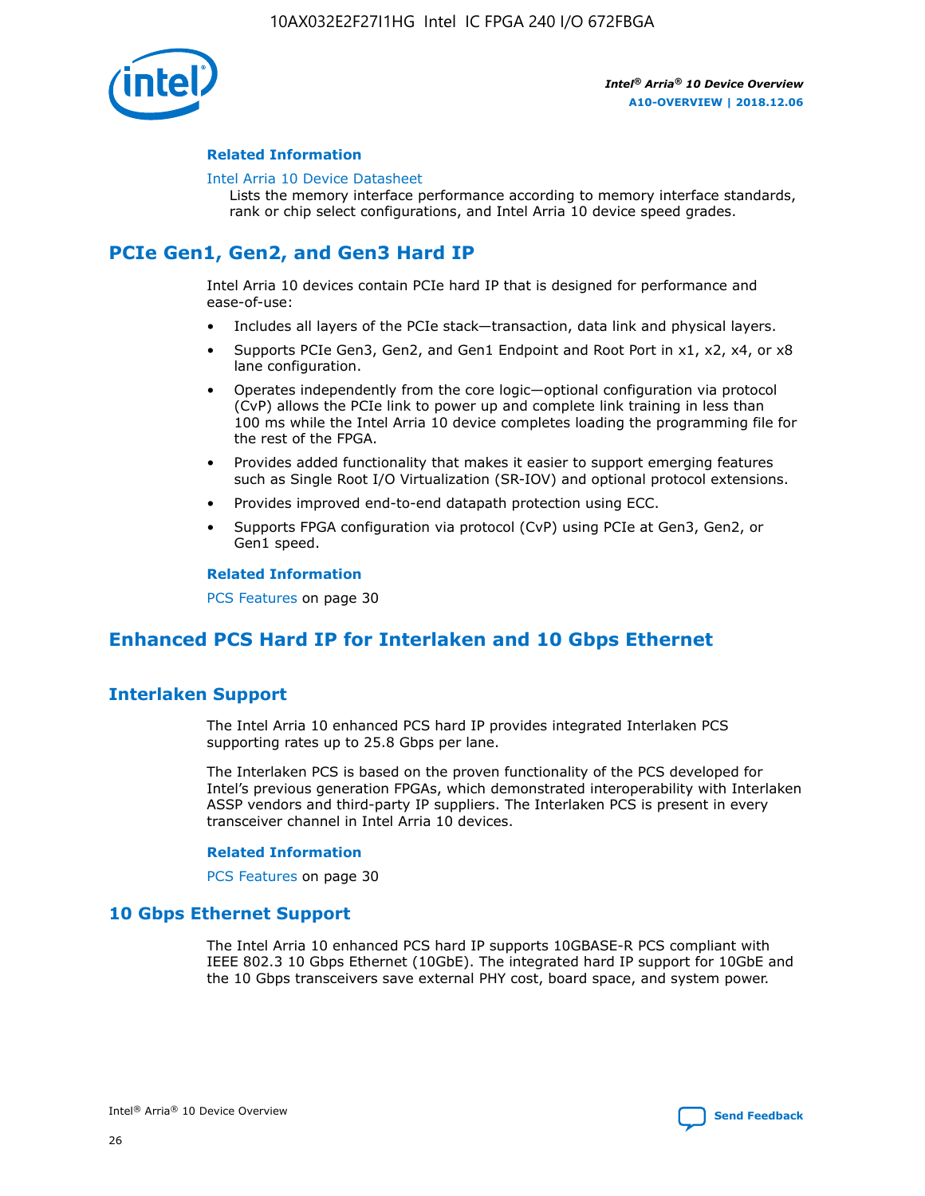#### Related Information

Intel Arria 10 Device Datasheet

Lists the memory interface performance according to memory interface standards, rank or chip select configurations, and Intel Arria 10 device speed grades.

## PCIe Gen1, Gen2, and Gen3 Hard IP

Intel Arria 10 devices contain PCIe hard IP that is designed for performance and ease-of-use:

- Includes all layers of the PCIe stack—transaction, data link and physical layers.
- Supports PCIe Gen3, Gen2, and Gen1 Endpoint and Root Port in x1, x2, x4, or x8 lane configuration.
- Operates independently from the core logic—optional configuration via protocol (CvP) allows the PCIe link to power up and complete link training in less than 100 ms while the Intel Arria 10 device completes loading the programming file for the rest of the FPGA.
- Provides added functionality that makes it easier to support emerging features such as Single Root I/O Virtualization (SR-IOV) and optional protocol extensions.
- Provides improved end-to-end datapath protection using ECC.
- Supports FPGA configuration via protocol (CvP) using PCIe at Gen3, Gen2, or Gen1 speed.

#### Related Information

PCS Features on page 30

## Enhanced PCS Hard IP for Interlaken and 10 Gbps Ethernet

### Interlaken Support

The Intel Arria 10 enhanced PCS hard IP provides integrated Interlaken PCS supporting rates up to 25.8 Gbps per lane.

The Interlaken PCS is based on the proven functionality of the PCS developed for Intel's previous generation FPGAs, which demonstrated interoperability with Interlaken ASSP vendors and third-party IP suppliers. The Interlaken PCS is present in every transceiver channel in Intel Arria 10 devices.

#### Related Information

PCS Features on page 30

### 10 Gbps Ethernet Support

The Intel Arria 10 enhanced PCS hard IP supports 10GBASE-R PCS compliant with IEEE 802.3 10 Gbps Ethernet (10GbE). The integrated hard IP support for 10GbE and the 10 Gbps transceivers save external PHY cost, board space, and system power.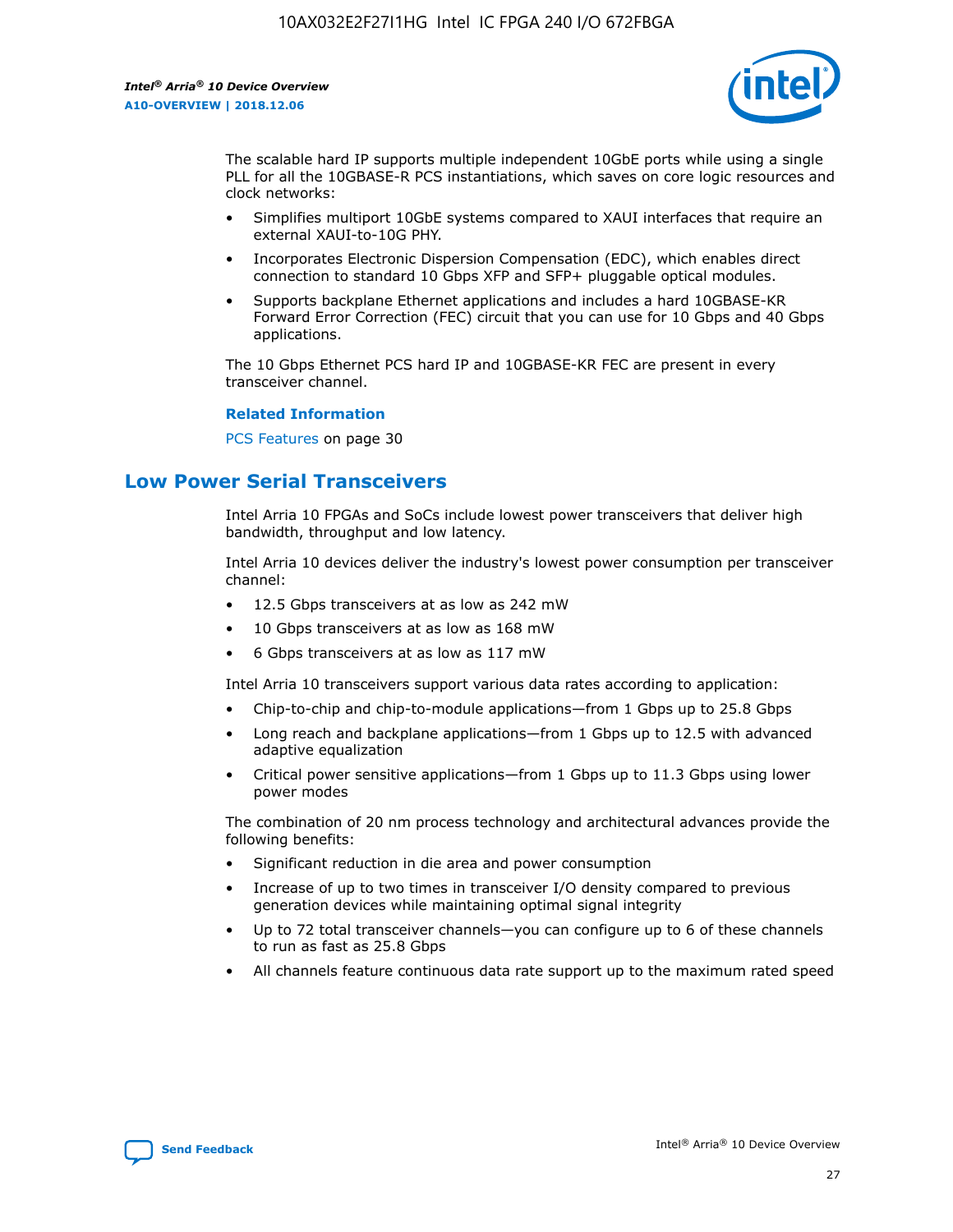The scalable hard IP supports multiple independent 10GbE ports while using a single PLL for all the 10GBASE-R PCS instantiations, which saves on core logic resources and clock networks:

- Simplifies multiport 10GbE systems compared to XAUI interfaces that require an external XAUI-to-10G PHY.
- Incorporates Electronic Dispersion Compensation (EDC), which enables direct connection to standard 10 Gbps XFP and SFP+ pluggable optical modules.
- Supports backplane Ethernet applications and includes a hard 10GBASE-KR Forward Error Correction (FEC) circuit that you can use for 10 Gbps and 40 Gbps applications.

The 10 Gbps Ethernet PCS hard IP and 10GBASE-KR FEC are present in every transceiver channel.

**Related Information**

PCS Features on page 30

## Low Power Serial Transceivers

Intel Arria 10 FPGAs and SoCs include lowest power transceivers that deliver high bandwidth, throughput and low latency.

Intel Arria 10 devices deliver the industry's lowest power consumption per transceiver channel:

- 12.5 Gbps transceivers at as low as 242 mW
- 10 Gbps transceivers at as low as 168 mW
- 6 Gbps transceivers at as low as 117 mW

Intel Arria 10 transceivers support various data rates according to application:

- Chip-to-chip and chip-to-module applications—from 1 Gbps up to 25.8 Gbps
- Long reach and backplane applications—from 1 Gbps up to 12.5 with advanced adaptive equalization
- Critical power sensitive applications—from 1 Gbps up to 11.3 Gbps using lower power modes

The combination of 20 nm process technology and architectural advances provide the following benefits:

- Significant reduction in die area and power consumption
- Increase of up to two times in transceiver I/O density compared to previous generation devices while maintaining optimal signal integrity
- Up to 72 total transceiver channels—you can configure up to 6 of these channels to run as fast as 25.8 Gbps
- All channels feature continuous data rate support up to the maximum rated speed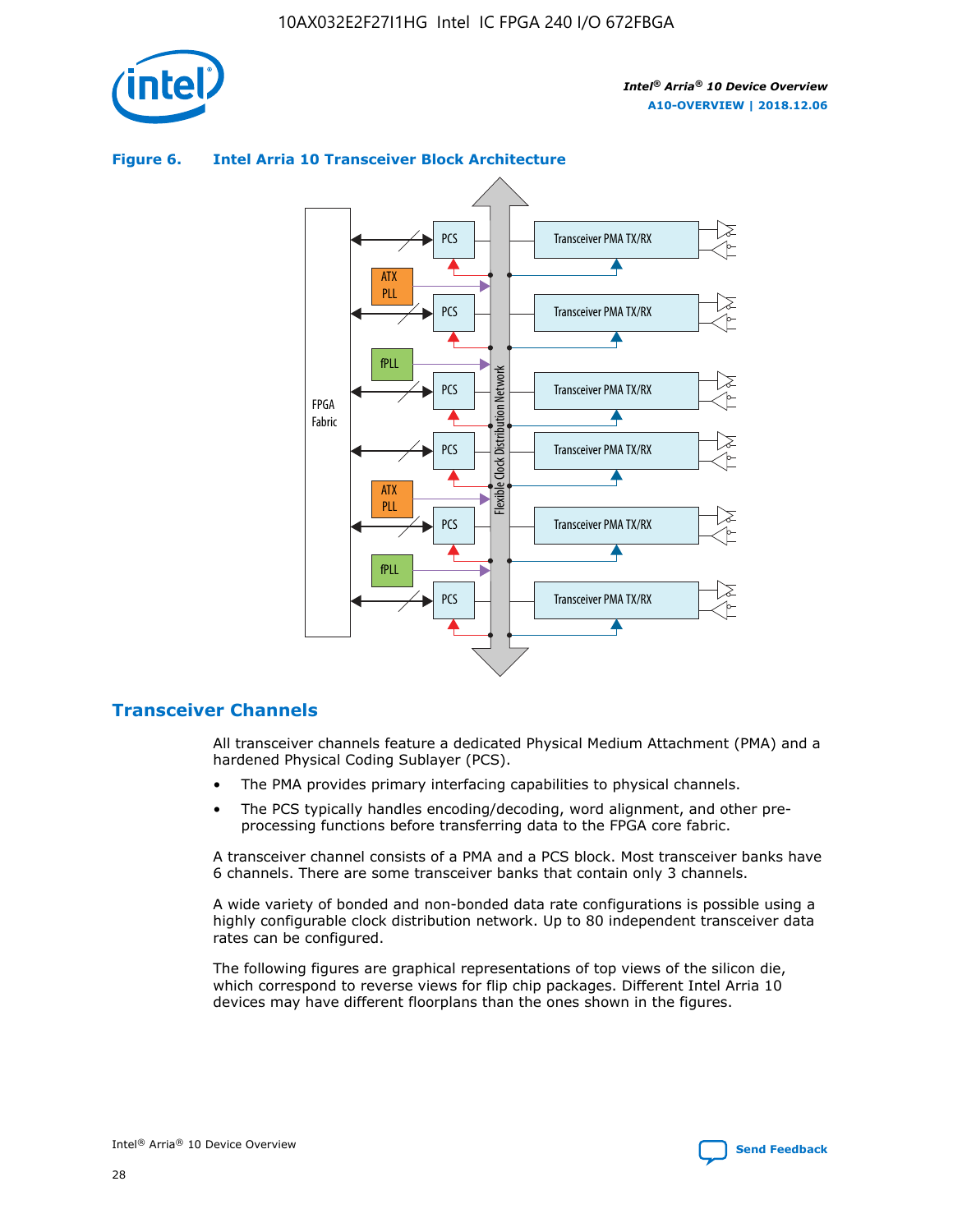**Figure 6. Intel Arria 10 Transceiver Block Architecture**

## Transceiver Channels

All transceiver channels feature a dedicated Physical Medium Attachment (PMA) and a hardened Physical Coding Sublayer (PCS).

- The PMA provides primary interfacing capabilities to physical channels.
- The PCS typically handles encoding/decoding, word alignment, and other pre-processing functions before transferring data to the FPGA core fabric.

A transceiver channel consists of a PMA and a PCS block. Most transceiver banks have 6 channels. There are some transceiver banks that contain only 3 channels.

A wide variety of bonded and non-bonded data rate configurations is possible using a highly configurable clock distribution network. Up to 80 independent transceiver data rates can be configured.

The following figures are graphical representations of top views of the silicon die, which correspond to reverse views for flip chip packages. Different Intel Arria 10 devices may have different floorplans than the ones shown in the figures.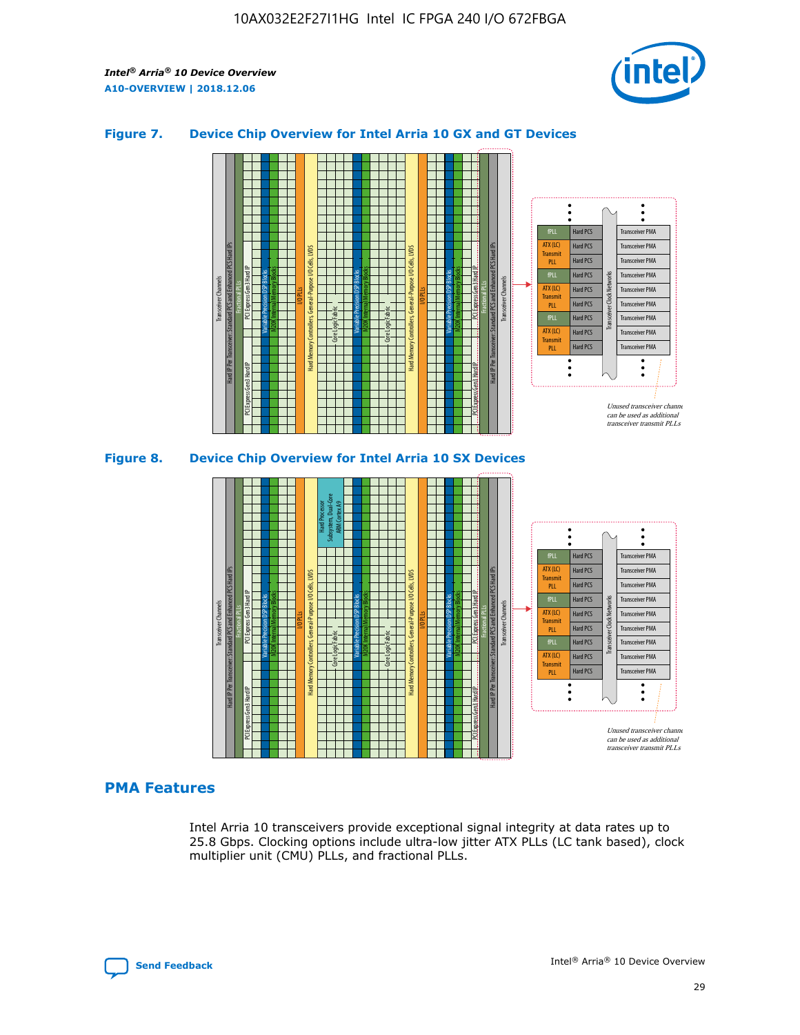### Figure 7. Device Chip Overview for Intel Arria 10 GX and GT Devices

### Figure 8. Device Chip Overview for Intel Arria 10 SX Devices

## PMA Features

Intel Arria 10 transceivers provide exceptional signal integrity at data rates up to 25.8 Gbps. Clocking options include ultra-low jitter ATX PLLs (LC tank based), clock multiplier unit (CMU) PLLs, and fractional PLLs.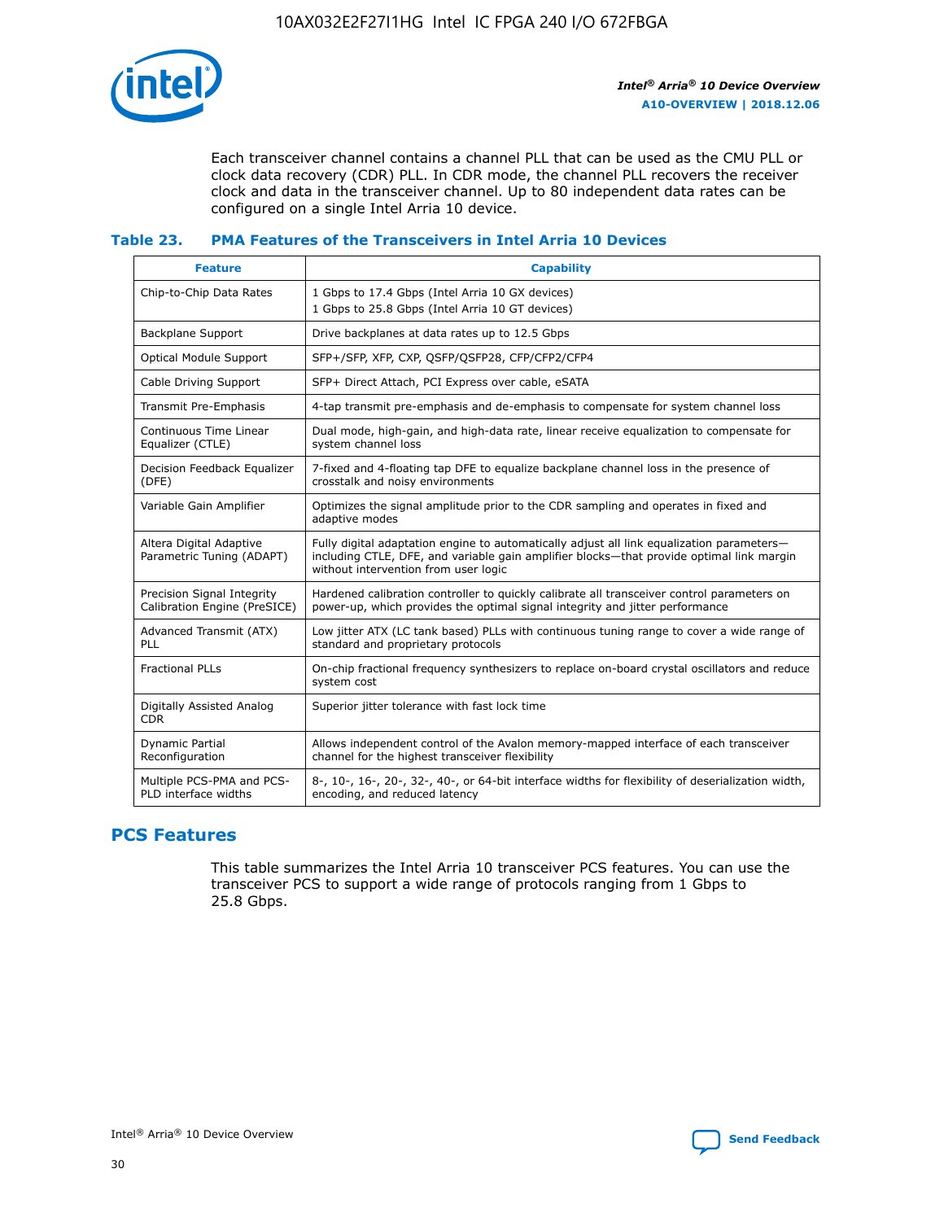Each transceiver channel contains a channel PLL that can be used as the CMU PLL or clock data recovery (CDR) PLL. In CDR mode, the channel PLL recovers the receiver clock and data in the transceiver channel. Up to 80 independent data rates can be configured on a single Intel Arria 10 device.

**Table 23. PMA Features of the Transceivers in Intel Arria 10 Devices**

| Feature | Capability |
| --- | --- |
| Chip-to-Chip Data Rates | 1 Gbps to 17.4 Gbps (Intel Arria 10 GX devices)<br>1 Gbps to 25.8 Gbps (Intel Arria 10 GT devices) |
| Backplane Support | Drive backplanes at data rates up to 12.5 Gbps |
| Optical Module Support | SFP+/SFP, XFP, CXP, QSFP/QSFP28, CFP/CFP2/CFP4 |
| Cable Driving Support | SFP+ Direct Attach, PCI Express over cable, eSATA |
| Transmit Pre-Emphasis | 4-tap transmit pre-emphasis and de-emphasis to compensate for system channel loss |
| Continuous Time Linear Equalizer (CTLE) | Dual mode, high-gain, and high-data rate, linear receive equalization to compensate for system channel loss |
| Decision Feedback Equalizer (DFE) | 7-fixed and 4-floating tap DFE to equalize backplane channel loss in the presence of crosstalk and noisy environments |
| Variable Gain Amplifier | Optimizes the signal amplitude prior to the CDR sampling and operates in fixed and adaptive modes |
| Altera Digital Adaptive Parametric Tuning (ADAPT) | Fully digital adaptation engine to automatically adjust all link equalization parameters—including CTLE, DFE, and variable gain amplifier blocks—that provide optimal link margin without intervention from user logic |
| Precision Signal Integrity Calibration Engine (PreSICE) | Hardened calibration controller to quickly calibrate all transceiver control parameters on power-up, which provides the optimal signal integrity and jitter performance |
| Advanced Transmit (ATX) PLL | Low jitter ATX (LC tank based) PLLs with continuous tuning range to cover a wide range of standard and proprietary protocols |
| Fractional PLLs | On-chip fractional frequency synthesizers to replace on-board crystal oscillators and reduce system cost |
| Digitally Assisted Analog CDR | Superior jitter tolerance with fast lock time |
| Dynamic Partial Reconfiguration | Allows independent control of the Avalon memory-mapped interface of each transceiver channel for the highest transceiver flexibility |
| Multiple PCS-PMA and PCS-PLD interface widths | 8-, 10-, 16-, 20-, 32-, 40-, or 64-bit interface widths for flexibility of deserialization width, encoding, and reduced latency |

## PCS Features

This table summarizes the Intel Arria 10 transceiver PCS features. You can use the transceiver PCS to support a wide range of protocols ranging from 1 Gbps to 25.8 Gbps.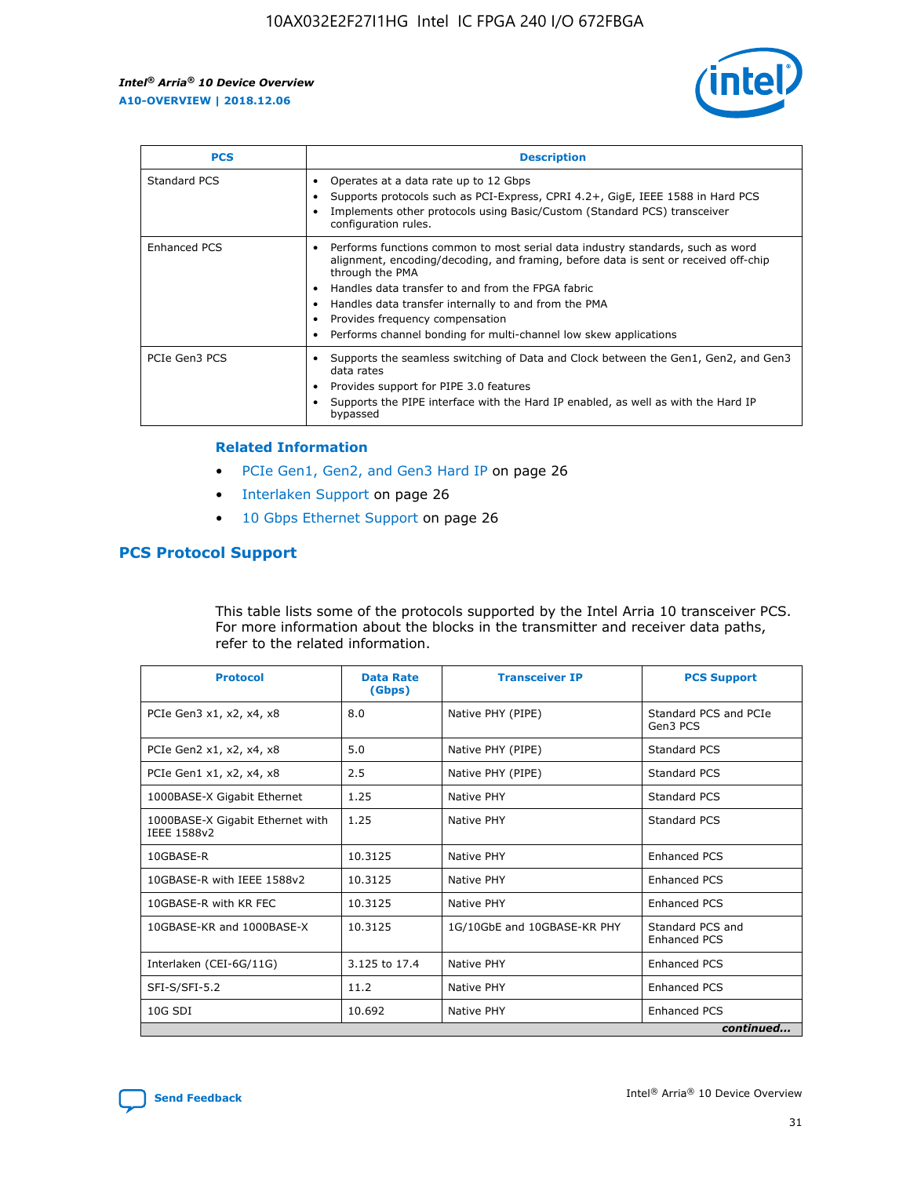| PCS | Description |
| --- | --- |
| Standard PCS | • Operates at a data rate up to 12 Gbps<br>• Supports protocols such as PCI-Express, CPRI 4.2+, GigE, IEEE 1588 in Hard PCS<br>• Implements other protocols using Basic/Custom (Standard PCS) transceiver configuration rules. |
| Enhanced PCS | • Performs functions common to most serial data industry standards, such as word alignment, encoding/decoding, and framing, before data is sent or received off-chip through the PMA<br>• Handles data transfer to and from the FPGA fabric<br>• Handles data transfer internally to and from the PMA<br>• Provides frequency compensation<br>• Performs channel bonding for multi-channel low skew applications |
| PCIe Gen3 PCS | • Supports the seamless switching of Data and Clock between the Gen1, Gen2, and Gen3 data rates<br>• Provides support for PIPE 3.0 features<br>• Supports the PIPE interface with the Hard IP enabled, as well as with the Hard IP bypassed |

### Related Information

- PCIe Gen1, Gen2, and Gen3 Hard IP on page 26
- Interlaken Support on page 26
- 10 Gbps Ethernet Support on page 26

## PCS Protocol Support

This table lists some of the protocols supported by the Intel Arria 10 transceiver PCS. For more information about the blocks in the transmitter and receiver data paths, refer to the related information.

| Protocol | Data Rate (Gbps) | Transceiver IP | PCS Support |
| --- | --- | --- | --- |
| PCIe Gen3 x1, x2, x4, x8 | 8.0 | Native PHY (PIPE) | Standard PCS and PCIe Gen3 PCS |
| PCIe Gen2 x1, x2, x4, x8 | 5.0 | Native PHY (PIPE) | Standard PCS |
| PCIe Gen1 x1, x2, x4, x8 | 2.5 | Native PHY (PIPE) | Standard PCS |
| 1000BASE-X Gigabit Ethernet | 1.25 | Native PHY | Standard PCS |
| 1000BASE-X Gigabit Ethernet with IEEE 1588v2 | 1.25 | Native PHY | Standard PCS |
| 10GBASE-R | 10.3125 | Native PHY | Enhanced PCS |
| 10GBASE-R with IEEE 1588v2 | 10.3125 | Native PHY | Enhanced PCS |
| 10GBASE-R with KR FEC | 10.3125 | Native PHY | Enhanced PCS |
| 10GBASE-KR and 1000BASE-X | 10.3125 | 1G/10GbE and 10GBASE-KR PHY | Standard PCS and Enhanced PCS |
| Interlaken (CEI-6G/11G) | 3.125 to 17.4 | Native PHY | Enhanced PCS |
| SFI-S/SFI-5.2 | 11.2 | Native PHY | Enhanced PCS |
| 10G SDI | 10.692 | Native PHY | Enhanced PCS |

*continued...*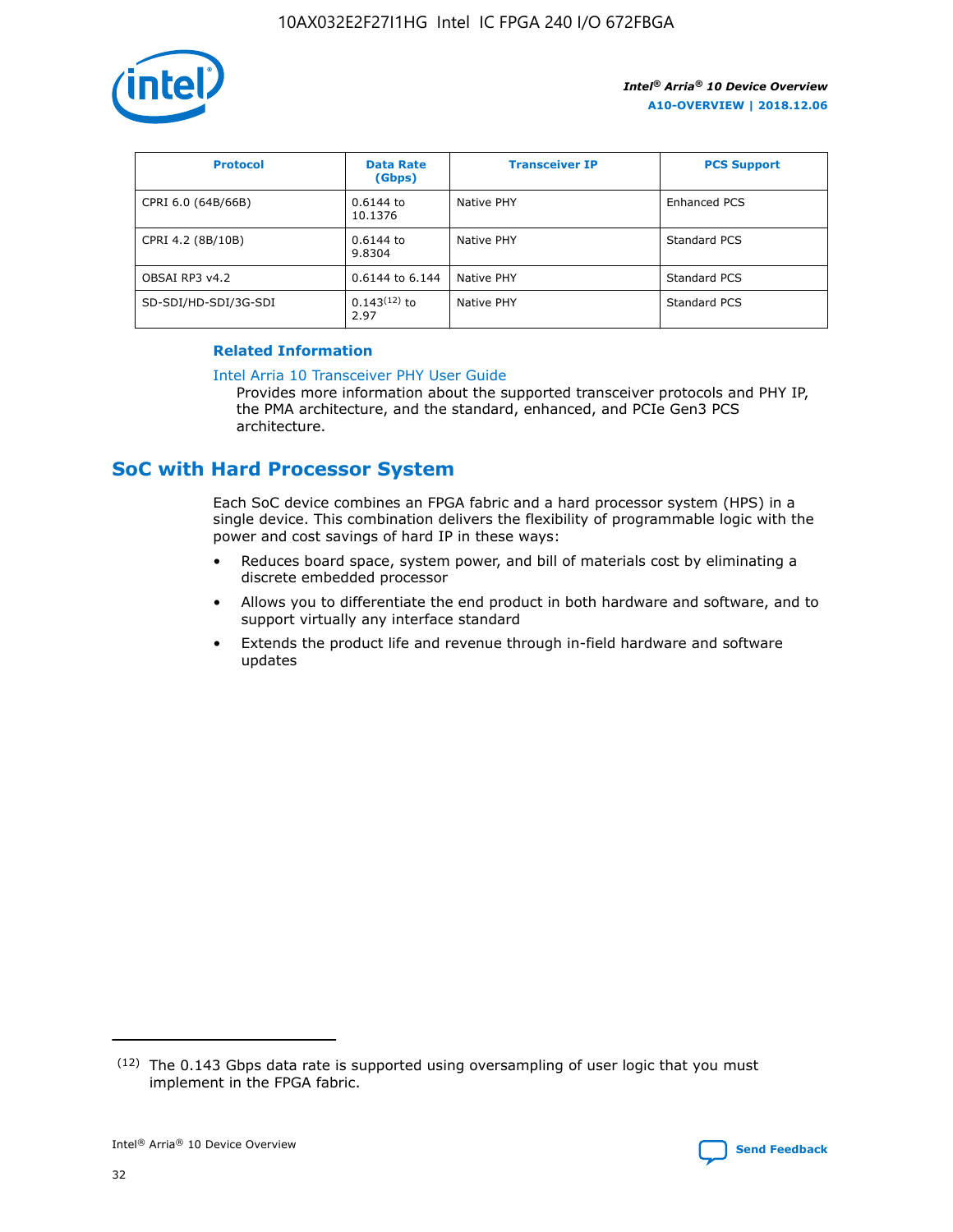| Protocol | Data Rate (Gbps) | Transceiver IP | PCS Support |
| --- | --- | --- | --- |
| CPRI 6.0 (64B/66B) | 0.6144 to 10.1376 | Native PHY | Enhanced PCS |
| CPRI 4.2 (8B/10B) | 0.6144 to 9.8304 | Native PHY | Standard PCS |
| OBSAI RP3 v4.2 | 0.6144 to 6.144 | Native PHY | Standard PCS |
| SD-SDI/HD-SDI/3G-SDI | 0.143[12] to 2.97 | Native PHY | Standard PCS |

**Related Information**

Intel Arria 10 Transceiver PHY User Guide

Provides more information about the supported transceiver protocols and PHY IP, the PMA architecture, and the standard, enhanced, and PCIe Gen3 PCS architecture.

## SoC with Hard Processor System

Each SoC device combines an FPGA fabric and a hard processor system (HPS) in a single device. This combination delivers the flexibility of programmable logic with the power and cost savings of hard IP in these ways:

- Reduces board space, system power, and bill of materials cost by eliminating a discrete embedded processor
- Allows you to differentiate the end product in both hardware and software, and to support virtually any interface standard
- Extends the product life and revenue through in-field hardware and software updates

(12) The 0.143 Gbps data rate is supported using oversampling of user logic that you must implement in the FPGA fabric.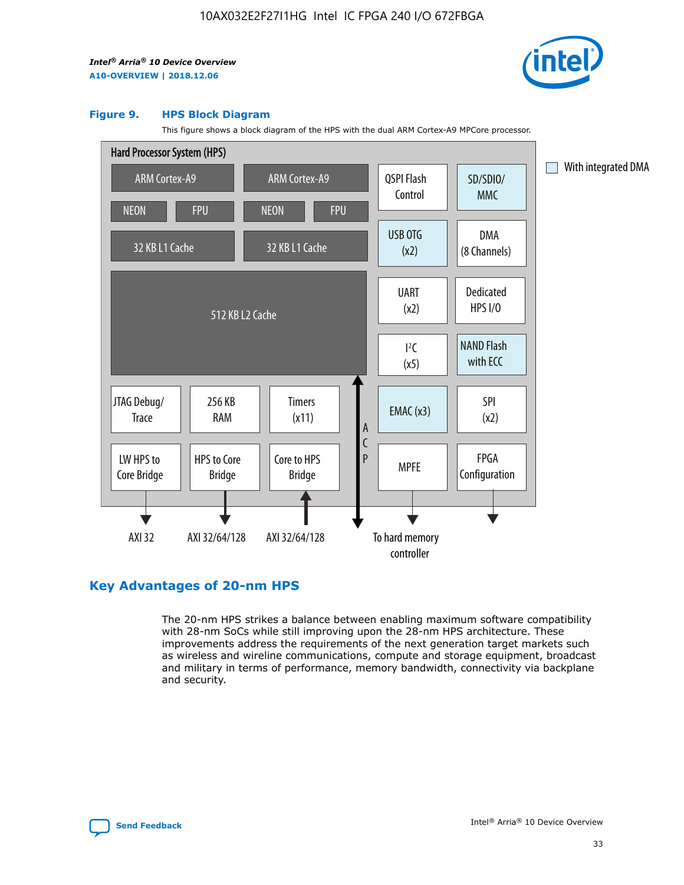### Figure 9. HPS Block Diagram

This figure shows a block diagram of the HPS with the dual ARM Cortex-A9 MPCore processor.

Hard Processor System (HPS)

- ARM Cortex-A9 (NEON, FPU, 32 KB L1 Cache)
- ARM Cortex-A9 (NEON, FPU, 32 KB L1 Cache)
- 512 KB L2 Cache
- QSPI Flash Control
- SD/SDIO/MMC
- USB OTG (x2)
- DMA (8 Channels)
- UART (x2)
- Dedicated HPS I/O
- I²C (x5)
- NAND Flash with ECC
- JTAG Debug/Trace
- 256 KB RAM
- Timers (x11)
- EMAC (x3)
- SPI (x2)
- LW HPS to Core Bridge — AXI 32
- HPS to Core Bridge — AXI 32/64/128
- Core to HPS Bridge — AXI 32/64/128
- ACP
- MPFE — To hard memory controller
- FPGA Configuration

With integrated DMA

## Key Advantages of 20-nm HPS

The 20-nm HPS strikes a balance between enabling maximum software compatibility with 28-nm SoCs while still improving upon the 28-nm HPS architecture. These improvements address the requirements of the next generation target markets such as wireless and wireline communications, compute and storage equipment, broadcast and military in terms of performance, memory bandwidth, connectivity via backplane and security.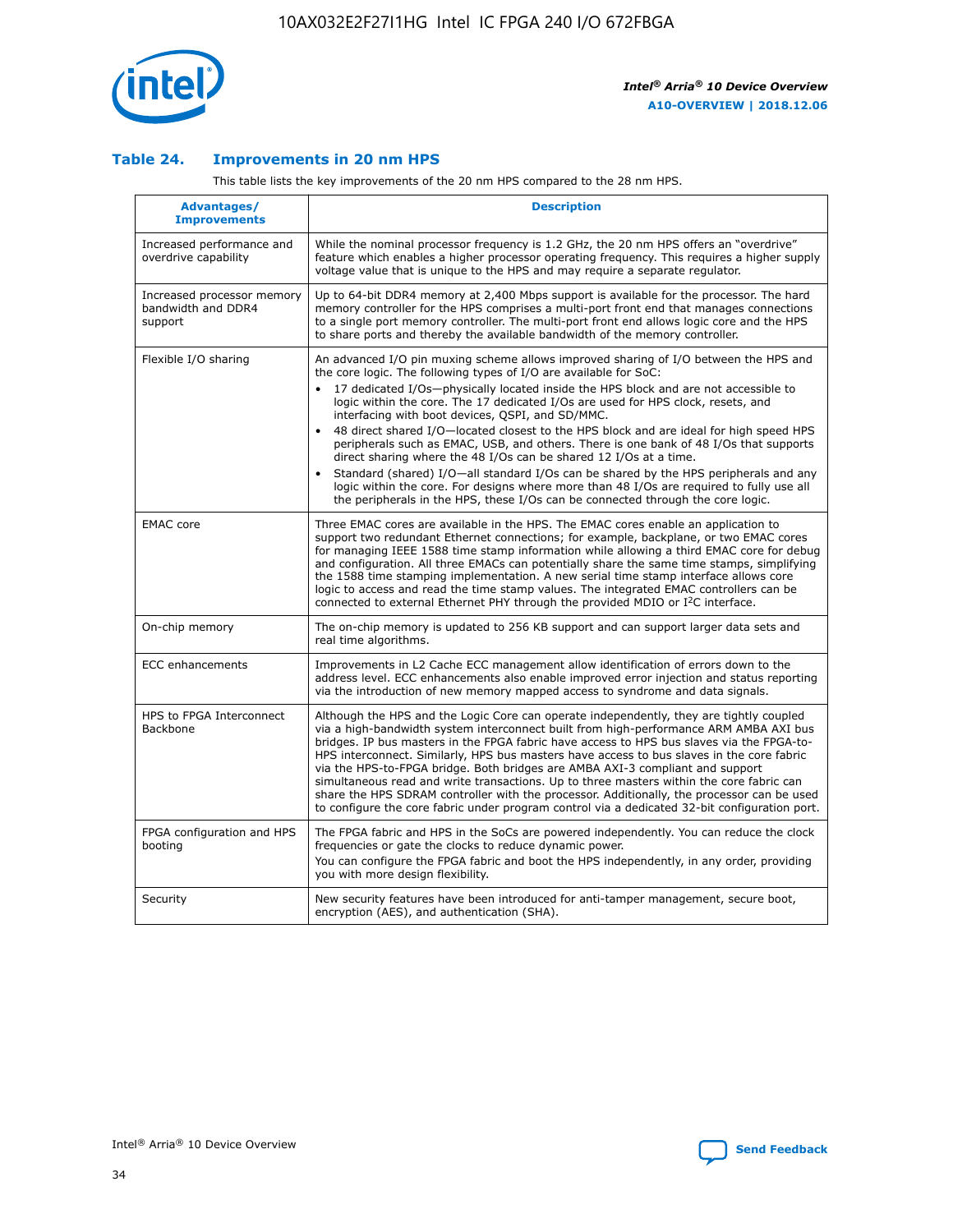### Table 24. Improvements in 20 nm HPS

This table lists the key improvements of the 20 nm HPS compared to the 28 nm HPS.

| Advantages/ Improvements | Description |
|---|---|
| Increased performance and overdrive capability | While the nominal processor frequency is 1.2 GHz, the 20 nm HPS offers an "overdrive" feature which enables a higher processor operating frequency. This requires a higher supply voltage value that is unique to the HPS and may require a separate regulator. |
| Increased processor memory bandwidth and DDR4 support | Up to 64-bit DDR4 memory at 2,400 Mbps support is available for the processor. The hard memory controller for the HPS comprises a multi-port front end that manages connections to a single port memory controller. The multi-port front end allows logic core and the HPS to share ports and thereby the available bandwidth of the memory controller. |
| Flexible I/O sharing | An advanced I/O pin muxing scheme allows improved sharing of I/O between the HPS and the core logic. The following types of I/O are available for SoC:<br>• 17 dedicated I/Os—physically located inside the HPS block and are not accessible to logic within the core. The 17 dedicated I/Os are used for HPS clock, resets, and interfacing with boot devices, QSPI, and SD/MMC.<br>• 48 direct shared I/O—located closest to the HPS block and are ideal for high speed HPS peripherals such as EMAC, USB, and others. There is one bank of 48 I/Os that supports direct sharing where the 48 I/Os can be shared 12 I/Os at a time.<br>• Standard (shared) I/O—all standard I/Os can be shared by the HPS peripherals and any logic within the core. For designs where more than 48 I/Os are required to fully use all the peripherals in the HPS, these I/Os can be connected through the core logic. |
| EMAC core | Three EMAC cores are available in the HPS. The EMAC cores enable an application to support two redundant Ethernet connections; for example, backplane, or two EMAC cores for managing IEEE 1588 time stamp information while allowing a third EMAC core for debug and configuration. All three EMACs can potentially share the same time stamps, simplifying the 1588 time stamping implementation. A new serial time stamp interface allows core logic to access and read the time stamp values. The integrated EMAC controllers can be connected to external Ethernet PHY through the provided MDIO or I²C interface. |
| On-chip memory | The on-chip memory is updated to 256 KB support and can support larger data sets and real time algorithms. |
| ECC enhancements | Improvements in L2 Cache ECC management allow identification of errors down to the address level. ECC enhancements also enable improved error injection and status reporting via the introduction of new memory mapped access to syndrome and data signals. |
| HPS to FPGA Interconnect Backbone | Although the HPS and the Logic Core can operate independently, they are tightly coupled via a high-bandwidth system interconnect built from high-performance ARM AMBA AXI bus bridges. IP bus masters in the FPGA fabric have access to HPS bus slaves via the FPGA-to-HPS interconnect. Similarly, HPS bus masters have access to bus slaves in the core fabric via the HPS-to-FPGA bridge. Both bridges are AMBA AXI-3 compliant and support simultaneous read and write transactions. Up to three masters within the core fabric can share the HPS SDRAM controller with the processor. Additionally, the processor can be used to configure the core fabric under program control via a dedicated 32-bit configuration port. |
| FPGA configuration and HPS booting | The FPGA fabric and HPS in the SoCs are powered independently. You can reduce the clock frequencies or gate the clocks to reduce dynamic power.<br>You can configure the FPGA fabric and boot the HPS independently, in any order, providing you with more design flexibility. |
| Security | New security features have been introduced for anti-tamper management, secure boot, encryption (AES), and authentication (SHA). |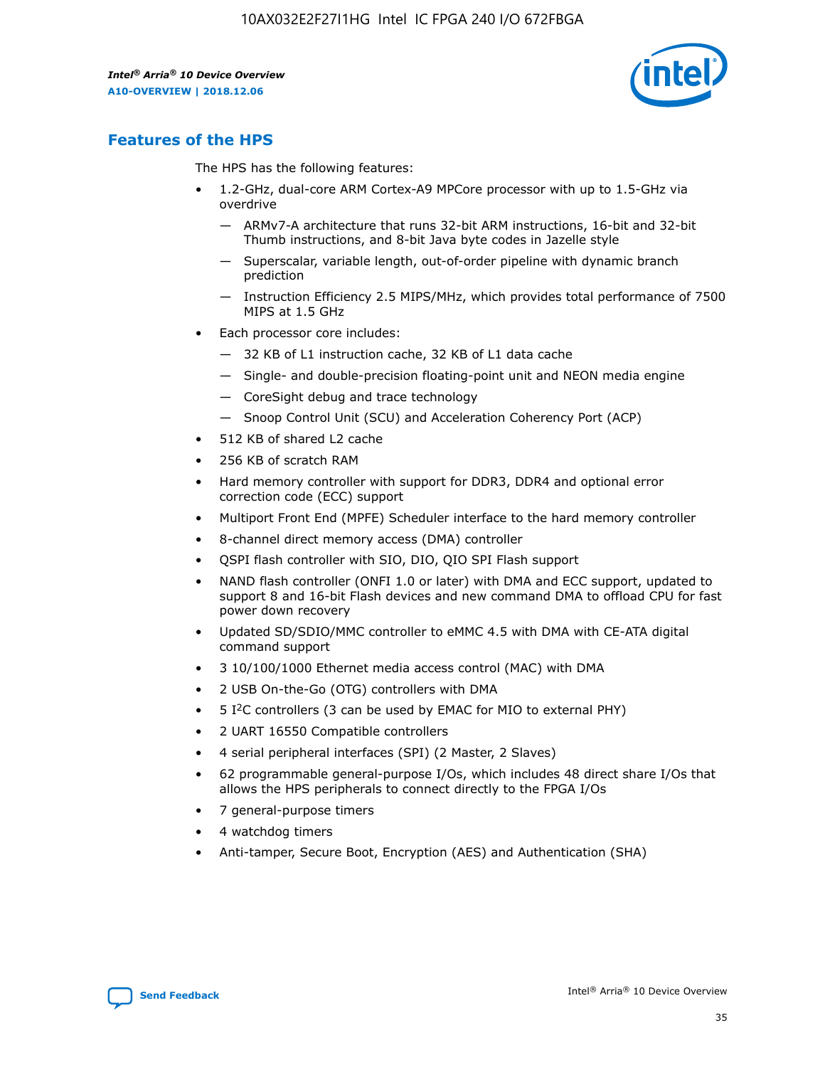## Features of the HPS

The HPS has the following features:

- 1.2-GHz, dual-core ARM Cortex-A9 MPCore processor with up to 1.5-GHz via overdrive
  - — ARMv7-A architecture that runs 32-bit ARM instructions, 16-bit and 32-bit Thumb instructions, and 8-bit Java byte codes in Jazelle style
  - — Superscalar, variable length, out-of-order pipeline with dynamic branch prediction
  - — Instruction Efficiency 2.5 MIPS/MHz, which provides total performance of 7500 MIPS at 1.5 GHz
- Each processor core includes:
  - — 32 KB of L1 instruction cache, 32 KB of L1 data cache
  - — Single- and double-precision floating-point unit and NEON media engine
  - — CoreSight debug and trace technology
  - — Snoop Control Unit (SCU) and Acceleration Coherency Port (ACP)
- 512 KB of shared L2 cache
- 256 KB of scratch RAM
- Hard memory controller with support for DDR3, DDR4 and optional error correction code (ECC) support
- Multiport Front End (MPFE) Scheduler interface to the hard memory controller
- 8-channel direct memory access (DMA) controller
- QSPI flash controller with SIO, DIO, QIO SPI Flash support
- NAND flash controller (ONFI 1.0 or later) with DMA and ECC support, updated to support 8 and 16-bit Flash devices and new command DMA to offload CPU for fast power down recovery
- Updated SD/SDIO/MMC controller to eMMC 4.5 with DMA with CE-ATA digital command support
- 3 10/100/1000 Ethernet media access control (MAC) with DMA
- 2 USB On-the-Go (OTG) controllers with DMA
- 5 I²C controllers (3 can be used by EMAC for MIO to external PHY)
- 2 UART 16550 Compatible controllers
- 4 serial peripheral interfaces (SPI) (2 Master, 2 Slaves)
- 62 programmable general-purpose I/Os, which includes 48 direct share I/Os that allows the HPS peripherals to connect directly to the FPGA I/Os
- 7 general-purpose timers
- 4 watchdog timers
- Anti-tamper, Secure Boot, Encryption (AES) and Authentication (SHA)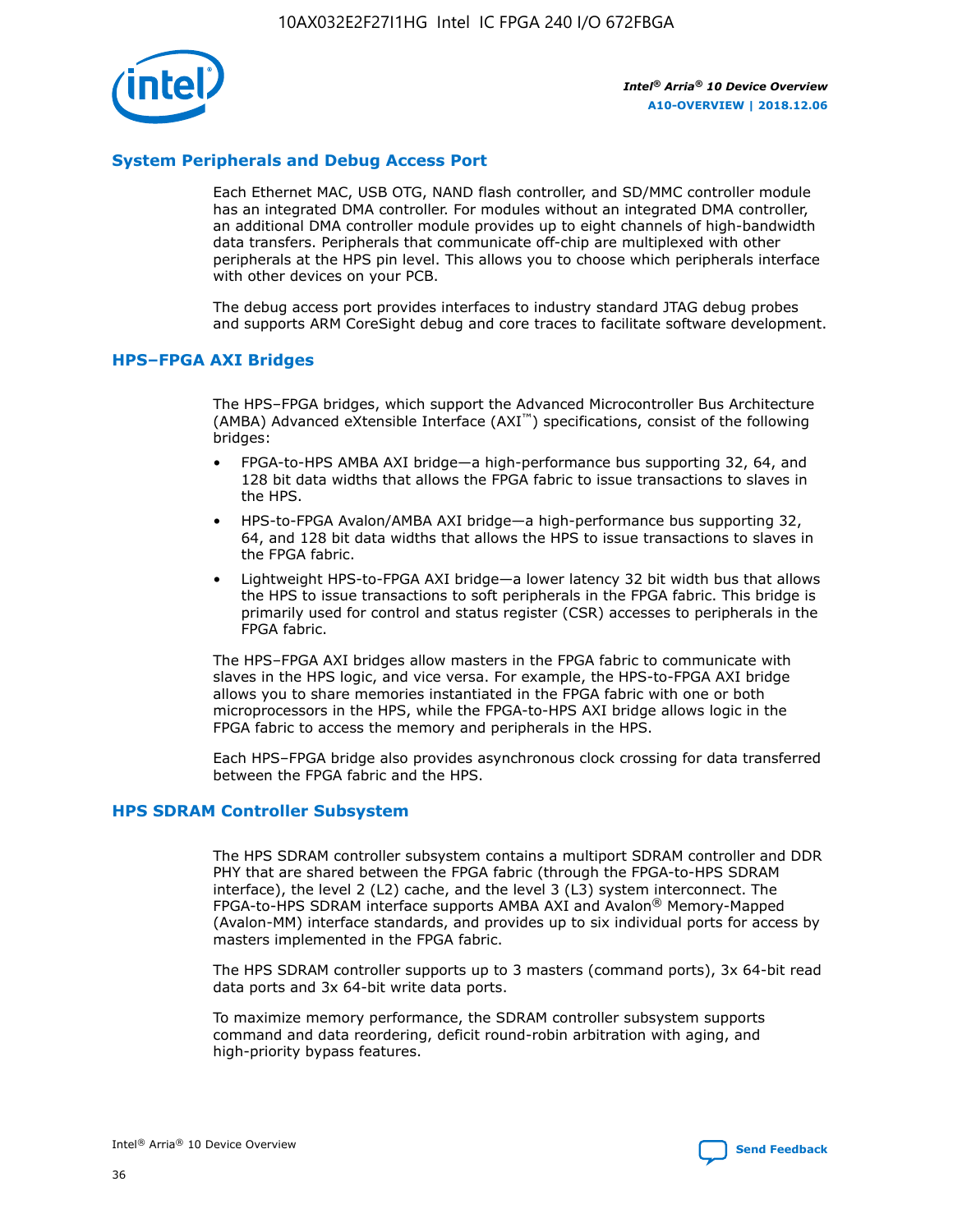## System Peripherals and Debug Access Port

Each Ethernet MAC, USB OTG, NAND flash controller, and SD/MMC controller module has an integrated DMA controller. For modules without an integrated DMA controller, an additional DMA controller module provides up to eight channels of high-bandwidth data transfers. Peripherals that communicate off-chip are multiplexed with other peripherals at the HPS pin level. This allows you to choose which peripherals interface with other devices on your PCB.

The debug access port provides interfaces to industry standard JTAG debug probes and supports ARM CoreSight debug and core traces to facilitate software development.

## HPS–FPGA AXI Bridges

The HPS–FPGA bridges, which support the Advanced Microcontroller Bus Architecture (AMBA) Advanced eXtensible Interface (AXI™) specifications, consist of the following bridges:

- FPGA-to-HPS AMBA AXI bridge—a high-performance bus supporting 32, 64, and 128 bit data widths that allows the FPGA fabric to issue transactions to slaves in the HPS.
- HPS-to-FPGA Avalon/AMBA AXI bridge—a high-performance bus supporting 32, 64, and 128 bit data widths that allows the HPS to issue transactions to slaves in the FPGA fabric.
- Lightweight HPS-to-FPGA AXI bridge—a lower latency 32 bit width bus that allows the HPS to issue transactions to soft peripherals in the FPGA fabric. This bridge is primarily used for control and status register (CSR) accesses to peripherals in the FPGA fabric.

The HPS–FPGA AXI bridges allow masters in the FPGA fabric to communicate with slaves in the HPS logic, and vice versa. For example, the HPS-to-FPGA AXI bridge allows you to share memories instantiated in the FPGA fabric with one or both microprocessors in the HPS, while the FPGA-to-HPS AXI bridge allows logic in the FPGA fabric to access the memory and peripherals in the HPS.

Each HPS–FPGA bridge also provides asynchronous clock crossing for data transferred between the FPGA fabric and the HPS.

## HPS SDRAM Controller Subsystem

The HPS SDRAM controller subsystem contains a multiport SDRAM controller and DDR PHY that are shared between the FPGA fabric (through the FPGA-to-HPS SDRAM interface), the level 2 (L2) cache, and the level 3 (L3) system interconnect. The FPGA-to-HPS SDRAM interface supports AMBA AXI and Avalon® Memory-Mapped (Avalon-MM) interface standards, and provides up to six individual ports for access by masters implemented in the FPGA fabric.

The HPS SDRAM controller supports up to 3 masters (command ports), 3x 64-bit read data ports and 3x 64-bit write data ports.

To maximize memory performance, the SDRAM controller subsystem supports command and data reordering, deficit round-robin arbitration with aging, and high-priority bypass features.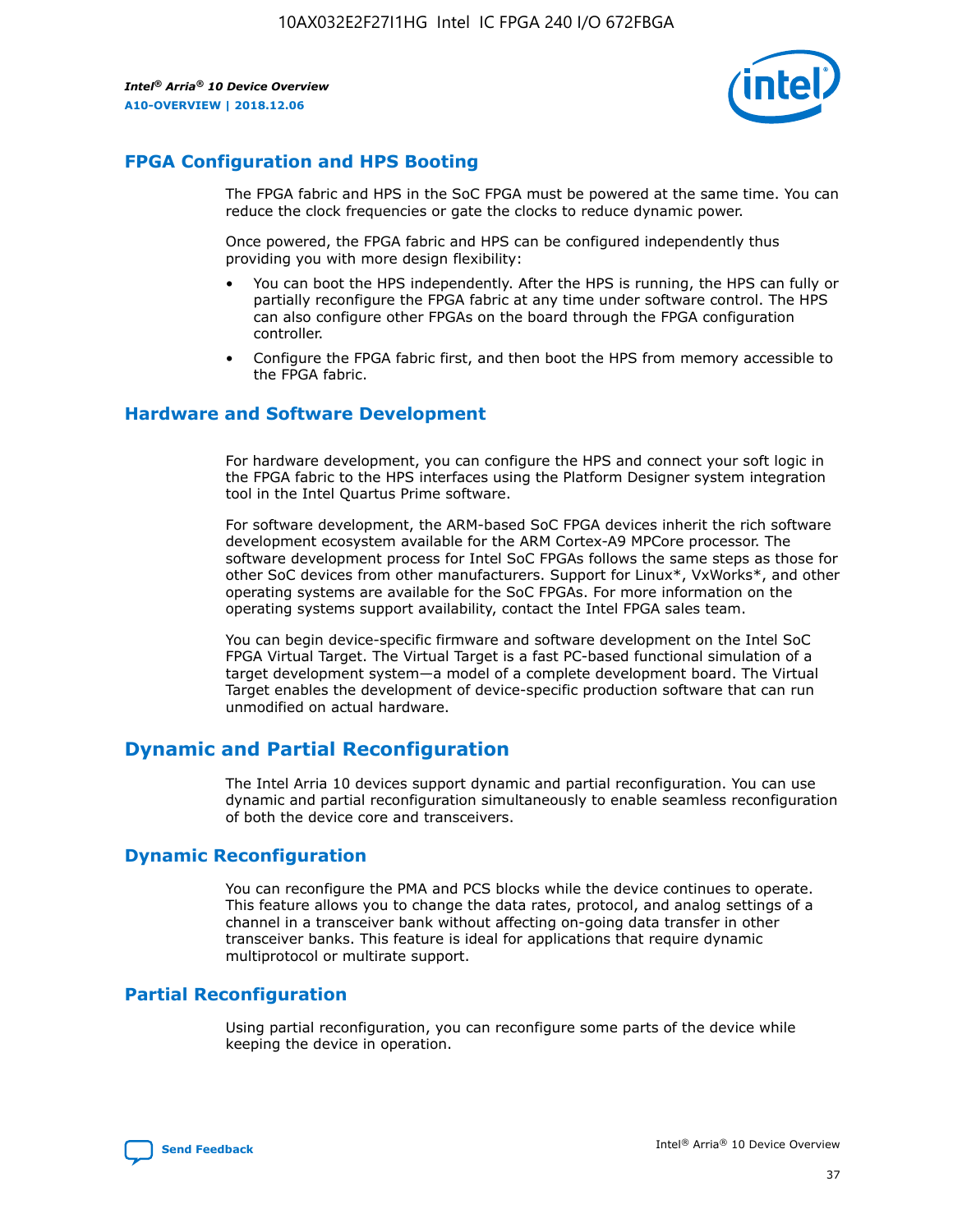## FPGA Configuration and HPS Booting

The FPGA fabric and HPS in the SoC FPGA must be powered at the same time. You can reduce the clock frequencies or gate the clocks to reduce dynamic power.

Once powered, the FPGA fabric and HPS can be configured independently thus providing you with more design flexibility:

- You can boot the HPS independently. After the HPS is running, the HPS can fully or partially reconfigure the FPGA fabric at any time under software control. The HPS can also configure other FPGAs on the board through the FPGA configuration controller.
- Configure the FPGA fabric first, and then boot the HPS from memory accessible to the FPGA fabric.

## Hardware and Software Development

For hardware development, you can configure the HPS and connect your soft logic in the FPGA fabric to the HPS interfaces using the Platform Designer system integration tool in the Intel Quartus Prime software.

For software development, the ARM-based SoC FPGA devices inherit the rich software development ecosystem available for the ARM Cortex-A9 MPCore processor. The software development process for Intel SoC FPGAs follows the same steps as those for other SoC devices from other manufacturers. Support for Linux*, VxWorks*, and other operating systems are available for the SoC FPGAs. For more information on the operating systems support availability, contact the Intel FPGA sales team.

You can begin device-specific firmware and software development on the Intel SoC FPGA Virtual Target. The Virtual Target is a fast PC-based functional simulation of a target development system—a model of a complete development board. The Virtual Target enables the development of device-specific production software that can run unmodified on actual hardware.

# Dynamic and Partial Reconfiguration

The Intel Arria 10 devices support dynamic and partial reconfiguration. You can use dynamic and partial reconfiguration simultaneously to enable seamless reconfiguration of both the device core and transceivers.

## Dynamic Reconfiguration

You can reconfigure the PMA and PCS blocks while the device continues to operate. This feature allows you to change the data rates, protocol, and analog settings of a channel in a transceiver bank without affecting on-going data transfer in other transceiver banks. This feature is ideal for applications that require dynamic multiprotocol or multirate support.

## Partial Reconfiguration

Using partial reconfiguration, you can reconfigure some parts of the device while keeping the device in operation.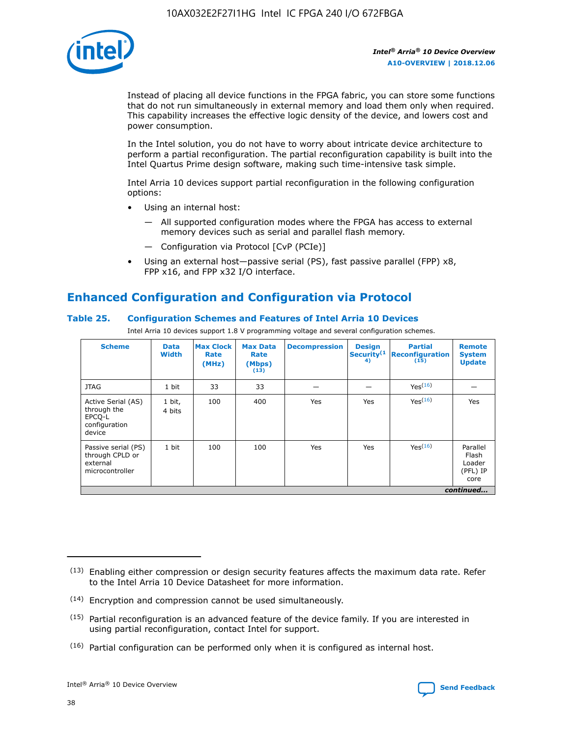Instead of placing all device functions in the FPGA fabric, you can store some functions that do not run simultaneously in external memory and load them only when required. This capability increases the effective logic density of the device, and lowers cost and power consumption.

In the Intel solution, you do not have to worry about intricate device architecture to perform a partial reconfiguration. The partial reconfiguration capability is built into the Intel Quartus Prime design software, making such time-intensive task simple.

Intel Arria 10 devices support partial reconfiguration in the following configuration options:

- Using an internal host:
  - All supported configuration modes where the FPGA has access to external memory devices such as serial and parallel flash memory.
  - Configuration via Protocol [CvP (PCIe)]
- Using an external host—passive serial (PS), fast passive parallel (FPP) x8, FPP x16, and FPP x32 I/O interface.

## Enhanced Configuration and Configuration via Protocol

### Table 25. Configuration Schemes and Features of Intel Arria 10 Devices

Intel Arria 10 devices support 1.8 V programming voltage and several configuration schemes.

| Scheme | Data Width | Max Clock Rate (MHz) | Max Data Rate (Mbps) [13] | Decompression | Design Security [14] | Partial Reconfiguration [15] | Remote System Update |
|---|---|---|---|---|---|---|---|
| JTAG | 1 bit | 33 | 33 | — | — | Yes[16] | — |
| Active Serial (AS) through the EPCQ-L configuration device | 1 bit, 4 bits | 100 | 400 | Yes | Yes | Yes[16] | Yes |
| Passive serial (PS) through CPLD or external microcontroller | 1 bit | 100 | 100 | Yes | Yes | Yes[16] | Parallel Flash Loader (PFL) IP core |

*continued...*

(13) Enabling either compression or design security features affects the maximum data rate. Refer to the Intel Arria 10 Device Datasheet for more information.

(14) Encryption and compression cannot be used simultaneously.

(15) Partial reconfiguration is an advanced feature of the device family. If you are interested in using partial reconfiguration, contact Intel for support.

(16) Partial configuration can be performed only when it is configured as internal host.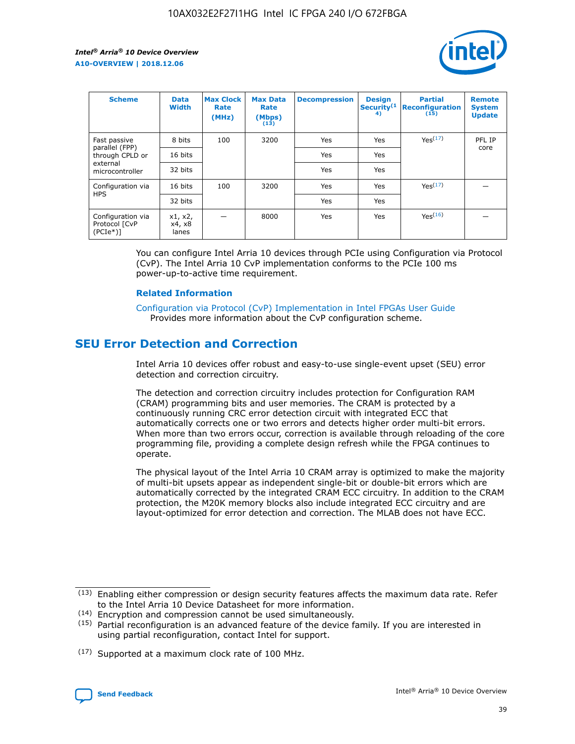| Scheme | Data Width | Max Clock Rate (MHz) | Max Data Rate (Mbps) (13) | Decompression | Design Security(14) | Partial Reconfiguration (15) | Remote System Update |
| --- | --- | --- | --- | --- | --- | --- | --- |
| Fast passive parallel (FPP) through CPLD or external microcontroller | 8 bits | 100 | 3200 | Yes | Yes | Yes(17) | PFL IP core |
| | 16 bits | | | Yes | Yes | | |
| | 32 bits | | | Yes | Yes | | |
| Configuration via HPS | 16 bits | 100 | 3200 | Yes | Yes | Yes(17) | — |
| | 32 bits | | | Yes | Yes | | |
| Configuration via Protocol [CvP (PCIe*)] | x1, x2, x4, x8 lanes | — | 8000 | Yes | Yes | Yes(16) | — |

You can configure Intel Arria 10 devices through PCIe using Configuration via Protocol (CvP). The Intel Arria 10 CvP implementation conforms to the PCIe 100 ms power-up-to-active time requirement.

**Related Information**

Configuration via Protocol (CvP) Implementation in Intel FPGAs User Guide
Provides more information about the CvP configuration scheme.

## SEU Error Detection and Correction

Intel Arria 10 devices offer robust and easy-to-use single-event upset (SEU) error detection and correction circuitry.

The detection and correction circuitry includes protection for Configuration RAM (CRAM) programming bits and user memories. The CRAM is protected by a continuously running CRC error detection circuit with integrated ECC that automatically corrects one or two errors and detects higher order multi-bit errors. When more than two errors occur, correction is available through reloading of the core programming file, providing a complete design refresh while the FPGA continues to operate.

The physical layout of the Intel Arria 10 CRAM array is optimized to make the majority of multi-bit upsets appear as independent single-bit or double-bit errors which are automatically corrected by the integrated CRAM ECC circuitry. In addition to the CRAM protection, the M20K memory blocks also include integrated ECC circuitry and are layout-optimized for error detection and correction. The MLAB does not have ECC.

(13) Enabling either compression or design security features affects the maximum data rate. Refer to the Intel Arria 10 Device Datasheet for more information.

(14) Encryption and compression cannot be used simultaneously.

(15) Partial reconfiguration is an advanced feature of the device family. If you are interested in using partial reconfiguration, contact Intel for support.

(17) Supported at a maximum clock rate of 100 MHz.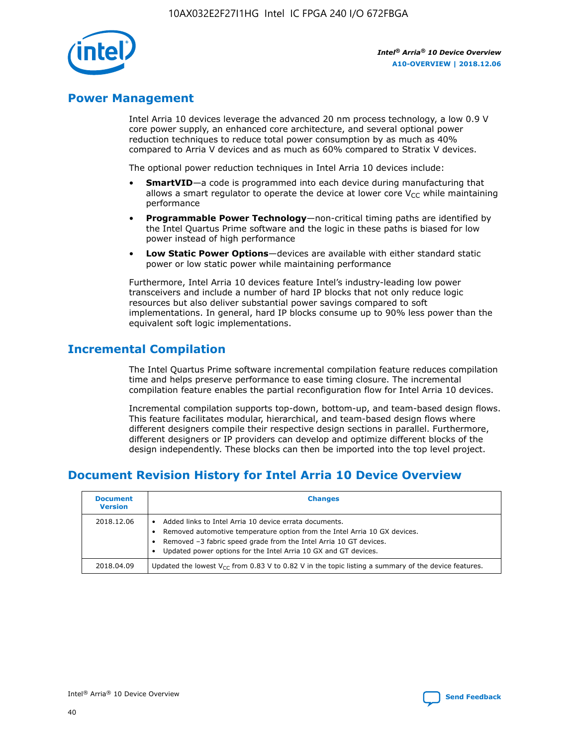## Power Management

Intel Arria 10 devices leverage the advanced 20 nm process technology, a low 0.9 V core power supply, an enhanced core architecture, and several optional power reduction techniques to reduce total power consumption by as much as 40% compared to Arria V devices and as much as 60% compared to Stratix V devices.

The optional power reduction techniques in Intel Arria 10 devices include:

- **SmartVID**—a code is programmed into each device during manufacturing that allows a smart regulator to operate the device at lower core $V_{CC}$ while maintaining performance
- **Programmable Power Technology**—non-critical timing paths are identified by the Intel Quartus Prime software and the logic in these paths is biased for low power instead of high performance
- **Low Static Power Options**—devices are available with either standard static power or low static power while maintaining performance

Furthermore, Intel Arria 10 devices feature Intel's industry-leading low power transceivers and include a number of hard IP blocks that not only reduce logic resources but also deliver substantial power savings compared to soft implementations. In general, hard IP blocks consume up to 90% less power than the equivalent soft logic implementations.

## Incremental Compilation

The Intel Quartus Prime software incremental compilation feature reduces compilation time and helps preserve performance to ease timing closure. The incremental compilation feature enables the partial reconfiguration flow for Intel Arria 10 devices.

Incremental compilation supports top-down, bottom-up, and team-based design flows. This feature facilitates modular, hierarchical, and team-based design flows where different designers compile their respective design sections in parallel. Furthermore, different designers or IP providers can develop and optimize different blocks of the design independently. These blocks can then be imported into the top level project.

## Document Revision History for Intel Arria 10 Device Overview

| Document Version | Changes |
|---|---|
| 2018.12.06 | • Added links to Intel Arria 10 device errata documents.<br>• Removed automotive temperature option from the Intel Arria 10 GX devices.<br>• Removed –3 fabric speed grade from the Intel Arria 10 GT devices.<br>• Updated power options for the Intel Arria 10 GX and GT devices. |
| 2018.04.09 | Updated the lowest $V_{CC}$ from 0.83 V to 0.82 V in the topic listing a summary of the device features. |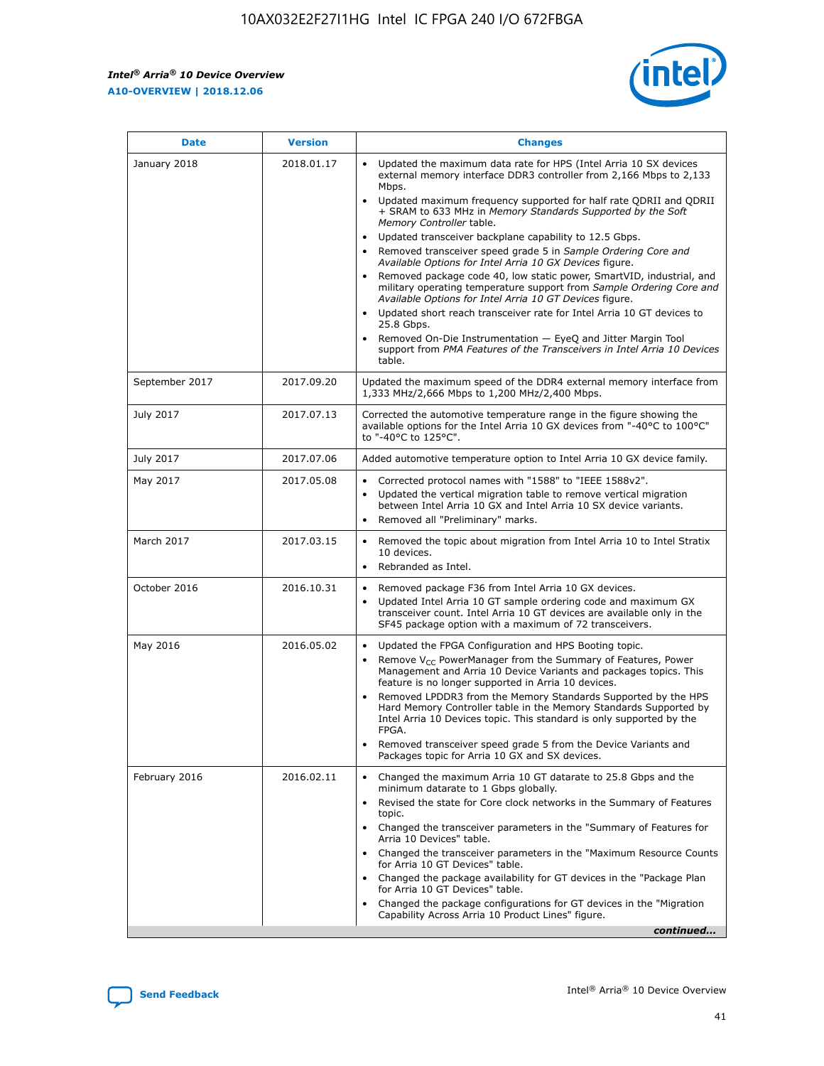| Date | Version | Changes |
| --- | --- | --- |
| January 2018 | 2018.01.17 | • Updated the maximum data rate for HPS (Intel Arria 10 SX devices external memory interface DDR3 controller from 2,166 Mbps to 2,133 Mbps.<br>• Updated maximum frequency supported for half rate QDRII and QDRII + SRAM to 633 MHz in *Memory Standards Supported by the Soft Memory Controller* table.<br>• Updated transceiver backplane capability to 12.5 Gbps.<br>• Removed transceiver speed grade 5 in *Sample Ordering Core and Available Options for Intel Arria 10 GX Devices* figure.<br>• Removed package code 40, low static power, SmartVID, industrial, and military operating temperature support from *Sample Ordering Core and Available Options for Intel Arria 10 GT Devices* figure.<br>• Updated short reach transceiver rate for Intel Arria 10 GT devices to 25.8 Gbps.<br>• Removed On-Die Instrumentation — EyeQ and Jitter Margin Tool support from *PMA Features of the Transceivers in Intel Arria 10 Devices* table. |
| September 2017 | 2017.09.20 | Updated the maximum speed of the DDR4 external memory interface from 1,333 MHz/2,666 Mbps to 1,200 MHz/2,400 Mbps. |
| July 2017 | 2017.07.13 | Corrected the automotive temperature range in the figure showing the available options for the Intel Arria 10 GX devices from "-40°C to 100°C" to "-40°C to 125°C". |
| July 2017 | 2017.07.06 | Added automotive temperature option to Intel Arria 10 GX device family. |
| May 2017 | 2017.05.08 | • Corrected protocol names with "1588" to "IEEE 1588v2".<br>• Updated the vertical migration table to remove vertical migration between Intel Arria 10 GX and Intel Arria 10 SX device variants.<br>• Removed all "Preliminary" marks. |
| March 2017 | 2017.03.15 | • Removed the topic about migration from Intel Arria 10 to Intel Stratix 10 devices.<br>• Rebranded as Intel. |
| October 2016 | 2016.10.31 | • Removed package F36 from Intel Arria 10 GX devices.<br>• Updated Intel Arria 10 GT sample ordering code and maximum GX transceiver count. Intel Arria 10 GT devices are available only in the SF45 package option with a maximum of 72 transceivers. |
| May 2016 | 2016.05.02 | • Updated the FPGA Configuration and HPS Booting topic.<br>• Remove $V_{CC}$ PowerManager from the Summary of Features, Power Management and Arria 10 Device Variants and packages topics. This feature is no longer supported in Arria 10 devices.<br>• Removed LPDDR3 from the Memory Standards Supported by the HPS Hard Memory Controller table in the Memory Standards Supported by Intel Arria 10 Devices topic. This standard is only supported by the FPGA.<br>• Removed transceiver speed grade 5 from the Device Variants and Packages topic for Arria 10 GX and SX devices. |
| February 2016 | 2016.02.11 | • Changed the maximum Arria 10 GT datarate to 25.8 Gbps and the minimum datarate to 1 Gbps globally.<br>• Revised the state for Core clock networks in the Summary of Features topic.<br>• Changed the transceiver parameters in the "Summary of Features for Arria 10 Devices" table.<br>• Changed the transceiver parameters in the "Maximum Resource Counts for Arria 10 GT Devices" table.<br>• Changed the package availability for GT devices in the "Package Plan for Arria 10 GT Devices" table.<br>• Changed the package configurations for GT devices in the "Migration Capability Across Arria 10 Product Lines" figure. |

*continued...*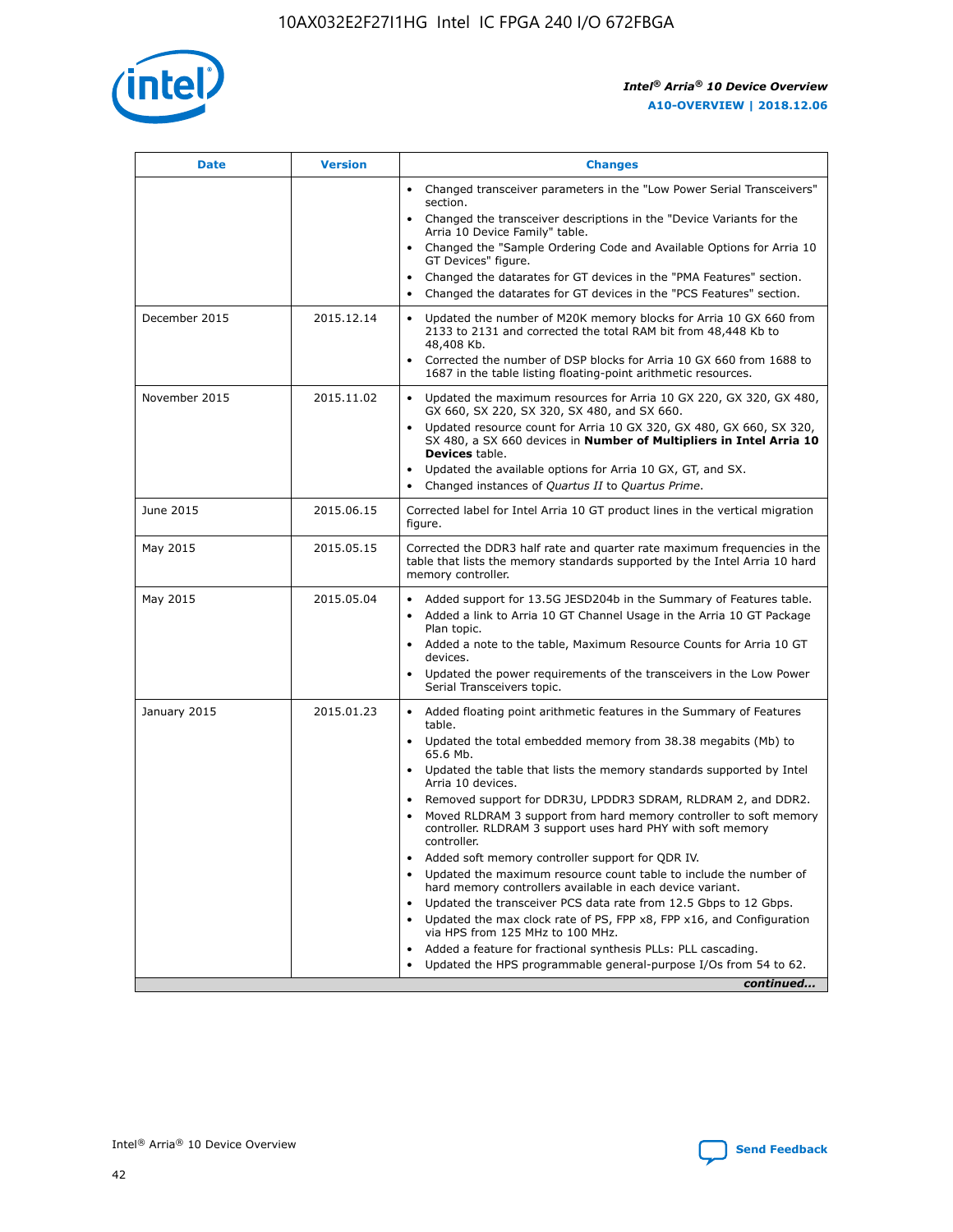| Date | Version | Changes |
| --- | --- | --- |
| | | • Changed transceiver parameters in the "Low Power Serial Transceivers" section.<br>• Changed the transceiver descriptions in the "Device Variants for the Arria 10 Device Family" table.<br>• Changed the "Sample Ordering Code and Available Options for Arria 10 GT Devices" figure.<br>• Changed the datarates for GT devices in the "PMA Features" section.<br>• Changed the datarates for GT devices in the "PCS Features" section. |
| December 2015 | 2015.12.14 | • Updated the number of M20K memory blocks for Arria 10 GX 660 from 2133 to 2131 and corrected the total RAM bit from 48,448 Kb to 48,408 Kb.<br>• Corrected the number of DSP blocks for Arria 10 GX 660 from 1688 to 1687 in the table listing floating-point arithmetic resources. |
| November 2015 | 2015.11.02 | • Updated the maximum resources for Arria 10 GX 220, GX 320, GX 480, GX 660, SX 220, SX 320, SX 480, and SX 660.<br>• Updated resource count for Arria 10 GX 320, GX 480, GX 660, SX 320, SX 480, a SX 660 devices in **Number of Multipliers in Intel Arria 10 Devices** table.<br>• Updated the available options for Arria 10 GX, GT, and SX.<br>• Changed instances of *Quartus II* to *Quartus Prime*. |
| June 2015 | 2015.06.15 | Corrected label for Intel Arria 10 GT product lines in the vertical migration figure. |
| May 2015 | 2015.05.15 | Corrected the DDR3 half rate and quarter rate maximum frequencies in the table that lists the memory standards supported by the Intel Arria 10 hard memory controller. |
| May 2015 | 2015.05.04 | • Added support for 13.5G JESD204b in the Summary of Features table.<br>• Added a link to Arria 10 GT Channel Usage in the Arria 10 GT Package Plan topic.<br>• Added a note to the table, Maximum Resource Counts for Arria 10 GT devices.<br>• Updated the power requirements of the transceivers in the Low Power Serial Transceivers topic. |
| January 2015 | 2015.01.23 | • Added floating point arithmetic features in the Summary of Features table.<br>• Updated the total embedded memory from 38.38 megabits (Mb) to 65.6 Mb.<br>• Updated the table that lists the memory standards supported by Intel Arria 10 devices.<br>• Removed support for DDR3U, LPDDR3 SDRAM, RLDRAM 2, and DDR2.<br>• Moved RLDRAM 3 support from hard memory controller to soft memory controller. RLDRAM 3 support uses hard PHY with soft memory controller.<br>• Added soft memory controller support for QDR IV.<br>• Updated the maximum resource count table to include the number of hard memory controllers available in each device variant.<br>• Updated the transceiver PCS data rate from 12.5 Gbps to 12 Gbps.<br>• Updated the max clock rate of PS, FPP x8, FPP x16, and Configuration via HPS from 125 MHz to 100 MHz.<br>• Added a feature for fractional synthesis PLLs: PLL cascading.<br>• Updated the HPS programmable general-purpose I/Os from 54 to 62. |

*continued...*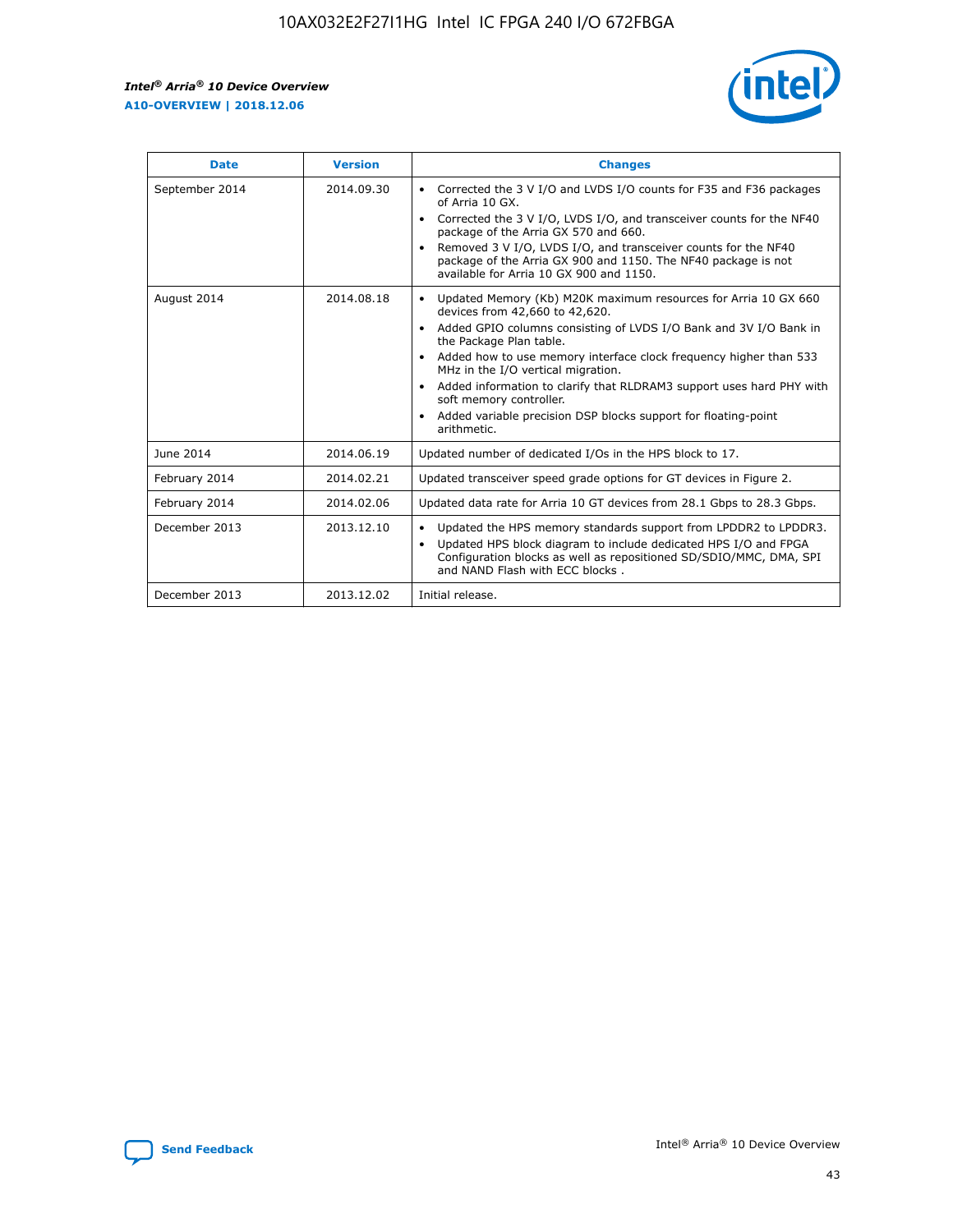| Date | Version | Changes |
| --- | --- | --- |
| September 2014 | 2014.09.30 | • Corrected the 3 V I/O and LVDS I/O counts for F35 and F36 packages of Arria 10 GX.<br>• Corrected the 3 V I/O, LVDS I/O, and transceiver counts for the NF40 package of the Arria GX 570 and 660.<br>• Removed 3 V I/O, LVDS I/O, and transceiver counts for the NF40 package of the Arria GX 900 and 1150. The NF40 package is not available for Arria 10 GX 900 and 1150. |
| August 2014 | 2014.08.18 | • Updated Memory (Kb) M20K maximum resources for Arria 10 GX 660 devices from 42,660 to 42,620.<br>• Added GPIO columns consisting of LVDS I/O Bank and 3V I/O Bank in the Package Plan table.<br>• Added how to use memory interface clock frequency higher than 533 MHz in the I/O vertical migration.<br>• Added information to clarify that RLDRAM3 support uses hard PHY with soft memory controller.<br>• Added variable precision DSP blocks support for floating-point arithmetic. |
| June 2014 | 2014.06.19 | Updated number of dedicated I/Os in the HPS block to 17. |
| February 2014 | 2014.02.21 | Updated transceiver speed grade options for GT devices in Figure 2. |
| February 2014 | 2014.02.06 | Updated data rate for Arria 10 GT devices from 28.1 Gbps to 28.3 Gbps. |
| December 2013 | 2013.12.10 | • Updated the HPS memory standards support from LPDDR2 to LPDDR3.<br>• Updated HPS block diagram to include dedicated HPS I/O and FPGA Configuration blocks as well as repositioned SD/SDIO/MMC, DMA, SPI and NAND Flash with ECC blocks . |
| December 2013 | 2013.12.02 | Initial release. |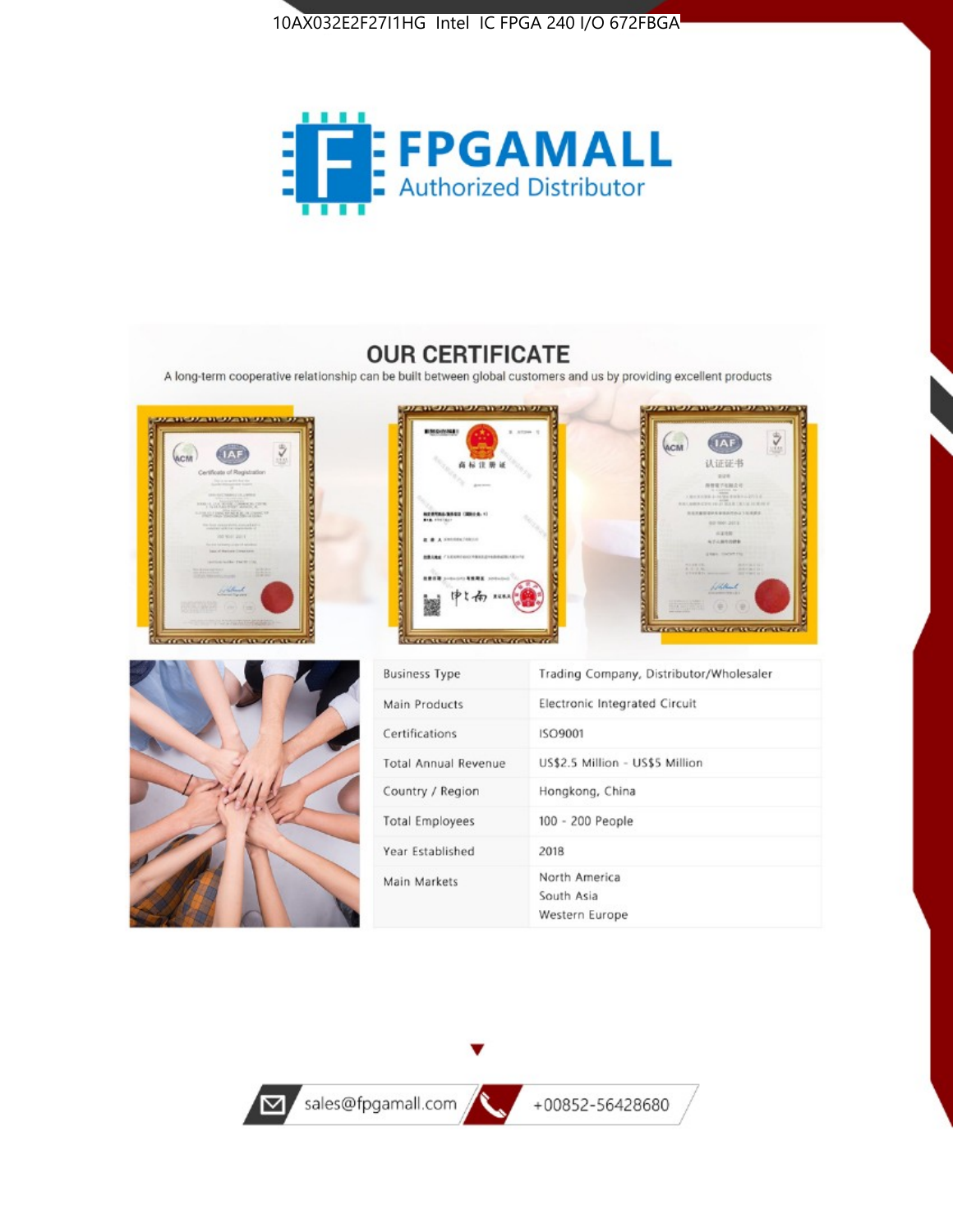FPGAMALL
Authorized Distributor

## OUR CERTIFICATE

A long-term cooperative relationship can be built between global customers and us by providing excellent products

| | |
|---|---|
| Business Type | Trading Company, Distributor/Wholesaler |
| Main Products | Electronic Integrated Circuit |
| Certifications | ISO9001 |
| Total Annual Revenue | US$2.5 Million - US$5 Million |
| Country / Region | Hongkong, China |
| Total Employees | 100 - 200 People |
| Year Established | 2018 |
| Main Markets | North America<br>South Asia<br>Western Europe |

sales@fpgamall.com

+00852-56428680